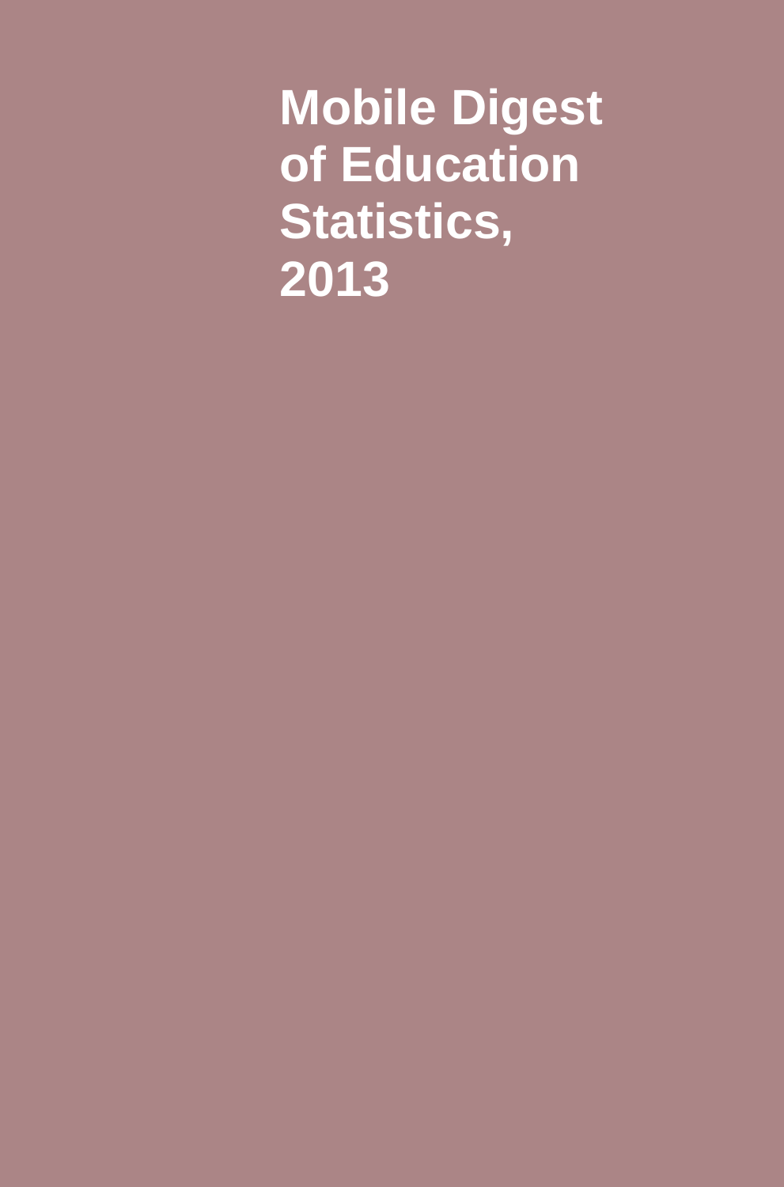# Mobile Digest of Education Statistics, 2013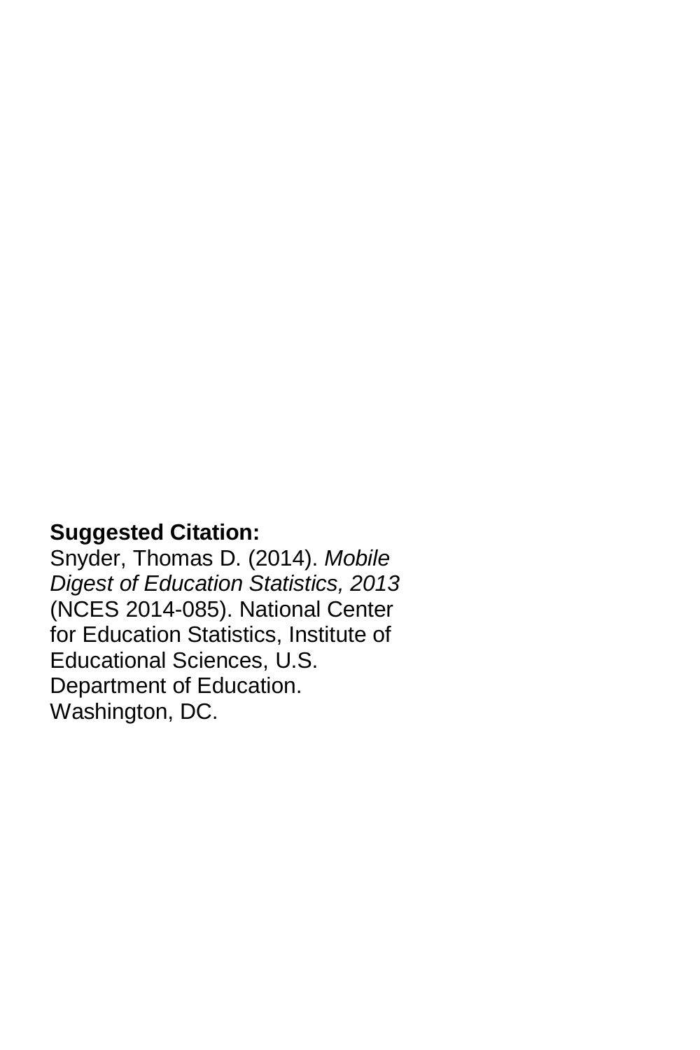**Suggested Citation:**
Snyder, Thomas D. (2014). *Mobile Digest of Education Statistics, 2013* (NCES 2014-085). National Center for Education Statistics, Institute of Educational Sciences, U.S. Department of Education. Washington, DC.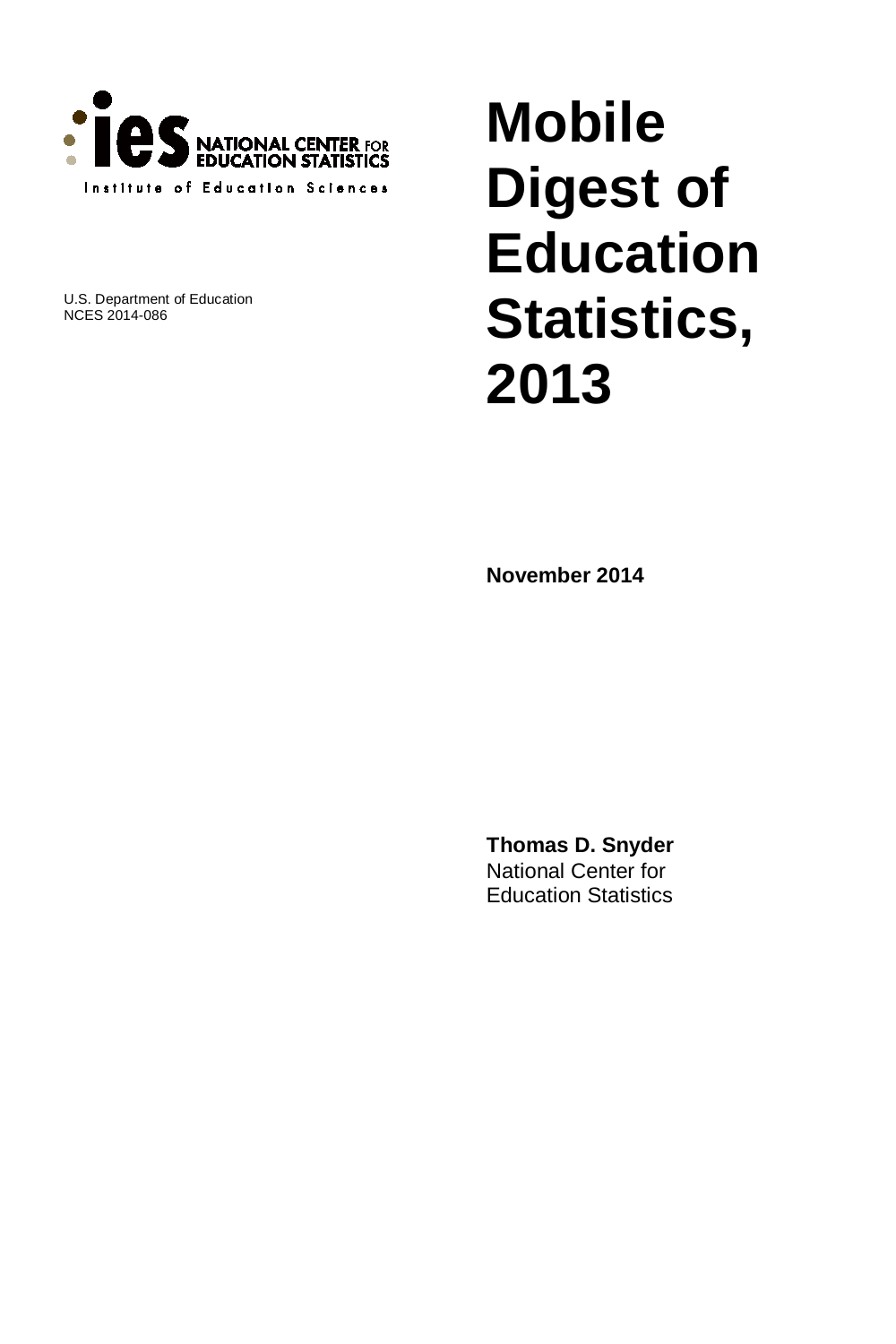ies NATIONAL CENTER FOR EDUCATION STATISTICS

Institute of Education Sciences

U.S. Department of Education
NCES 2014-086

# Mobile Digest of Education Statistics, 2013

**November 2014**

**Thomas D. Snyder**
National Center for
Education Statistics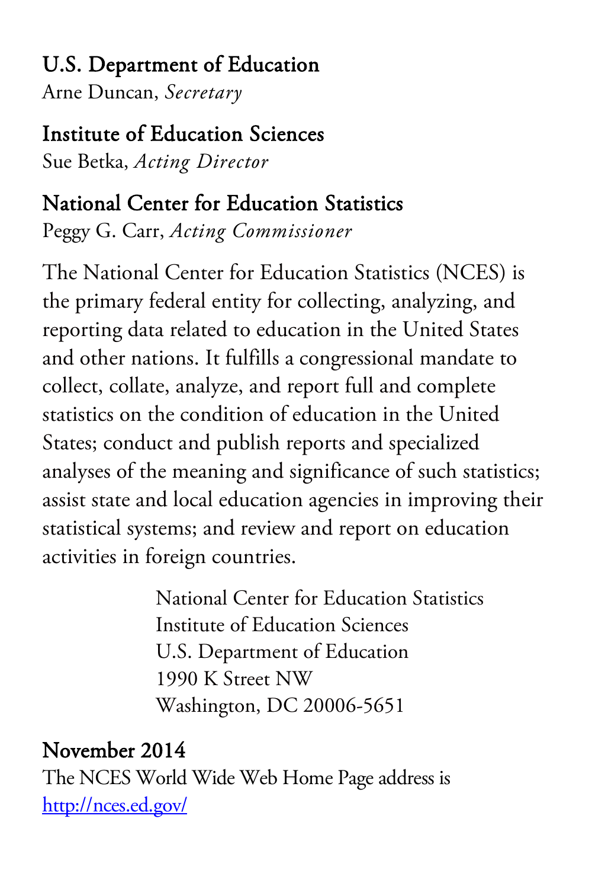**U.S. Department of Education**
Arne Duncan, *Secretary*

**Institute of Education Sciences**
Sue Betka, *Acting Director*

**National Center for Education Statistics**
Peggy G. Carr, *Acting Commissioner*

The National Center for Education Statistics (NCES) is the primary federal entity for collecting, analyzing, and reporting data related to education in the United States and other nations. It fulfills a congressional mandate to collect, collate, analyze, and report full and complete statistics on the condition of education in the United States; conduct and publish reports and specialized analyses of the meaning and significance of such statistics; assist state and local education agencies in improving their statistical systems; and review and report on education activities in foreign countries.

National Center for Education Statistics
Institute of Education Sciences
U.S. Department of Education
1990 K Street NW
Washington, DC 20006-5651

**November 2014**
The NCES World Wide Web Home Page address is
http://nces.ed.gov/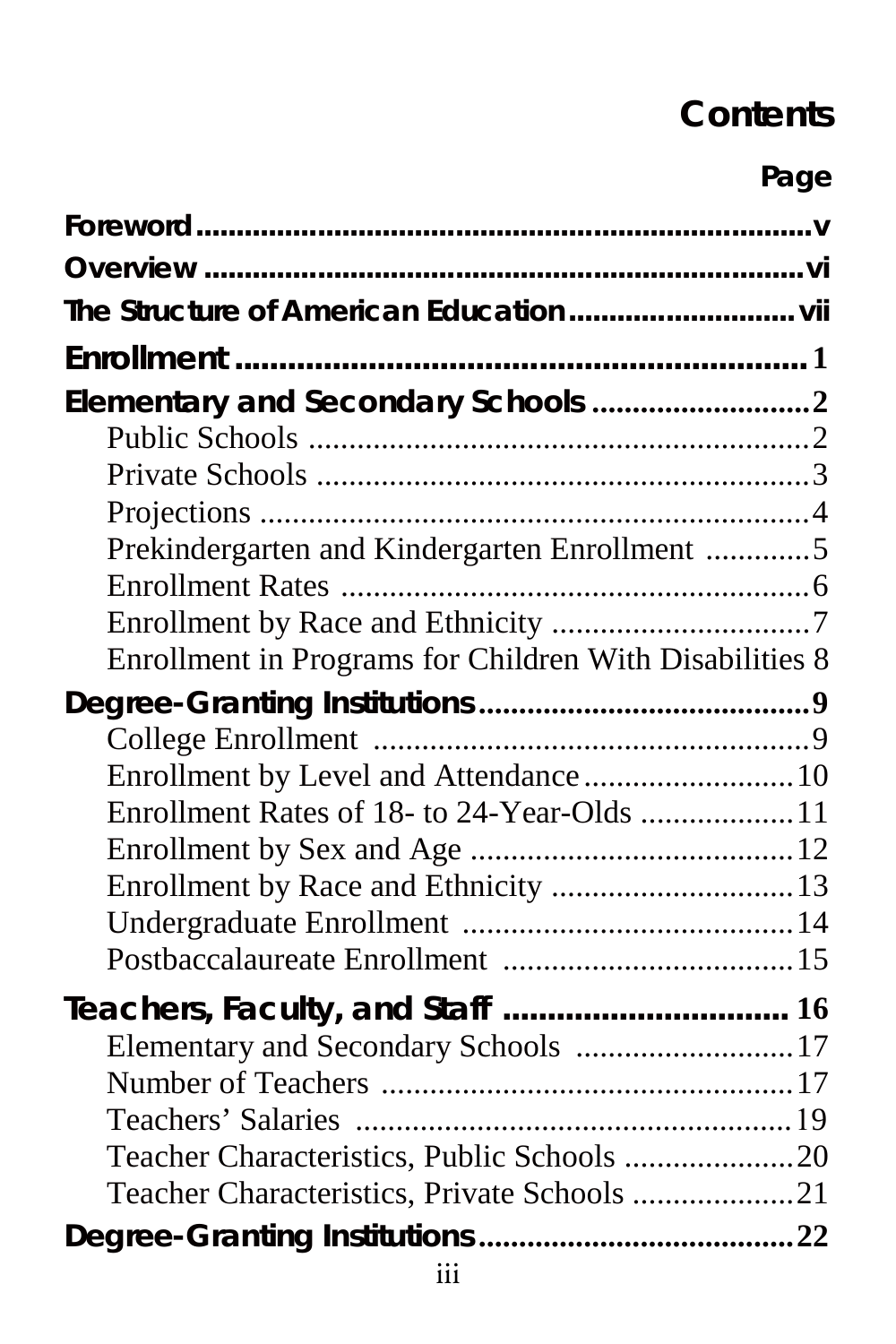# Contents

| | Page |
|---|---|
| **Foreword** | **v** |
| **Overview** | **vi** |
| **The Structure of American Education** | **vii** |
| **Enrollment** | **1** |
| **Elementary and Secondary Schools** | **2** |
| Public Schools | 2 |
| Private Schools | 3 |
| Projections | 4 |
| Prekindergarten and Kindergarten Enrollment | 5 |
| Enrollment Rates | 6 |
| Enrollment by Race and Ethnicity | 7 |
| Enrollment in Programs for Children With Disabilities | 8 |
| **Degree-Granting Institutions** | **9** |
| College Enrollment | 9 |
| Enrollment by Level and Attendance | 10 |
| Enrollment Rates of 18- to 24-Year-Olds | 11 |
| Enrollment by Sex and Age | 12 |
| Enrollment by Race and Ethnicity | 13 |
| Undergraduate Enrollment | 14 |
| Postbaccalaureate Enrollment | 15 |
| **Teachers, Faculty, and Staff** | **16** |
| Elementary and Secondary Schools | 17 |
| Number of Teachers | 17 |
| Teachers' Salaries | 19 |
| Teacher Characteristics, Public Schools | 20 |
| Teacher Characteristics, Private Schools | 21 |
| **Degree-Granting Institutions** | **22** |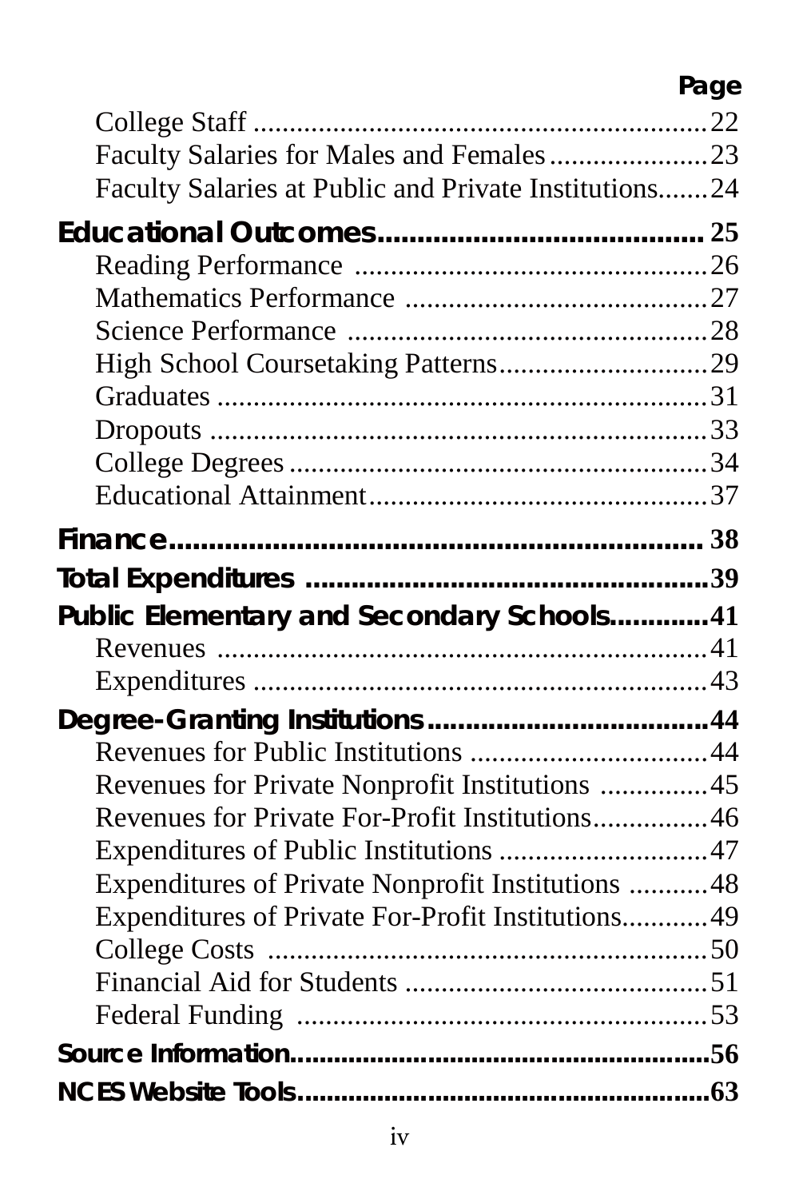| | Page |
|---|---|
| College Staff | 22 |
| Faculty Salaries for Males and Females | 23 |
| Faculty Salaries at Public and Private Institutions | 24 |
| **Educational Outcomes** | **25** |
| Reading Performance | 26 |
| Mathematics Performance | 27 |
| Science Performance | 28 |
| High School Coursetaking Patterns | 29 |
| Graduates | 31 |
| Dropouts | 33 |
| College Degrees | 34 |
| Educational Attainment | 37 |
| **Finance** | **38** |
| **Total Expenditures** | **39** |
| **Public Elementary and Secondary Schools** | **41** |
| Revenues | 41 |
| Expenditures | 43 |
| **Degree-Granting Institutions** | **44** |
| Revenues for Public Institutions | 44 |
| Revenues for Private Nonprofit Institutions | 45 |
| Revenues for Private For-Profit Institutions | 46 |
| Expenditures of Public Institutions | 47 |
| Expenditures of Private Nonprofit Institutions | 48 |
| Expenditures of Private For-Profit Institutions | 49 |
| College Costs | 50 |
| Financial Aid for Students | 51 |
| Federal Funding | 53 |
| **Source Information** | **56** |
| **NCES Website Tools** | **63** |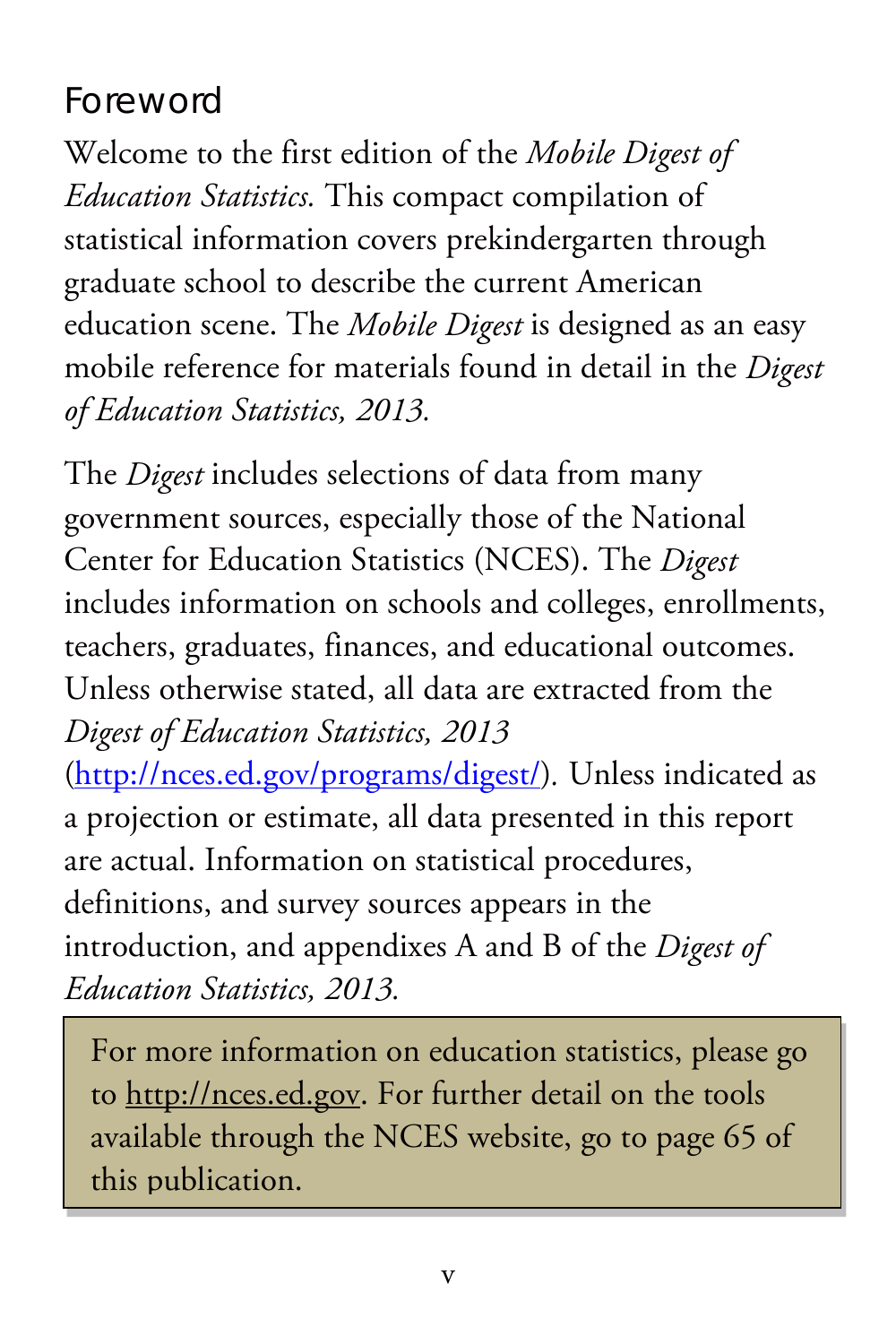## Foreword

Welcome to the first edition of the *Mobile Digest of Education Statistics.* This compact compilation of statistical information covers prekindergarten through graduate school to describe the current American education scene. The *Mobile Digest* is designed as an easy mobile reference for materials found in detail in the *Digest of Education Statistics, 2013.*

The *Digest* includes selections of data from many government sources, especially those of the National Center for Education Statistics (NCES). The *Digest* includes information on schools and colleges, enrollments, teachers, graduates, finances, and educational outcomes. Unless otherwise stated, all data are extracted from the *Digest of Education Statistics, 2013* (http://nces.ed.gov/programs/digest/). Unless indicated as a projection or estimate, all data presented in this report are actual. Information on statistical procedures, definitions, and survey sources appears in the introduction, and appendixes A and B of the *Digest of Education Statistics, 2013.*

> For more information on education statistics, please go to http://nces.ed.gov. For further detail on the tools available through the NCES website, go to page 65 of this publication.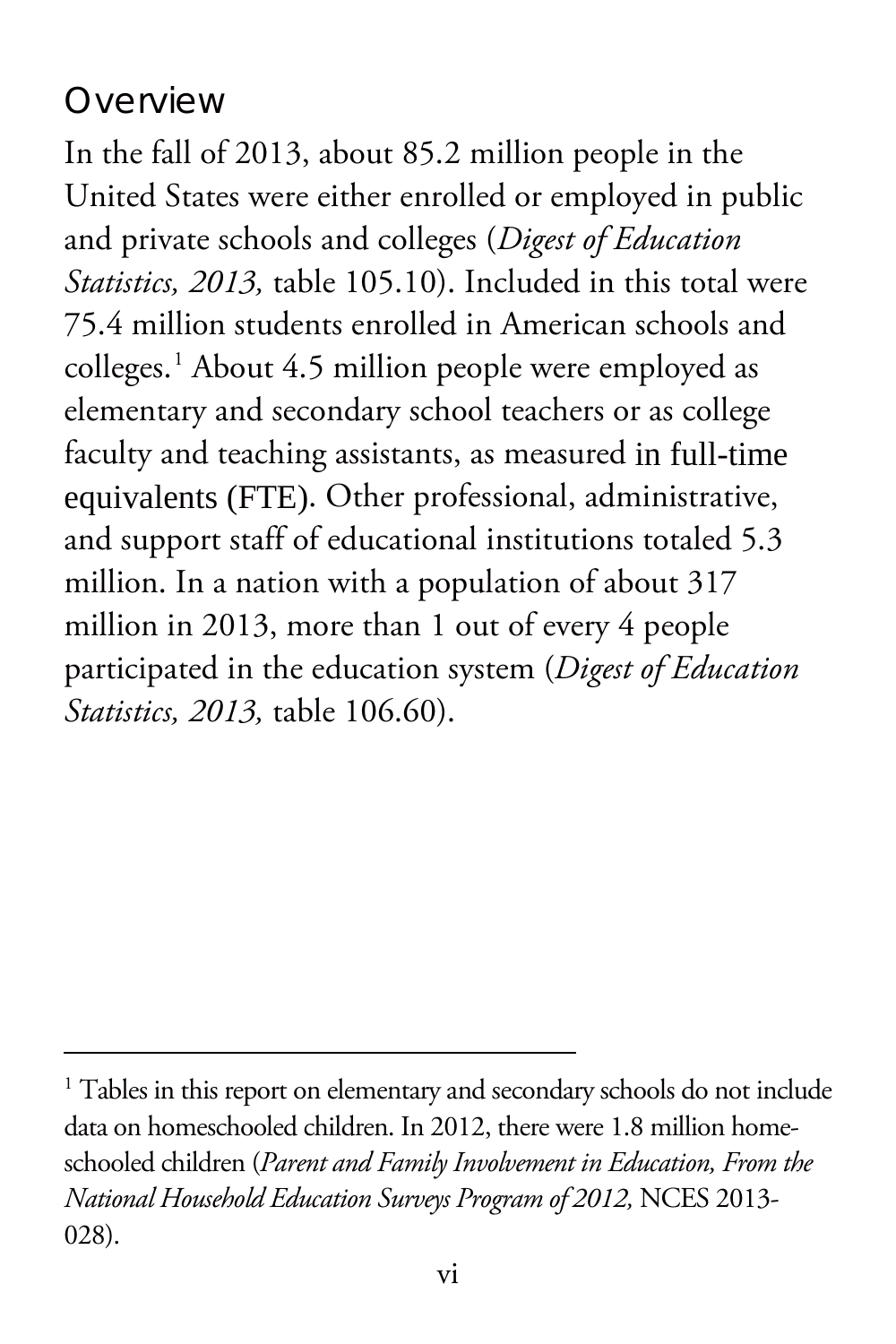## Overview

In the fall of 2013, about 85.2 million people in the United States were either enrolled or employed in public and private schools and colleges (*Digest of Education Statistics, 2013,* table 105.10). Included in this total were 75.4 million students enrolled in American schools and colleges.[1] About 4.5 million people were employed as elementary and secondary school teachers or as college faculty and teaching assistants, as measured in full-time equivalents (FTE). Other professional, administrative, and support staff of educational institutions totaled 5.3 million. In a nation with a population of about 317 million in 2013, more than 1 out of every 4 people participated in the education system (*Digest of Education Statistics, 2013,* table 106.60).

---

[1] Tables in this report on elementary and secondary schools do not include data on homeschooled children. In 2012, there were 1.8 million homeschooled children (*Parent and Family Involvement in Education, From the National Household Education Surveys Program of 2012,* NCES 2013-028).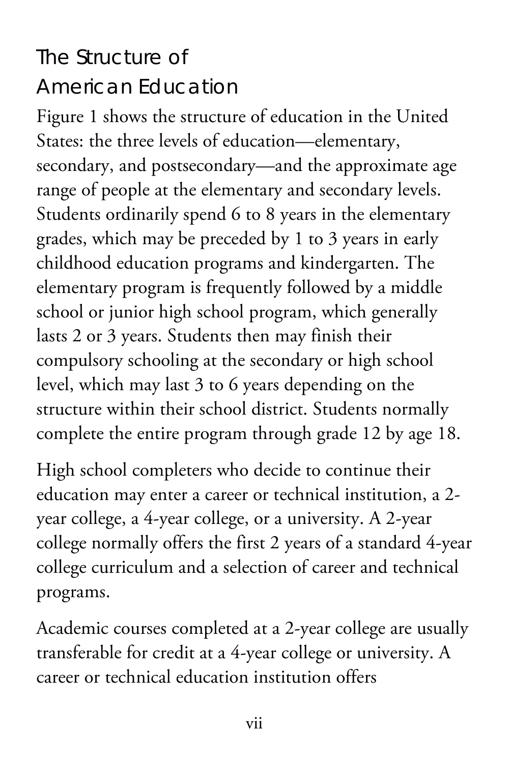## The Structure of American Education

Figure 1 shows the structure of education in the United States: the three levels of education—elementary, secondary, and postsecondary—and the approximate age range of people at the elementary and secondary levels. Students ordinarily spend 6 to 8 years in the elementary grades, which may be preceded by 1 to 3 years in early childhood education programs and kindergarten. The elementary program is frequently followed by a middle school or junior high school program, which generally lasts 2 or 3 years. Students then may finish their compulsory schooling at the secondary or high school level, which may last 3 to 6 years depending on the structure within their school district. Students normally complete the entire program through grade 12 by age 18.

High school completers who decide to continue their education may enter a career or technical institution, a 2-year college, a 4-year college, or a university. A 2-year college normally offers the first 2 years of a standard 4-year college curriculum and a selection of career and technical programs.

Academic courses completed at a 2-year college are usually transferable for credit at a 4-year college or university. A career or technical education institution offers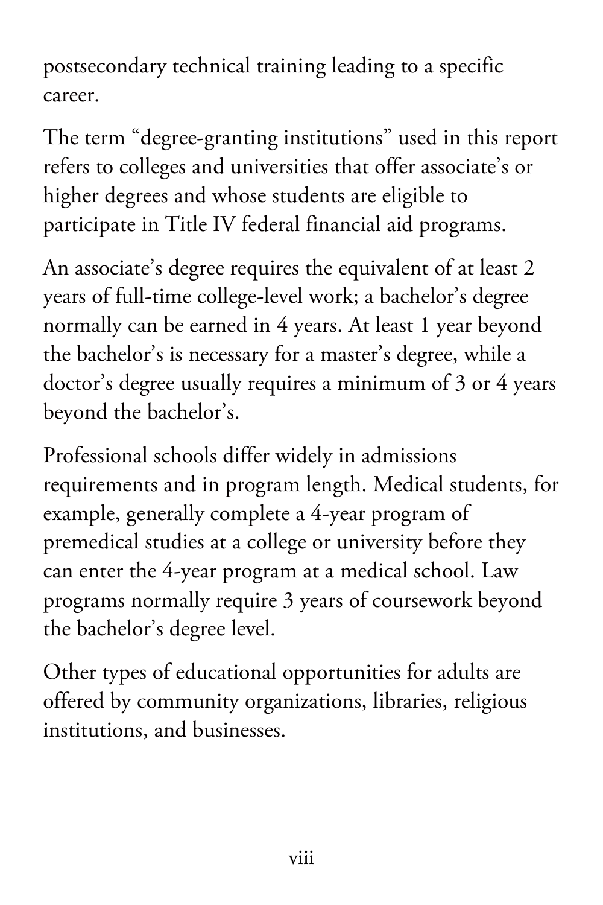postsecondary technical training leading to a specific career.

The term “degree-granting institutions” used in this report refers to colleges and universities that offer associate’s or higher degrees and whose students are eligible to participate in Title IV federal financial aid programs.

An associate’s degree requires the equivalent of at least 2 years of full-time college-level work; a bachelor’s degree normally can be earned in 4 years. At least 1 year beyond the bachelor’s is necessary for a master’s degree, while a doctor’s degree usually requires a minimum of 3 or 4 years beyond the bachelor’s.

Professional schools differ widely in admissions requirements and in program length. Medical students, for example, generally complete a 4-year program of premedical studies at a college or university before they can enter the 4-year program at a medical school. Law programs normally require 3 years of coursework beyond the bachelor’s degree level.

Other types of educational opportunities for adults are offered by community organizations, libraries, religious institutions, and businesses.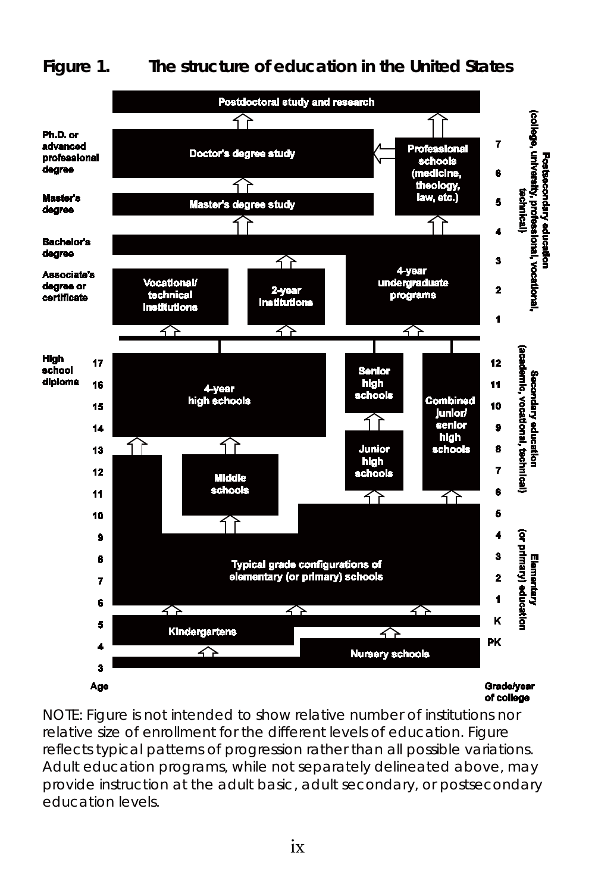**Figure 1. The structure of education in the United States**

NOTE: Figure is not intended to show relative number of institutions nor relative size of enrollment for the different levels of education. Figure reflects typical patterns of progression rather than all possible variations. Adult education programs, while not separately delineated above, may provide instruction at the adult basic, adult secondary, or postsecondary education levels.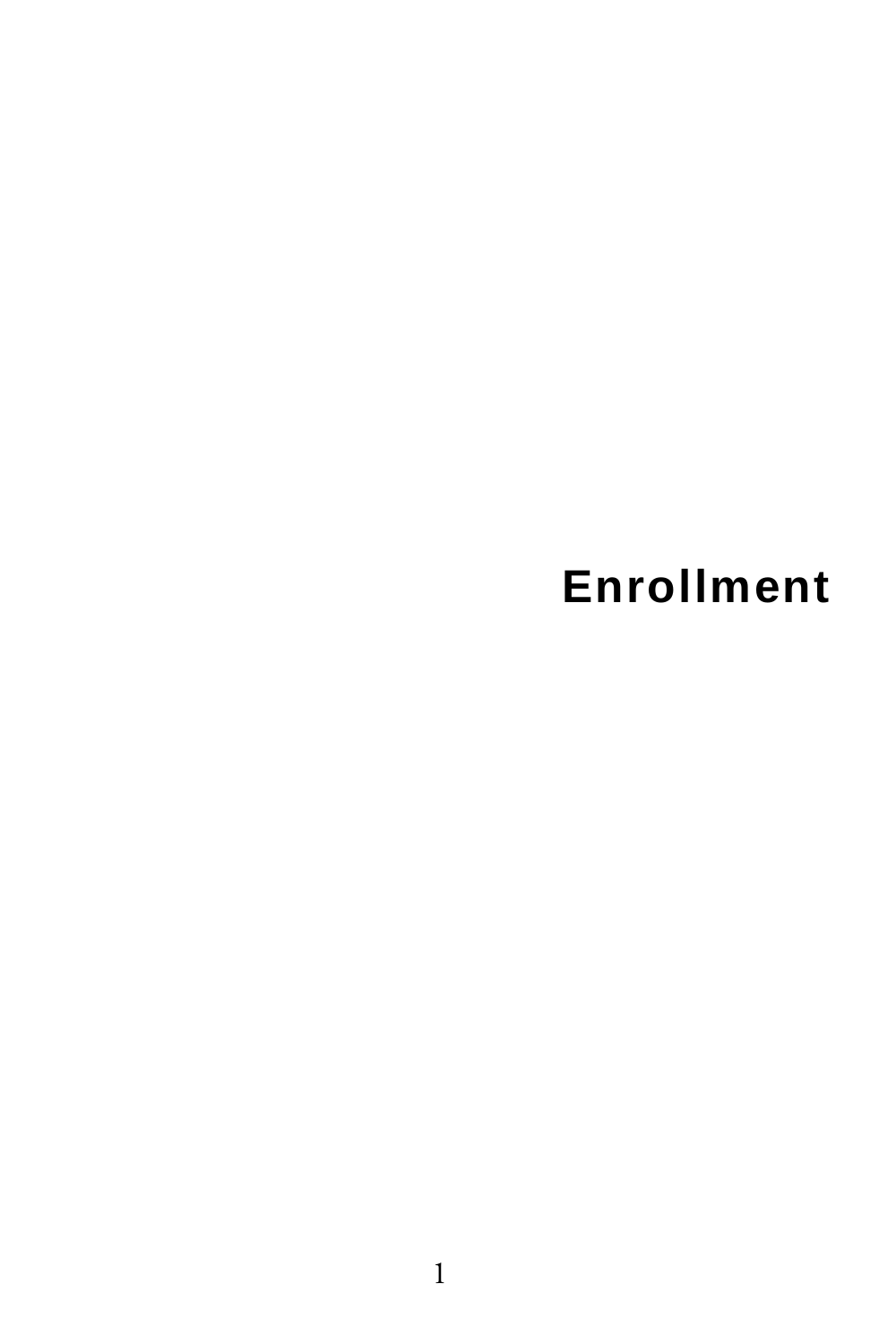# Enrollment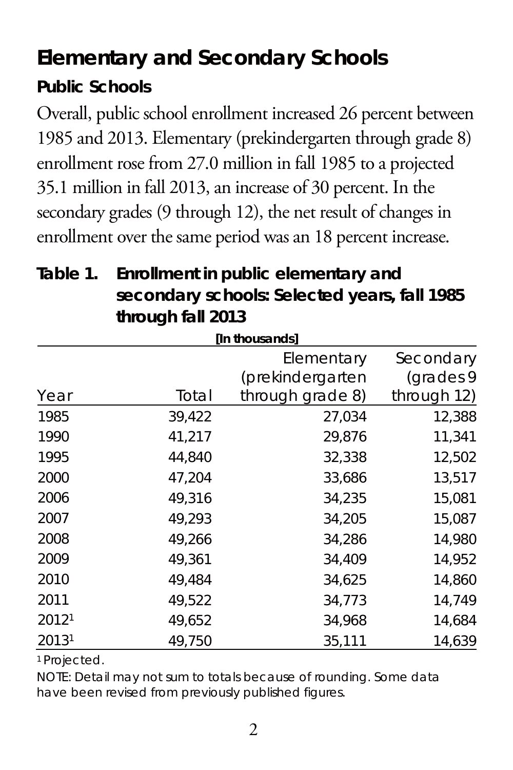# Elementary and Secondary Schools

## Public Schools

Overall, public school enrollment increased 26 percent between 1985 and 2013. Elementary (prekindergarten through grade 8) enrollment rose from 27.0 million in fall 1985 to a projected 35.1 million in fall 2013, an increase of 30 percent. In the secondary grades (9 through 12), the net result of changes in enrollment over the same period was an 18 percent increase.

**Table 1. Enrollment in public elementary and secondary schools: Selected years, fall 1985 through fall 2013**

[In thousands]

| Year | Total | Elementary (prekindergarten through grade 8) | Secondary (grades 9 through 12) |
|---|---|---|---|
| 1985 | 39,422 | 27,034 | 12,388 |
| 1990 | 41,217 | 29,876 | 11,341 |
| 1995 | 44,840 | 32,338 | 12,502 |
| 2000 | 47,204 | 33,686 | 13,517 |
| 2006 | 49,316 | 34,235 | 15,081 |
| 2007 | 49,293 | 34,205 | 15,087 |
| 2008 | 49,266 | 34,286 | 14,980 |
| 2009 | 49,361 | 34,409 | 14,952 |
| 2010 | 49,484 | 34,625 | 14,860 |
| 2011 | 49,522 | 34,773 | 14,749 |
| 2012[1] | 49,652 | 34,968 | 14,684 |
| 2013[1] | 49,750 | 35,111 | 14,639 |

[1] Projected.

NOTE: Detail may not sum to totals because of rounding. Some data have been revised from previously published figures.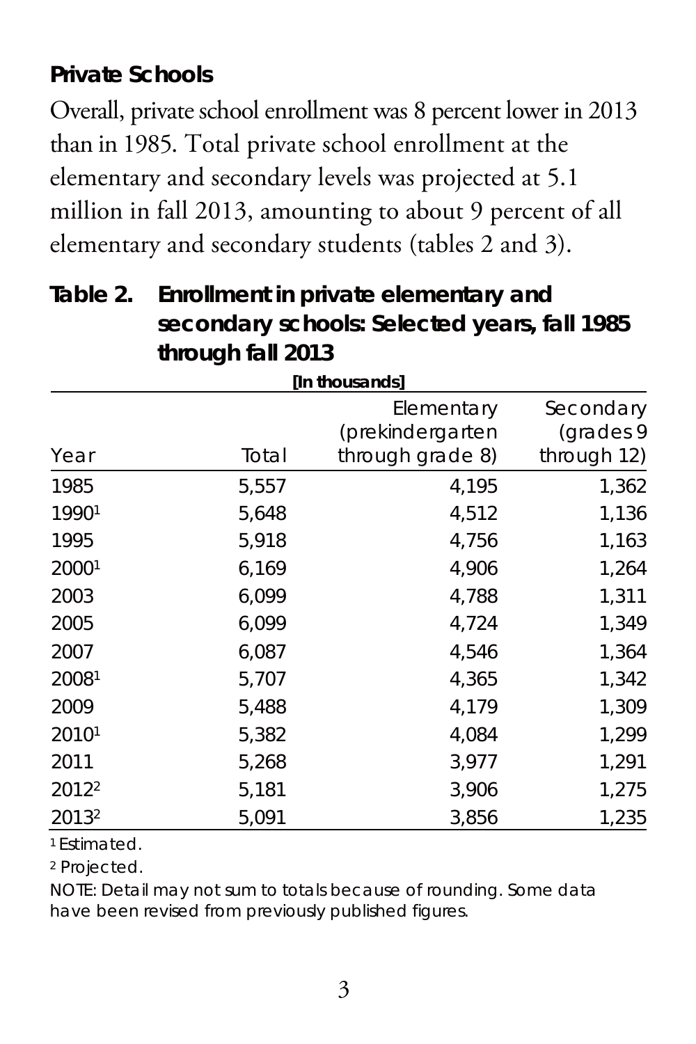## Private Schools

Overall, private school enrollment was 8 percent lower in 2013 than in 1985. Total private school enrollment at the elementary and secondary levels was projected at 5.1 million in fall 2013, amounting to about 9 percent of all elementary and secondary students (tables 2 and 3).

**Table 2. Enrollment in private elementary and secondary schools: Selected years, fall 1985 through fall 2013**

[In thousands]

| Year | Total | Elementary (prekindergarten through grade 8) | Secondary (grades 9 through 12) |
|---|---|---|---|
| 1985 | 5,557 | 4,195 | 1,362 |
| 1990[1] | 5,648 | 4,512 | 1,136 |
| 1995 | 5,918 | 4,756 | 1,163 |
| 2000[1] | 6,169 | 4,906 | 1,264 |
| 2003 | 6,099 | 4,788 | 1,311 |
| 2005 | 6,099 | 4,724 | 1,349 |
| 2007 | 6,087 | 4,546 | 1,364 |
| 2008[1] | 5,707 | 4,365 | 1,342 |
| 2009 | 5,488 | 4,179 | 1,309 |
| 2010[1] | 5,382 | 4,084 | 1,299 |
| 2011 | 5,268 | 3,977 | 1,291 |
| 2012[2] | 5,181 | 3,906 | 1,275 |
| 2013[2] | 5,091 | 3,856 | 1,235 |

[1] Estimated.

[2] Projected.

NOTE: Detail may not sum to totals because of rounding. Some data have been revised from previously published figures.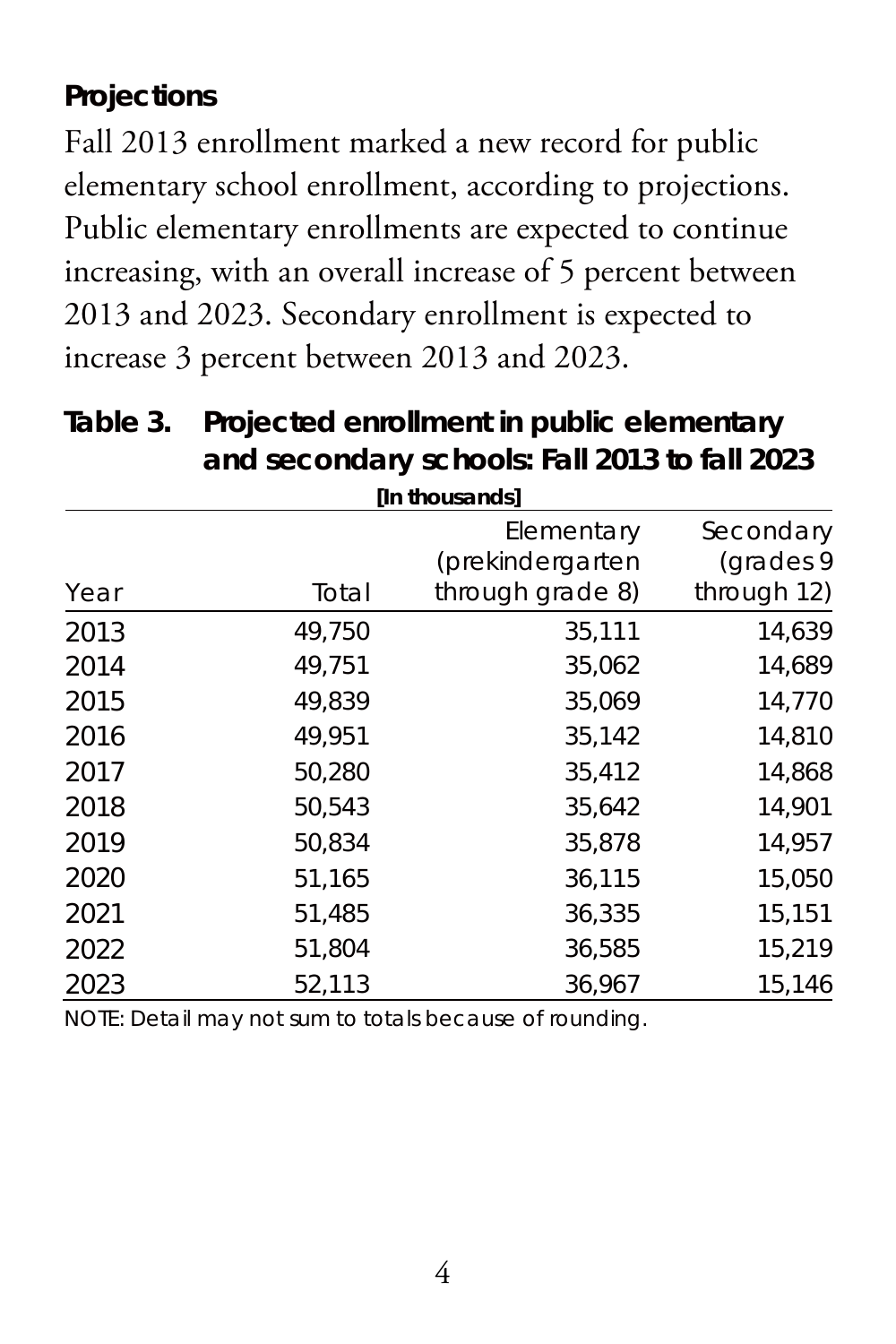## Projections

Fall 2013 enrollment marked a new record for public elementary school enrollment, according to projections. Public elementary enrollments are expected to continue increasing, with an overall increase of 5 percent between 2013 and 2023. Secondary enrollment is expected to increase 3 percent between 2013 and 2023.

**Table 3. Projected enrollment in public elementary and secondary schools: Fall 2013 to fall 2023**

[In thousands]

| Year | Total | Elementary (prekindergarten through grade 8) | Secondary (grades 9 through 12) |
|---|---|---|---|
| 2013 | 49,750 | 35,111 | 14,639 |
| 2014 | 49,751 | 35,062 | 14,689 |
| 2015 | 49,839 | 35,069 | 14,770 |
| 2016 | 49,951 | 35,142 | 14,810 |
| 2017 | 50,280 | 35,412 | 14,868 |
| 2018 | 50,543 | 35,642 | 14,901 |
| 2019 | 50,834 | 35,878 | 14,957 |
| 2020 | 51,165 | 36,115 | 15,050 |
| 2021 | 51,485 | 36,335 | 15,151 |
| 2022 | 51,804 | 36,585 | 15,219 |
| 2023 | 52,113 | 36,967 | 15,146 |

NOTE: Detail may not sum to totals because of rounding.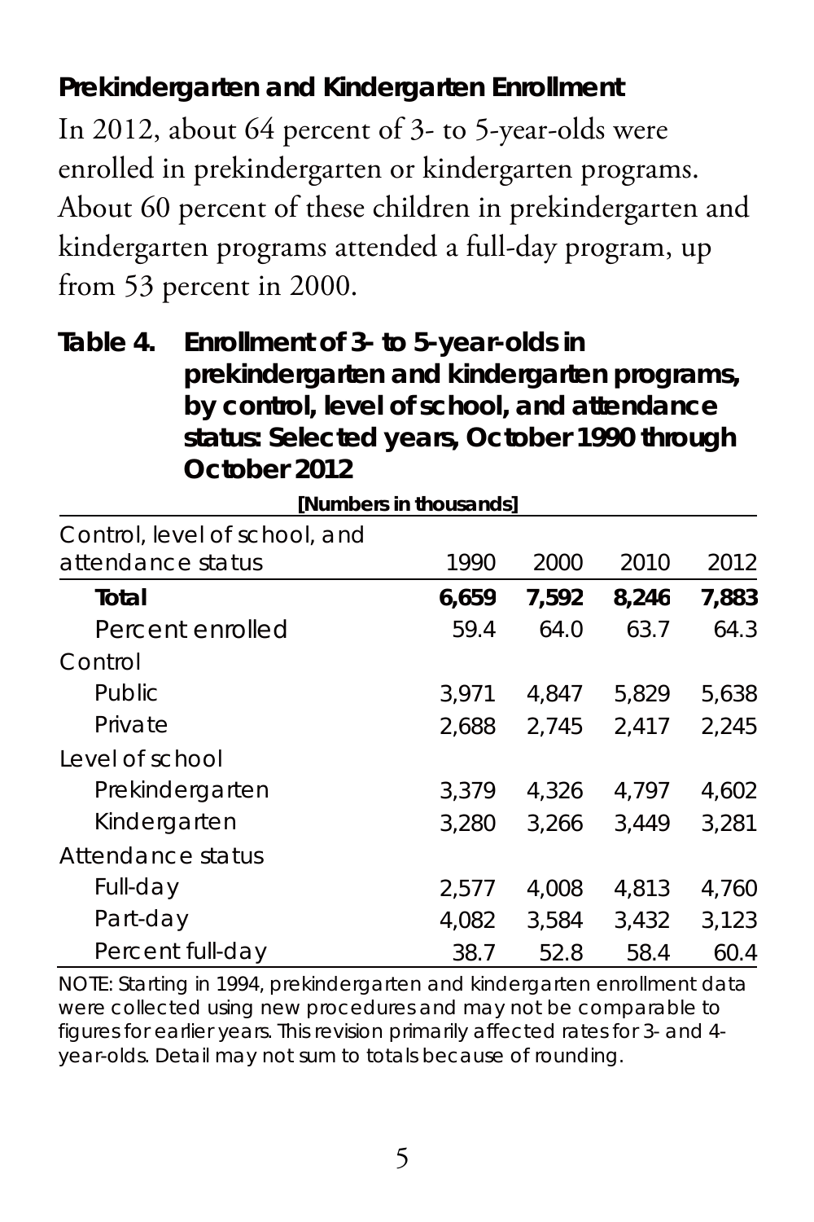### Prekindergarten and Kindergarten Enrollment

In 2012, about 64 percent of 3- to 5-year-olds were enrolled in prekindergarten or kindergarten programs. About 60 percent of these children in prekindergarten and kindergarten programs attended a full-day program, up from 53 percent in 2000.

**Table 4. Enrollment of 3- to 5-year-olds in prekindergarten and kindergarten programs, by control, level of school, and attendance status: Selected years, October 1990 through October 2012**

[Numbers in thousands]

| Control, level of school, and attendance status | 1990 | 2000 | 2010 | 2012 |
|---|---|---|---|---|
| **Total** | **6,659** | **7,592** | **8,246** | **7,883** |
| Percent enrolled | 59.4 | 64.0 | 63.7 | 64.3 |
| Control | | | | |
| Public | 3,971 | 4,847 | 5,829 | 5,638 |
| Private | 2,688 | 2,745 | 2,417 | 2,245 |
| Level of school | | | | |
| Prekindergarten | 3,379 | 4,326 | 4,797 | 4,602 |
| Kindergarten | 3,280 | 3,266 | 3,449 | 3,281 |
| Attendance status | | | | |
| Full-day | 2,577 | 4,008 | 4,813 | 4,760 |
| Part-day | 4,082 | 3,584 | 3,432 | 3,123 |
| Percent full-day | 38.7 | 52.8 | 58.4 | 60.4 |

NOTE: Starting in 1994, prekindergarten and kindergarten enrollment data were collected using new procedures and may not be comparable to figures for earlier years. This revision primarily affected rates for 3- and 4-year-olds. Detail may not sum to totals because of rounding.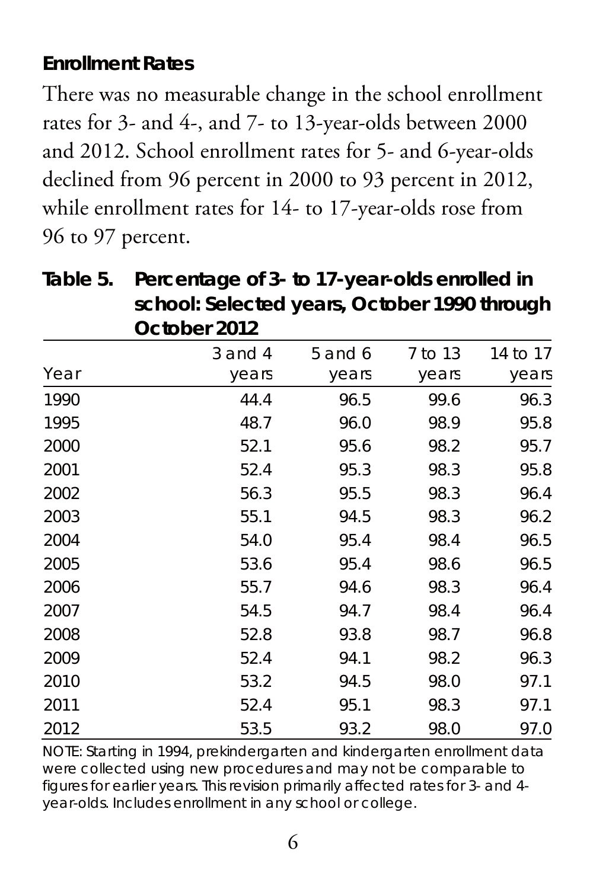### Enrollment Rates

There was no measurable change in the school enrollment rates for 3- and 4-, and 7- to 13-year-olds between 2000 and 2012. School enrollment rates for 5- and 6-year-olds declined from 96 percent in 2000 to 93 percent in 2012, while enrollment rates for 14- to 17-year-olds rose from 96 to 97 percent.

**Table 5. Percentage of 3- to 17-year-olds enrolled in school: Selected years, October 1990 through October 2012**

| Year | 3 and 4 years | 5 and 6 years | 7 to 13 years | 14 to 17 years |
|---|---|---|---|---|
| 1990 | 44.4 | 96.5 | 99.6 | 96.3 |
| 1995 | 48.7 | 96.0 | 98.9 | 95.8 |
| 2000 | 52.1 | 95.6 | 98.2 | 95.7 |
| 2001 | 52.4 | 95.3 | 98.3 | 95.8 |
| 2002 | 56.3 | 95.5 | 98.3 | 96.4 |
| 2003 | 55.1 | 94.5 | 98.3 | 96.2 |
| 2004 | 54.0 | 95.4 | 98.4 | 96.5 |
| 2005 | 53.6 | 95.4 | 98.6 | 96.5 |
| 2006 | 55.7 | 94.6 | 98.3 | 96.4 |
| 2007 | 54.5 | 94.7 | 98.4 | 96.4 |
| 2008 | 52.8 | 93.8 | 98.7 | 96.8 |
| 2009 | 52.4 | 94.1 | 98.2 | 96.3 |
| 2010 | 53.2 | 94.5 | 98.0 | 97.1 |
| 2011 | 52.4 | 95.1 | 98.3 | 97.1 |
| 2012 | 53.5 | 93.2 | 98.0 | 97.0 |

NOTE: Starting in 1994, prekindergarten and kindergarten enrollment data were collected using new procedures and may not be comparable to figures for earlier years. This revision primarily affected rates for 3- and 4-year-olds. Includes enrollment in any school or college.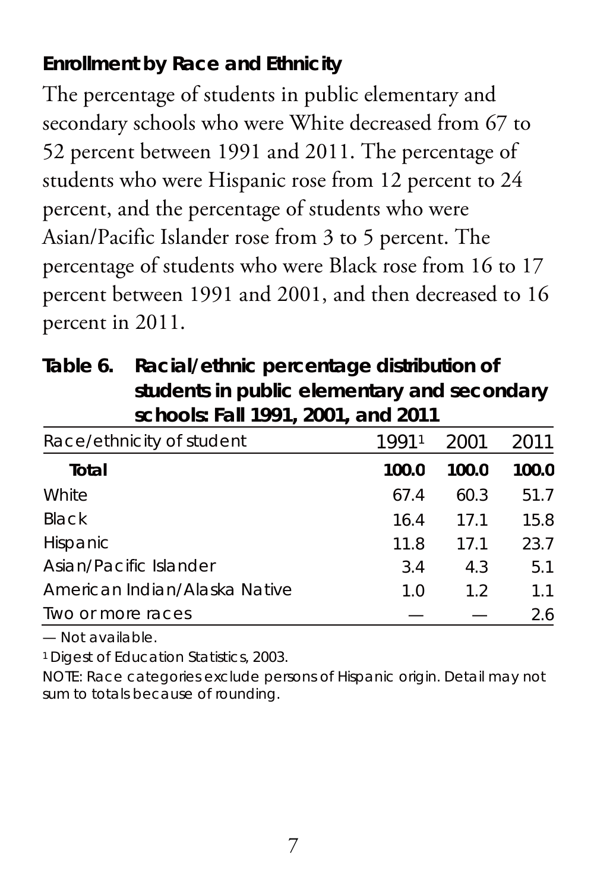## Enrollment by Race and Ethnicity

The percentage of students in public elementary and secondary schools who were White decreased from 67 to 52 percent between 1991 and 2011. The percentage of students who were Hispanic rose from 12 percent to 24 percent, and the percentage of students who were Asian/Pacific Islander rose from 3 to 5 percent. The percentage of students who were Black rose from 16 to 17 percent between 1991 and 2001, and then decreased to 16 percent in 2011.

**Table 6. Racial/ethnic percentage distribution of students in public elementary and secondary schools: Fall 1991, 2001, and 2011**

| Race/ethnicity of student | 1991[1] | 2001 | 2011 |
|---|---|---|---|
| **Total** | **100.0** | **100.0** | **100.0** |
| White | 67.4 | 60.3 | 51.7 |
| Black | 16.4 | 17.1 | 15.8 |
| Hispanic | 11.8 | 17.1 | 23.7 |
| Asian/Pacific Islander | 3.4 | 4.3 | 5.1 |
| American Indian/Alaska Native | 1.0 | 1.2 | 1.1 |
| Two or more races | — | — | 2.6 |

— Not available.

[1] Digest of Education Statistics, 2003.

NOTE: Race categories exclude persons of Hispanic origin. Detail may not sum to totals because of rounding.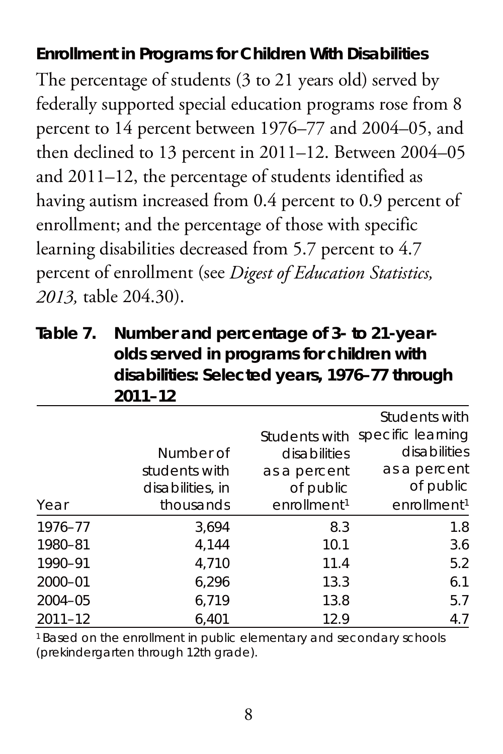### Enrollment in Programs for Children With Disabilities

The percentage of students (3 to 21 years old) served by federally supported special education programs rose from 8 percent to 14 percent between 1976–77 and 2004–05, and then declined to 13 percent in 2011–12. Between 2004–05 and 2011–12, the percentage of students identified as having autism increased from 0.4 percent to 0.9 percent of enrollment; and the percentage of those with specific learning disabilities decreased from 5.7 percent to 4.7 percent of enrollment (see *Digest of Education Statistics, 2013,* table 204.30).

**Table 7. Number and percentage of 3- to 21-year-olds served in programs for children with disabilities: Selected years, 1976–77 through 2011–12**

| Year | Number of students with disabilities, in thousands | Students with disabilities as a percent of public enrollment[1] | Students with specific learning disabilities as a percent of public enrollment[1] |
|---|---|---|---|
| 1976–77 | 3,694 | 8.3 | 1.8 |
| 1980–81 | 4,144 | 10.1 | 3.6 |
| 1990–91 | 4,710 | 11.4 | 5.2 |
| 2000–01 | 6,296 | 13.3 | 6.1 |
| 2004–05 | 6,719 | 13.8 | 5.7 |
| 2011–12 | 6,401 | 12.9 | 4.7 |

[1] Based on the enrollment in public elementary and secondary schools (prekindergarten through 12th grade).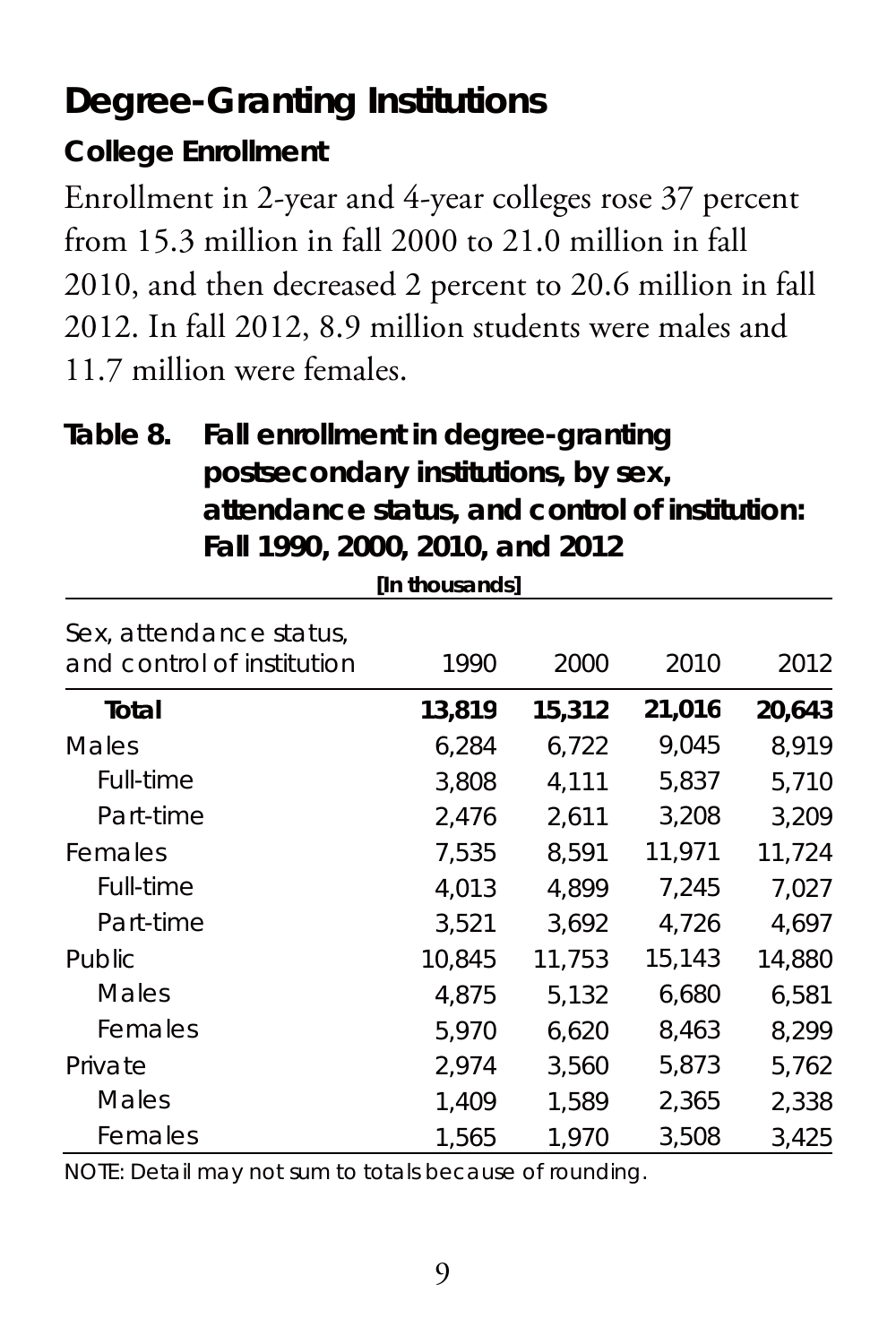## Degree-Granting Institutions

### College Enrollment

Enrollment in 2-year and 4-year colleges rose 37 percent from 15.3 million in fall 2000 to 21.0 million in fall 2010, and then decreased 2 percent to 20.6 million in fall 2012. In fall 2012, 8.9 million students were males and 11.7 million were females.

**Table 8. Fall enrollment in degree-granting postsecondary institutions, by sex, attendance status, and control of institution: Fall 1990, 2000, 2010, and 2012**

[In thousands]

| Sex, attendance status, and control of institution | 1990 | 2000 | 2010 | 2012 |
|---|---|---|---|---|
| **Total** | **13,819** | **15,312** | **21,016** | **20,643** |
| Males | 6,284 | 6,722 | 9,045 | 8,919 |
| Full-time | 3,808 | 4,111 | 5,837 | 5,710 |
| Part-time | 2,476 | 2,611 | 3,208 | 3,209 |
| Females | 7,535 | 8,591 | 11,971 | 11,724 |
| Full-time | 4,013 | 4,899 | 7,245 | 7,027 |
| Part-time | 3,521 | 3,692 | 4,726 | 4,697 |
| Public | 10,845 | 11,753 | 15,143 | 14,880 |
| Males | 4,875 | 5,132 | 6,680 | 6,581 |
| Females | 5,970 | 6,620 | 8,463 | 8,299 |
| Private | 2,974 | 3,560 | 5,873 | 5,762 |
| Males | 1,409 | 1,589 | 2,365 | 2,338 |
| Females | 1,565 | 1,970 | 3,508 | 3,425 |

NOTE: Detail may not sum to totals because of rounding.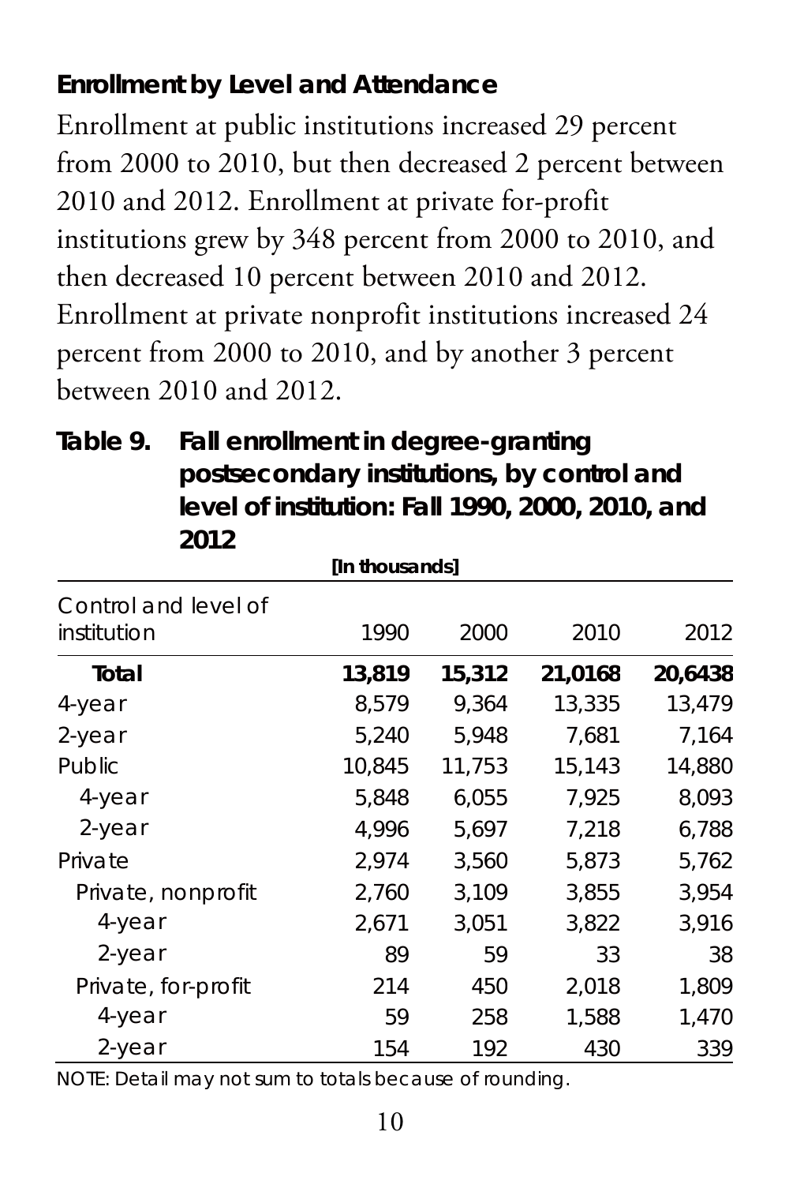**Enrollment by Level and Attendance**

Enrollment at public institutions increased 29 percent from 2000 to 2010, but then decreased 2 percent between 2010 and 2012. Enrollment at private for-profit institutions grew by 348 percent from 2000 to 2010, and then decreased 10 percent between 2010 and 2012. Enrollment at private nonprofit institutions increased 24 percent from 2000 to 2010, and by another 3 percent between 2010 and 2012.

**Table 9. Fall enrollment in degree-granting postsecondary institutions, by control and level of institution: Fall 1990, 2000, 2010, and 2012**

[In thousands]

| Control and level of institution | 1990 | 2000 | 2010 | 2012 |
|---|---|---|---|---|
| **Total** | **13,819** | **15,312** | **21,0168** | **20,6438** |
| 4-year | 8,579 | 9,364 | 13,335 | 13,479 |
| 2-year | 5,240 | 5,948 | 7,681 | 7,164 |
| Public | 10,845 | 11,753 | 15,143 | 14,880 |
| 4-year | 5,848 | 6,055 | 7,925 | 8,093 |
| 2-year | 4,996 | 5,697 | 7,218 | 6,788 |
| Private | 2,974 | 3,560 | 5,873 | 5,762 |
| Private, nonprofit | 2,760 | 3,109 | 3,855 | 3,954 |
| 4-year | 2,671 | 3,051 | 3,822 | 3,916 |
| 2-year | 89 | 59 | 33 | 38 |
| Private, for-profit | 214 | 450 | 2,018 | 1,809 |
| 4-year | 59 | 258 | 1,588 | 1,470 |
| 2-year | 154 | 192 | 430 | 339 |

NOTE: Detail may not sum to totals because of rounding.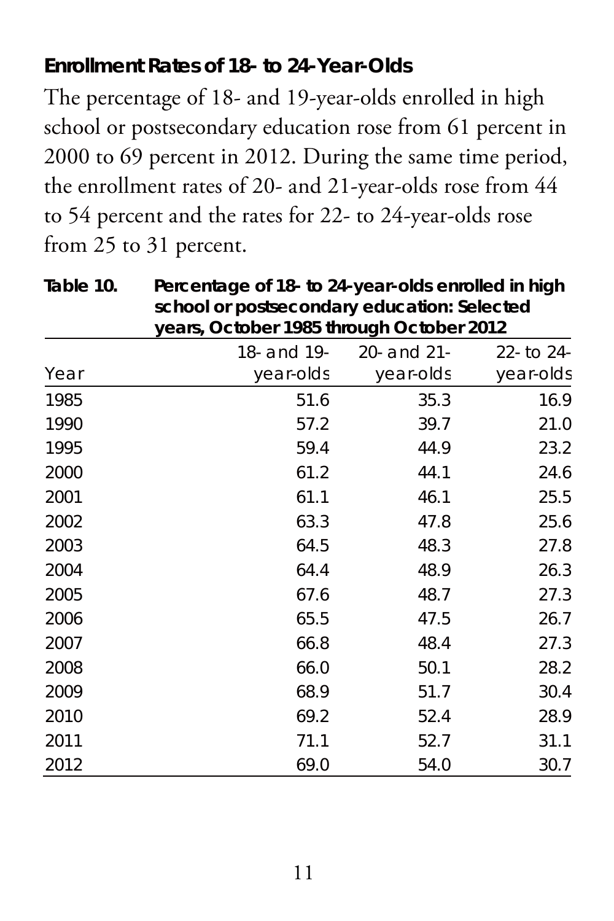## Enrollment Rates of 18- to 24-Year-Olds

The percentage of 18- and 19-year-olds enrolled in high school or postsecondary education rose from 61 percent in 2000 to 69 percent in 2012. During the same time period, the enrollment rates of 20- and 21-year-olds rose from 44 to 54 percent and the rates for 22- to 24-year-olds rose from 25 to 31 percent.

**Table 10. Percentage of 18- to 24-year-olds enrolled in high school or postsecondary education: Selected years, October 1985 through October 2012**

| Year | 18- and 19-year-olds | 20- and 21-year-olds | 22- to 24-year-olds |
|---|---|---|---|
| 1985 | 51.6 | 35.3 | 16.9 |
| 1990 | 57.2 | 39.7 | 21.0 |
| 1995 | 59.4 | 44.9 | 23.2 |
| 2000 | 61.2 | 44.1 | 24.6 |
| 2001 | 61.1 | 46.1 | 25.5 |
| 2002 | 63.3 | 47.8 | 25.6 |
| 2003 | 64.5 | 48.3 | 27.8 |
| 2004 | 64.4 | 48.9 | 26.3 |
| 2005 | 67.6 | 48.7 | 27.3 |
| 2006 | 65.5 | 47.5 | 26.7 |
| 2007 | 66.8 | 48.4 | 27.3 |
| 2008 | 66.0 | 50.1 | 28.2 |
| 2009 | 68.9 | 51.7 | 30.4 |
| 2010 | 69.2 | 52.4 | 28.9 |
| 2011 | 71.1 | 52.7 | 31.1 |
| 2012 | 69.0 | 54.0 | 30.7 |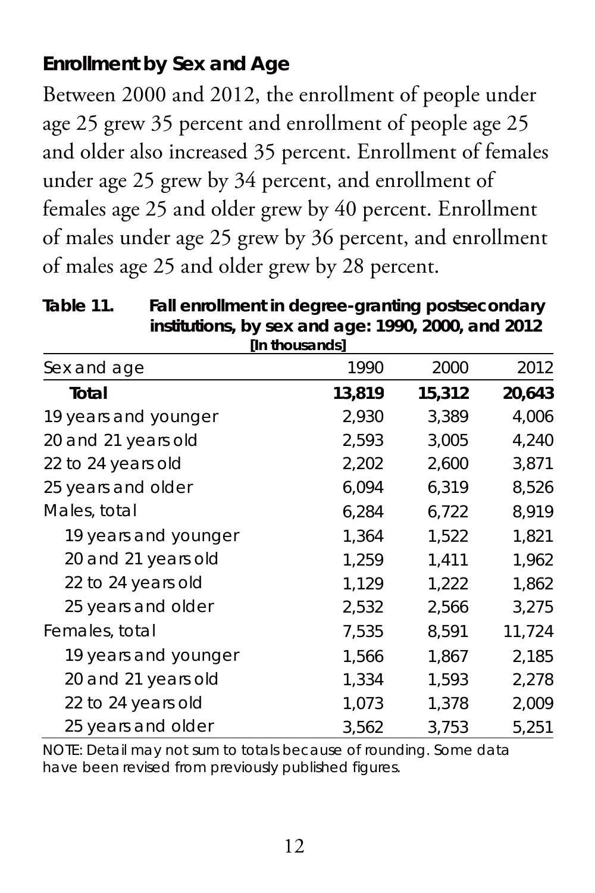### Enrollment by Sex and Age

Between 2000 and 2012, the enrollment of people under age 25 grew 35 percent and enrollment of people age 25 and older also increased 35 percent. Enrollment of females under age 25 grew by 34 percent, and enrollment of females age 25 and older grew by 40 percent. Enrollment of males under age 25 grew by 36 percent, and enrollment of males age 25 and older grew by 28 percent.

**Table 11. Fall enrollment in degree-granting postsecondary institutions, by sex and age: 1990, 2000, and 2012**

[In thousands]

| Sex and age | 1990 | 2000 | 2012 |
|---|---|---|---|
| **Total** | **13,819** | **15,312** | **20,643** |
| 19 years and younger | 2,930 | 3,389 | 4,006 |
| 20 and 21 years old | 2,593 | 3,005 | 4,240 |
| 22 to 24 years old | 2,202 | 2,600 | 3,871 |
| 25 years and older | 6,094 | 6,319 | 8,526 |
| Males, total | 6,284 | 6,722 | 8,919 |
| 19 years and younger | 1,364 | 1,522 | 1,821 |
| 20 and 21 years old | 1,259 | 1,411 | 1,962 |
| 22 to 24 years old | 1,129 | 1,222 | 1,862 |
| 25 years and older | 2,532 | 2,566 | 3,275 |
| Females, total | 7,535 | 8,591 | 11,724 |
| 19 years and younger | 1,566 | 1,867 | 2,185 |
| 20 and 21 years old | 1,334 | 1,593 | 2,278 |
| 22 to 24 years old | 1,073 | 1,378 | 2,009 |
| 25 years and older | 3,562 | 3,753 | 5,251 |

NOTE: Detail may not sum to totals because of rounding. Some data have been revised from previously published figures.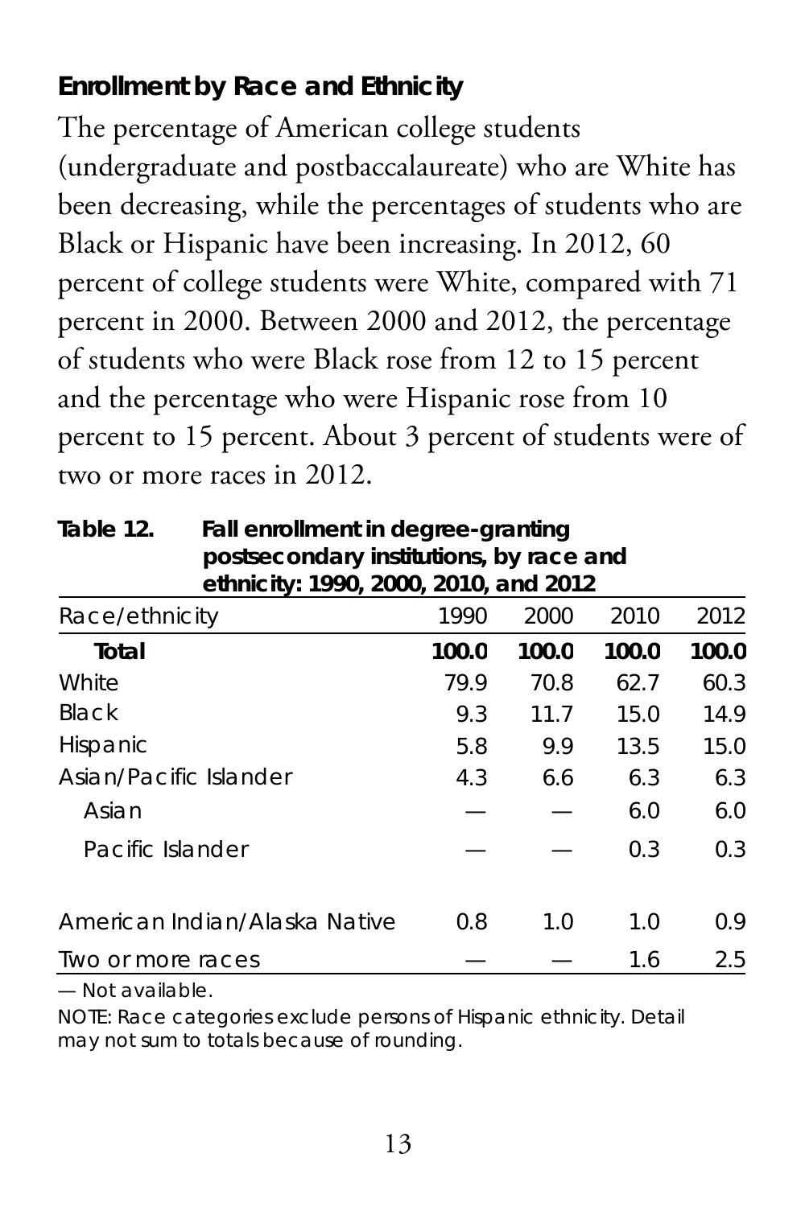### Enrollment by Race and Ethnicity

The percentage of American college students (undergraduate and postbaccalaureate) who are White has been decreasing, while the percentages of students who are Black or Hispanic have been increasing. In 2012, 60 percent of college students were White, compared with 71 percent in 2000. Between 2000 and 2012, the percentage of students who were Black rose from 12 to 15 percent and the percentage who were Hispanic rose from 10 percent to 15 percent. About 3 percent of students were of two or more races in 2012.

**Table 12. Fall enrollment in degree-granting postsecondary institutions, by race and ethnicity: 1990, 2000, 2010, and 2012**

| Race/ethnicity | 1990 | 2000 | 2010 | 2012 |
|---|---|---|---|---|
| **Total** | **100.0** | **100.0** | **100.0** | **100.0** |
| White | 79.9 | 70.8 | 62.7 | 60.3 |
| Black | 9.3 | 11.7 | 15.0 | 14.9 |
| Hispanic | 5.8 | 9.9 | 13.5 | 15.0 |
| Asian/Pacific Islander | 4.3 | 6.6 | 6.3 | 6.3 |
| Asian | — | — | 6.0 | 6.0 |
| Pacific Islander | — | — | 0.3 | 0.3 |
| American Indian/Alaska Native | 0.8 | 1.0 | 1.0 | 0.9 |
| Two or more races | — | — | 1.6 | 2.5 |

— Not available.

NOTE: Race categories exclude persons of Hispanic ethnicity. Detail may not sum to totals because of rounding.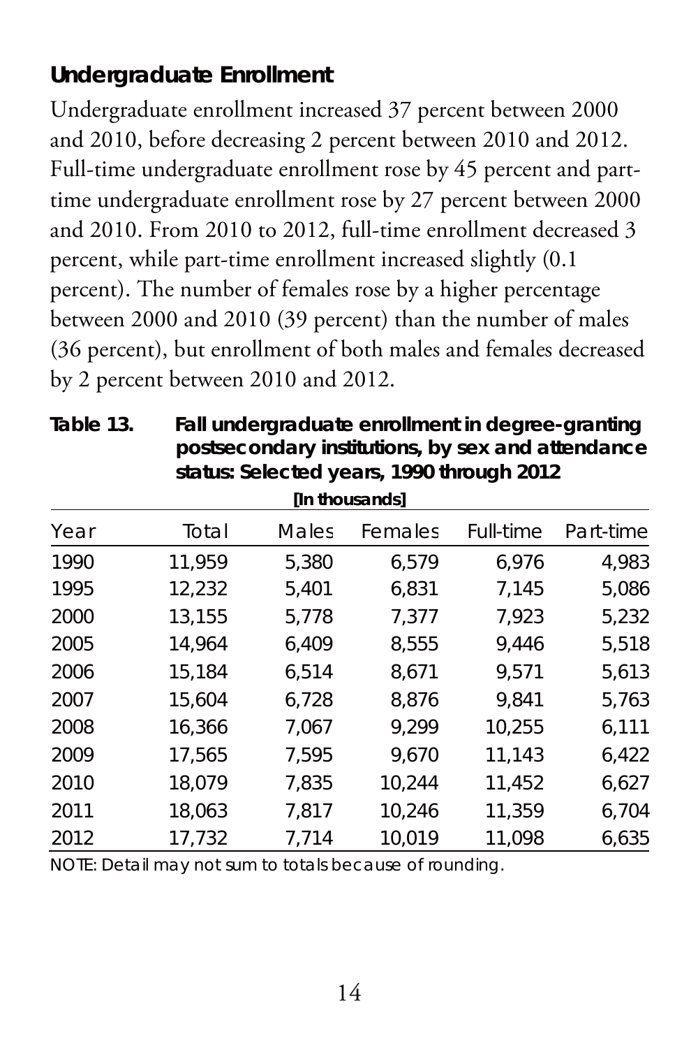## Undergraduate Enrollment

Undergraduate enrollment increased 37 percent between 2000 and 2010, before decreasing 2 percent between 2010 and 2012. Full-time undergraduate enrollment rose by 45 percent and part-time undergraduate enrollment rose by 27 percent between 2000 and 2010. From 2010 to 2012, full-time enrollment decreased 3 percent, while part-time enrollment increased slightly (0.1 percent). The number of females rose by a higher percentage between 2000 and 2010 (39 percent) than the number of males (36 percent), but enrollment of both males and females decreased by 2 percent between 2010 and 2012.

**Table 13. Fall undergraduate enrollment in degree-granting postsecondary institutions, by sex and attendance status: Selected years, 1990 through 2012**

[In thousands]

| Year | Total | Males | Females | Full-time | Part-time |
|---|---|---|---|---|---|
| 1990 | 11,959 | 5,380 | 6,579 | 6,976 | 4,983 |
| 1995 | 12,232 | 5,401 | 6,831 | 7,145 | 5,086 |
| 2000 | 13,155 | 5,778 | 7,377 | 7,923 | 5,232 |
| 2005 | 14,964 | 6,409 | 8,555 | 9,446 | 5,518 |
| 2006 | 15,184 | 6,514 | 8,671 | 9,571 | 5,613 |
| 2007 | 15,604 | 6,728 | 8,876 | 9,841 | 5,763 |
| 2008 | 16,366 | 7,067 | 9,299 | 10,255 | 6,111 |
| 2009 | 17,565 | 7,595 | 9,670 | 11,143 | 6,422 |
| 2010 | 18,079 | 7,835 | 10,244 | 11,452 | 6,627 |
| 2011 | 18,063 | 7,817 | 10,246 | 11,359 | 6,704 |
| 2012 | 17,732 | 7,714 | 10,019 | 11,098 | 6,635 |

NOTE: Detail may not sum to totals because of rounding.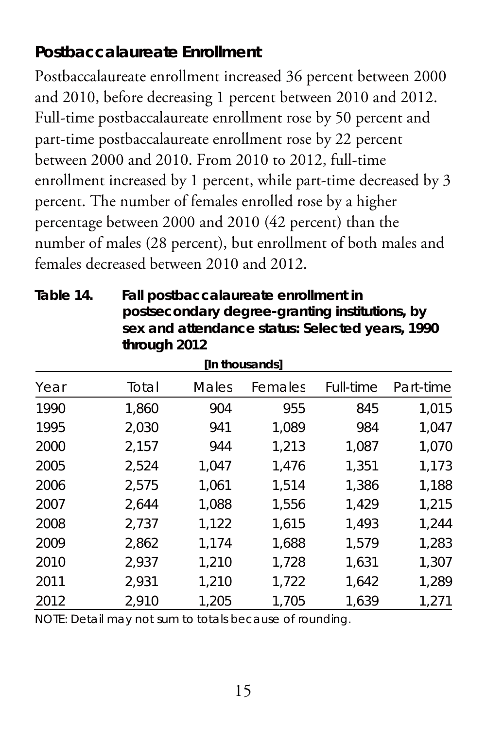## Postbaccalaureate Enrollment

Postbaccalaureate enrollment increased 36 percent between 2000 and 2010, before decreasing 1 percent between 2010 and 2012. Full-time postbaccalaureate enrollment rose by 50 percent and part-time postbaccalaureate enrollment rose by 22 percent between 2000 and 2010. From 2010 to 2012, full-time enrollment increased by 1 percent, while part-time decreased by 3 percent. The number of females enrolled rose by a higher percentage between 2000 and 2010 (42 percent) than the number of males (28 percent), but enrollment of both males and females decreased between 2010 and 2012.

**Table 14. Fall postbaccalaureate enrollment in postsecondary degree-granting institutions, by sex and attendance status: Selected years, 1990 through 2012**

[In thousands]

| Year | Total | Males | Females | Full-time | Part-time |
|---|---|---|---|---|---|
| 1990 | 1,860 | 904 | 955 | 845 | 1,015 |
| 1995 | 2,030 | 941 | 1,089 | 984 | 1,047 |
| 2000 | 2,157 | 944 | 1,213 | 1,087 | 1,070 |
| 2005 | 2,524 | 1,047 | 1,476 | 1,351 | 1,173 |
| 2006 | 2,575 | 1,061 | 1,514 | 1,386 | 1,188 |
| 2007 | 2,644 | 1,088 | 1,556 | 1,429 | 1,215 |
| 2008 | 2,737 | 1,122 | 1,615 | 1,493 | 1,244 |
| 2009 | 2,862 | 1,174 | 1,688 | 1,579 | 1,283 |
| 2010 | 2,937 | 1,210 | 1,728 | 1,631 | 1,307 |
| 2011 | 2,931 | 1,210 | 1,722 | 1,642 | 1,289 |
| 2012 | 2,910 | 1,205 | 1,705 | 1,639 | 1,271 |

NOTE: Detail may not sum to totals because of rounding.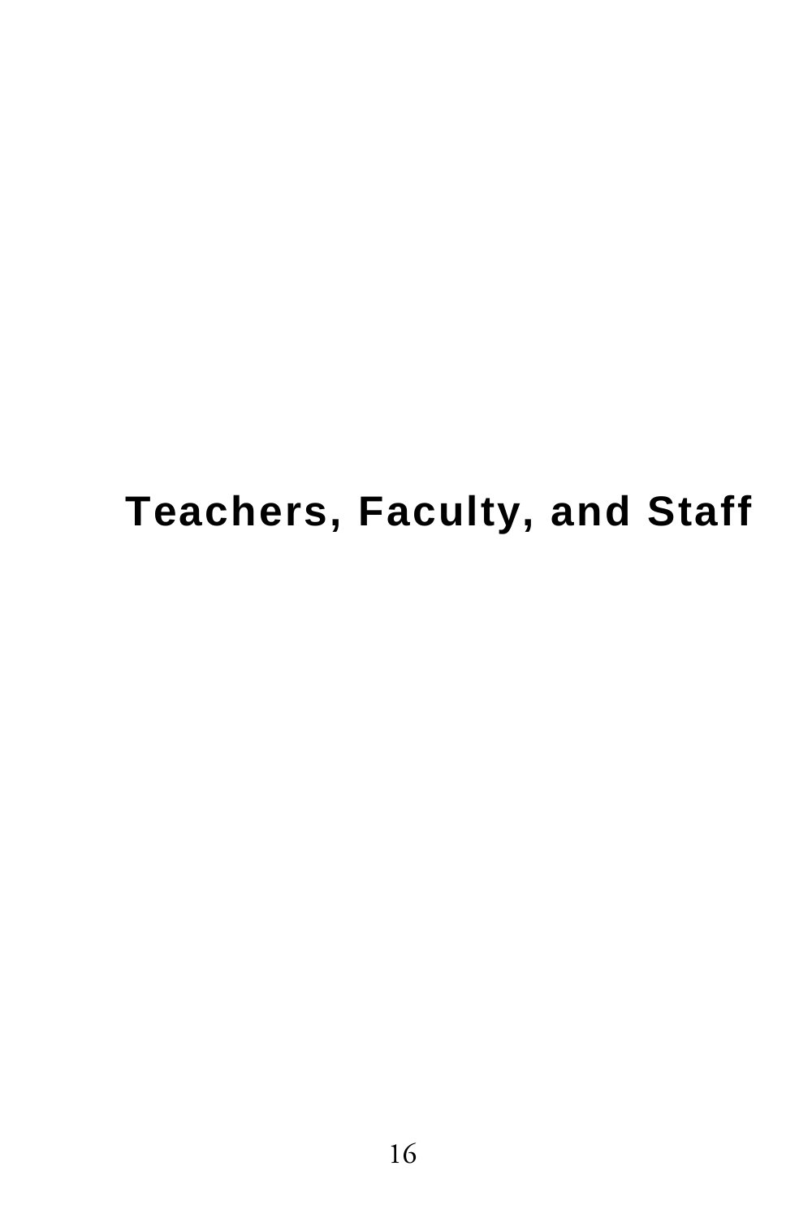# Teachers, Faculty, and Staff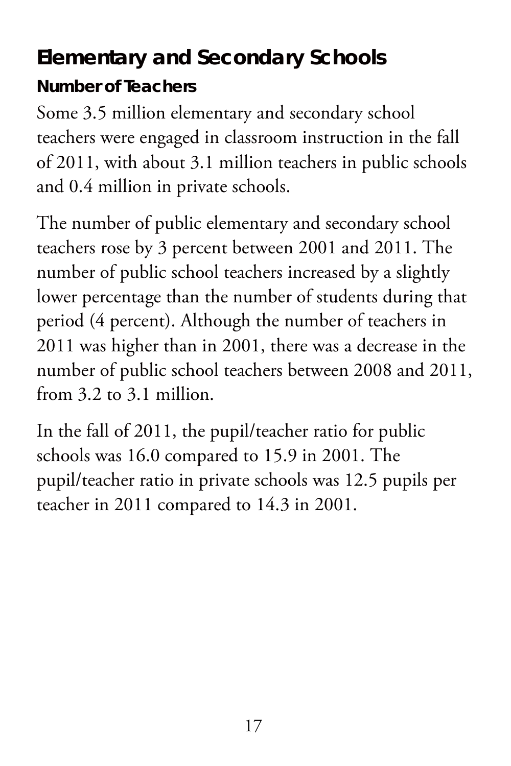## Elementary and Secondary Schools

### Number of Teachers

Some 3.5 million elementary and secondary school teachers were engaged in classroom instruction in the fall of 2011, with about 3.1 million teachers in public schools and 0.4 million in private schools.

The number of public elementary and secondary school teachers rose by 3 percent between 2001 and 2011. The number of public school teachers increased by a slightly lower percentage than the number of students during that period (4 percent). Although the number of teachers in 2011 was higher than in 2001, there was a decrease in the number of public school teachers between 2008 and 2011, from 3.2 to 3.1 million.

In the fall of 2011, the pupil/teacher ratio for public schools was 16.0 compared to 15.9 in 2001. The pupil/teacher ratio in private schools was 12.5 pupils per teacher in 2011 compared to 14.3 in 2001.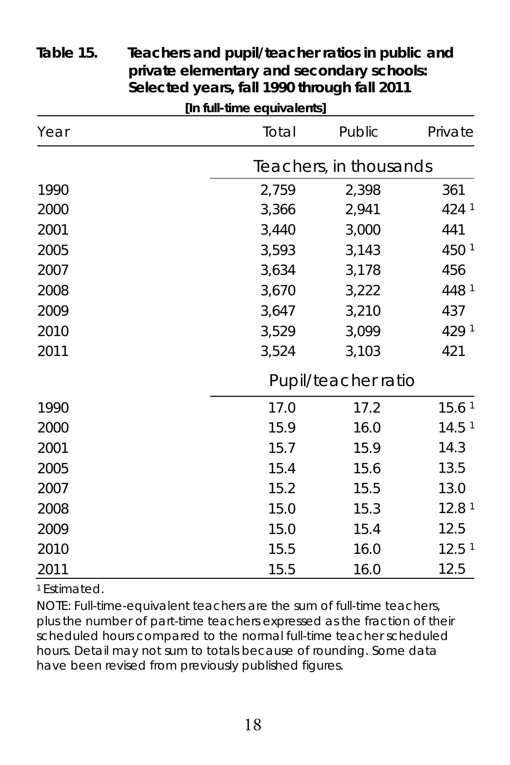**Table 15. Teachers and pupil/teacher ratios in public and private elementary and secondary schools: Selected years, fall 1990 through fall 2011**

[In full-time equivalents]

| Year | Total | Public | Private |
|---|---|---|---|
| | Teachers, in thousands | | |
| 1990 | 2,759 | 2,398 | 361 |
| 2000 | 3,366 | 2,941 | 424 [1] |
| 2001 | 3,440 | 3,000 | 441 |
| 2005 | 3,593 | 3,143 | 450 [1] |
| 2007 | 3,634 | 3,178 | 456 |
| 2008 | 3,670 | 3,222 | 448 [1] |
| 2009 | 3,647 | 3,210 | 437 |
| 2010 | 3,529 | 3,099 | 429 [1] |
| 2011 | 3,524 | 3,103 | 421 |
| | Pupil/teacher ratio | | |
| 1990 | 17.0 | 17.2 | 15.6 [1] |
| 2000 | 15.9 | 16.0 | 14.5 [1] |
| 2001 | 15.7 | 15.9 | 14.3 |
| 2005 | 15.4 | 15.6 | 13.5 |
| 2007 | 15.2 | 15.5 | 13.0 |
| 2008 | 15.0 | 15.3 | 12.8 [1] |
| 2009 | 15.0 | 15.4 | 12.5 |
| 2010 | 15.5 | 16.0 | 12.5 [1] |
| 2011 | 15.5 | 16.0 | 12.5 |

[1] Estimated.

NOTE: Full-time-equivalent teachers are the sum of full-time teachers, plus the number of part-time teachers expressed as the fraction of their scheduled hours compared to the normal full-time teacher scheduled hours. Detail may not sum to totals because of rounding. Some data have been revised from previously published figures.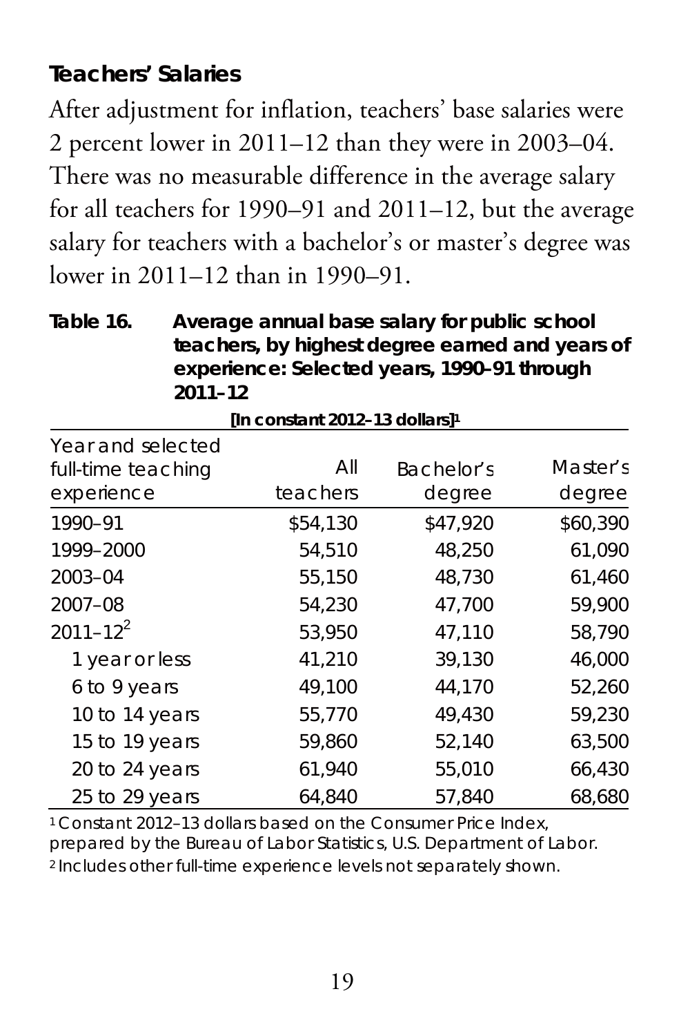## Teachers' Salaries

After adjustment for inflation, teachers' base salaries were 2 percent lower in 2011–12 than they were in 2003–04. There was no measurable difference in the average salary for all teachers for 1990–91 and 2011–12, but the average salary for teachers with a bachelor's or master's degree was lower in 2011–12 than in 1990–91.

**Table 16. Average annual base salary for public school teachers, by highest degree earned and years of experience: Selected years, 1990–91 through 2011–12**

[In constant 2012–13 dollars][1]

| Year and selected full-time teaching experience | All teachers | Bachelor's degree | Master's degree |
|---|---|---|---|
| 1990–91 | $54,130 | $47,920 | $60,390 |
| 1999–2000 | 54,510 | 48,250 | 61,090 |
| 2003–04 | 55,150 | 48,730 | 61,460 |
| 2007–08 | 54,230 | 47,700 | 59,900 |
| 2011–12[2] | 53,950 | 47,110 | 58,790 |
| 1 year or less | 41,210 | 39,130 | 46,000 |
| 6 to 9 years | 49,100 | 44,170 | 52,260 |
| 10 to 14 years | 55,770 | 49,430 | 59,230 |
| 15 to 19 years | 59,860 | 52,140 | 63,500 |
| 20 to 24 years | 61,940 | 55,010 | 66,430 |
| 25 to 29 years | 64,840 | 57,840 | 68,680 |

[1] Constant 2012–13 dollars based on the Consumer Price Index, prepared by the Bureau of Labor Statistics, U.S. Department of Labor.
[2] Includes other full-time experience levels not separately shown.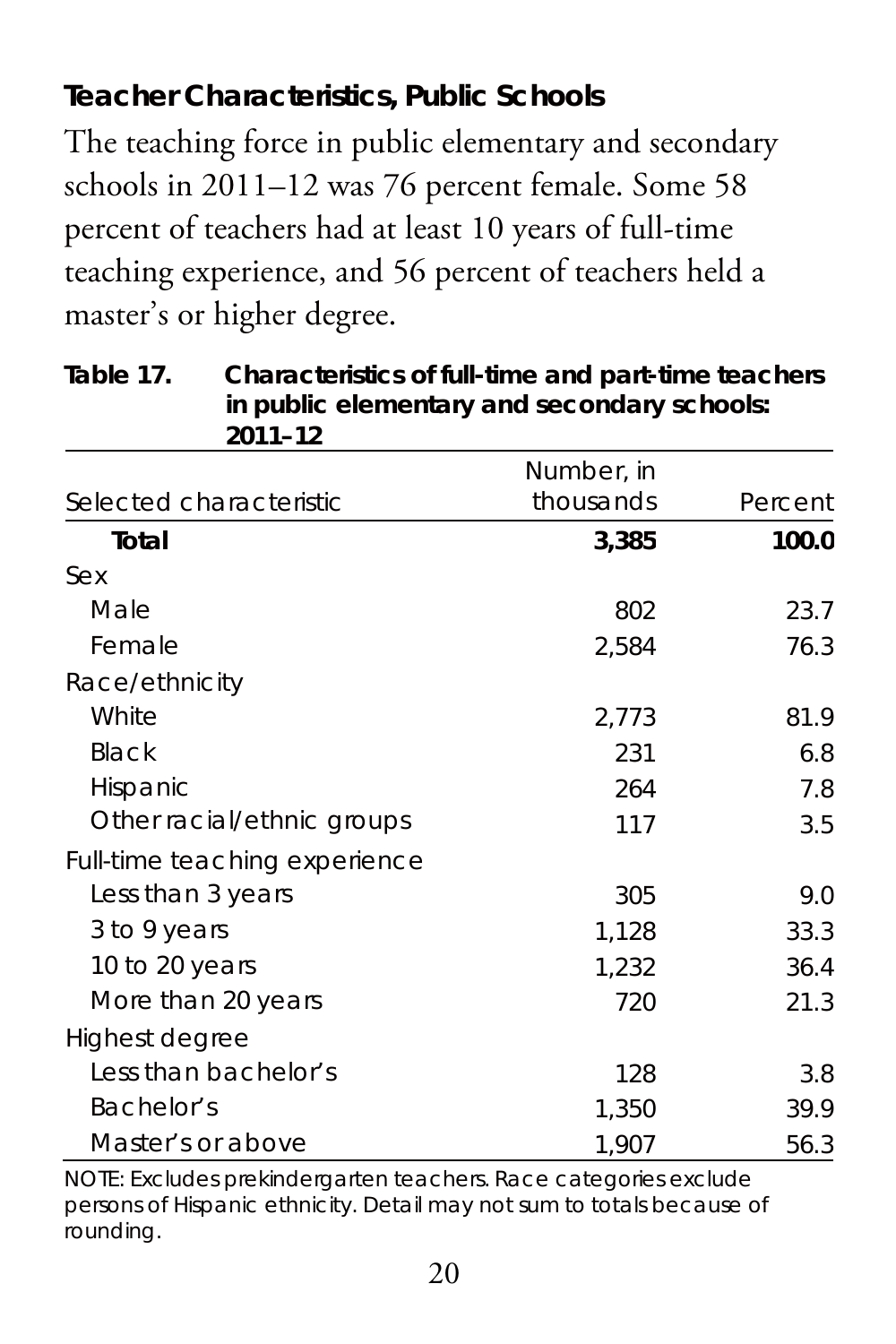## Teacher Characteristics, Public Schools

The teaching force in public elementary and secondary schools in 2011–12 was 76 percent female. Some 58 percent of teachers had at least 10 years of full-time teaching experience, and 56 percent of teachers held a master's or higher degree.

**Table 17. Characteristics of full-time and part-time teachers in public elementary and secondary schools: 2011–12**

| Selected characteristic | Number, in thousands | Percent |
|---|---|---|
| **Total** | **3,385** | **100.0** |
| Sex | | |
| Male | 802 | 23.7 |
| Female | 2,584 | 76.3 |
| Race/ethnicity | | |
| White | 2,773 | 81.9 |
| Black | 231 | 6.8 |
| Hispanic | 264 | 7.8 |
| Other racial/ethnic groups | 117 | 3.5 |
| Full-time teaching experience | | |
| Less than 3 years | 305 | 9.0 |
| 3 to 9 years | 1,128 | 33.3 |
| 10 to 20 years | 1,232 | 36.4 |
| More than 20 years | 720 | 21.3 |
| Highest degree | | |
| Less than bachelor's | 128 | 3.8 |
| Bachelor's | 1,350 | 39.9 |
| Master's or above | 1,907 | 56.3 |

NOTE: Excludes prekindergarten teachers. Race categories exclude persons of Hispanic ethnicity. Detail may not sum to totals because of rounding.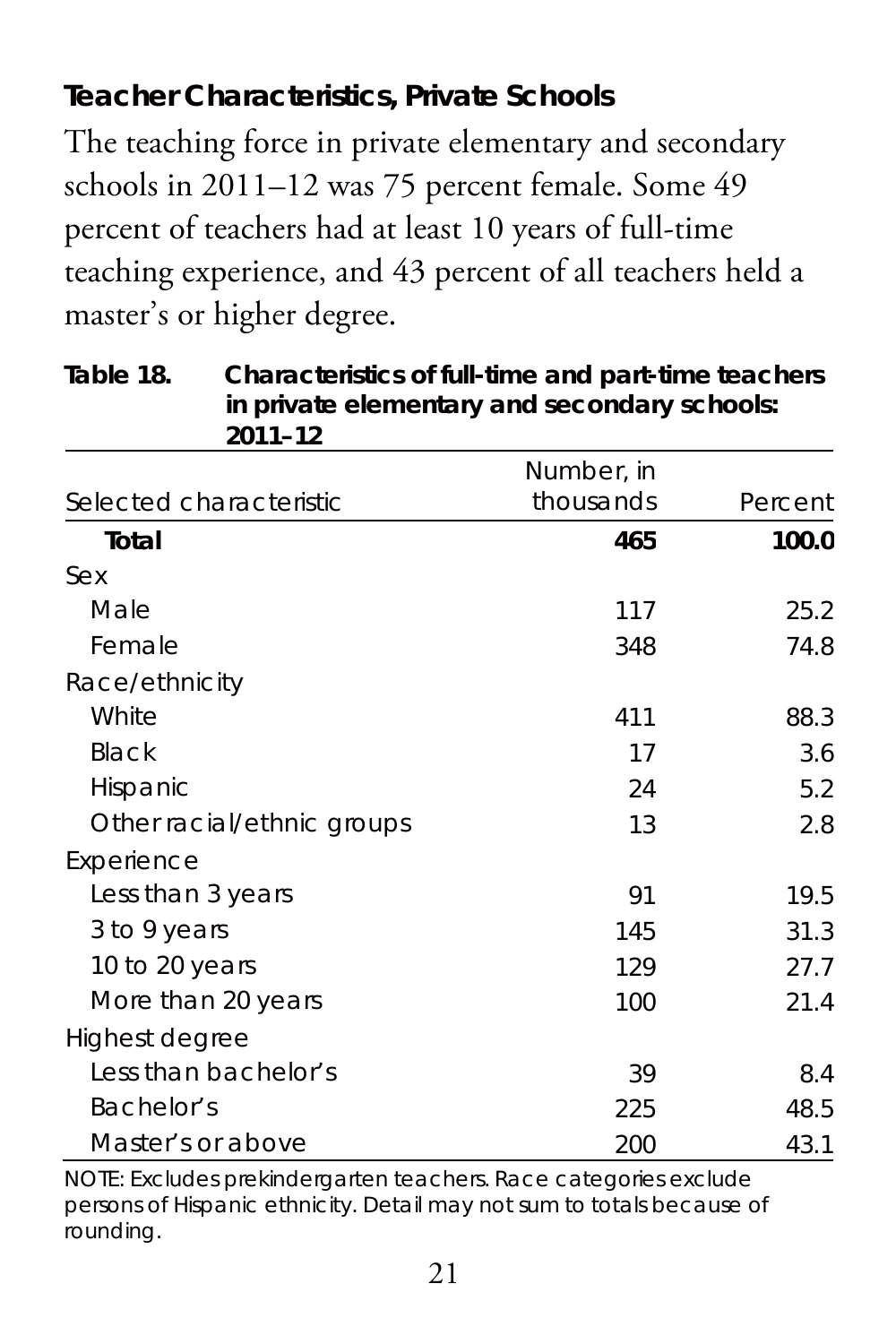## Teacher Characteristics, Private Schools

The teaching force in private elementary and secondary schools in 2011–12 was 75 percent female. Some 49 percent of teachers had at least 10 years of full-time teaching experience, and 43 percent of all teachers held a master's or higher degree.

**Table 18. Characteristics of full-time and part-time teachers in private elementary and secondary schools: 2011–12**

| Selected characteristic | Number, in thousands | Percent |
|---|---|---|
| **Total** | **465** | **100.0** |
| Sex | | |
| Male | 117 | 25.2 |
| Female | 348 | 74.8 |
| Race/ethnicity | | |
| White | 411 | 88.3 |
| Black | 17 | 3.6 |
| Hispanic | 24 | 5.2 |
| Other racial/ethnic groups | 13 | 2.8 |
| Experience | | |
| Less than 3 years | 91 | 19.5 |
| 3 to 9 years | 145 | 31.3 |
| 10 to 20 years | 129 | 27.7 |
| More than 20 years | 100 | 21.4 |
| Highest degree | | |
| Less than bachelor's | 39 | 8.4 |
| Bachelor's | 225 | 48.5 |
| Master's or above | 200 | 43.1 |

NOTE: Excludes prekindergarten teachers. Race categories exclude persons of Hispanic ethnicity. Detail may not sum to totals because of rounding.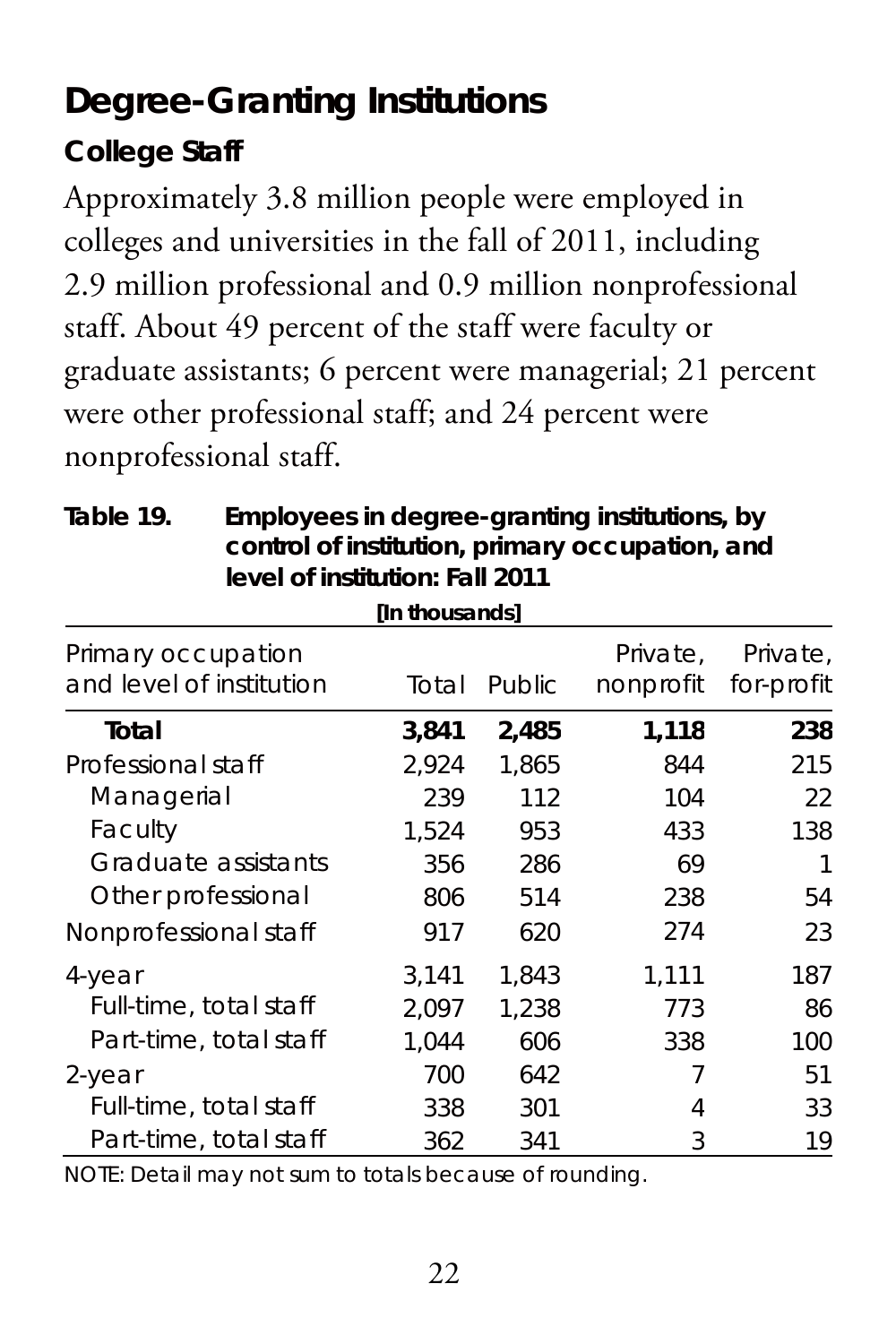# Degree-Granting Institutions

## College Staff

Approximately 3.8 million people were employed in colleges and universities in the fall of 2011, including 2.9 million professional and 0.9 million nonprofessional staff. About 49 percent of the staff were faculty or graduate assistants; 6 percent were managerial; 21 percent were other professional staff; and 24 percent were nonprofessional staff.

**Table 19. Employees in degree-granting institutions, by control of institution, primary occupation, and level of institution: Fall 2011**

[In thousands]

| Primary occupation and level of institution | Total | Public | Private, nonprofit | Private, for-profit |
|---|---|---|---|---|
| **Total** | **3,841** | **2,485** | **1,118** | **238** |
| Professional staff | 2,924 | 1,865 | 844 | 215 |
| Managerial | 239 | 112 | 104 | 22 |
| Faculty | 1,524 | 953 | 433 | 138 |
| Graduate assistants | 356 | 286 | 69 | 1 |
| Other professional | 806 | 514 | 238 | 54 |
| Nonprofessional staff | 917 | 620 | 274 | 23 |
| 4-year | 3,141 | 1,843 | 1,111 | 187 |
| Full-time, total staff | 2,097 | 1,238 | 773 | 86 |
| Part-time, total staff | 1,044 | 606 | 338 | 100 |
| 2-year | 700 | 642 | 7 | 51 |
| Full-time, total staff | 338 | 301 | 4 | 33 |
| Part-time, total staff | 362 | 341 | 3 | 19 |

NOTE: Detail may not sum to totals because of rounding.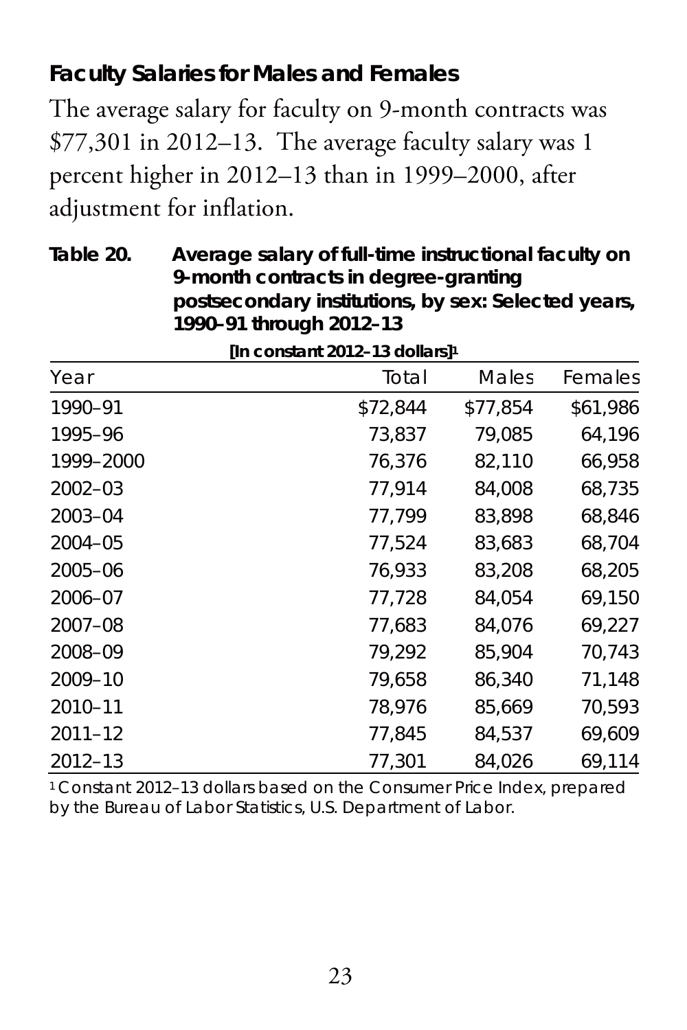## Faculty Salaries for Males and Females

The average salary for faculty on 9-month contracts was $77,301 in 2012–13. The average faculty salary was 1 percent higher in 2012–13 than in 1999–2000, after adjustment for inflation.

**Table 20. Average salary of full-time instructional faculty on 9-month contracts in degree-granting postsecondary institutions, by sex: Selected years, 1990–91 through 2012–13**

[In constant 2012–13 dollars][1]

| Year | Total | Males | Females |
|---|---|---|---|
| 1990–91 | $72,844 | $77,854 | $61,986 |
| 1995–96 | 73,837 | 79,085 | 64,196 |
| 1999–2000 | 76,376 | 82,110 | 66,958 |
| 2002–03 | 77,914 | 84,008 | 68,735 |
| 2003–04 | 77,799 | 83,898 | 68,846 |
| 2004–05 | 77,524 | 83,683 | 68,704 |
| 2005–06 | 76,933 | 83,208 | 68,205 |
| 2006–07 | 77,728 | 84,054 | 69,150 |
| 2007–08 | 77,683 | 84,076 | 69,227 |
| 2008–09 | 79,292 | 85,904 | 70,743 |
| 2009–10 | 79,658 | 86,340 | 71,148 |
| 2010–11 | 78,976 | 85,669 | 70,593 |
| 2011–12 | 77,845 | 84,537 | 69,609 |
| 2012–13 | 77,301 | 84,026 | 69,114 |

[1] Constant 2012–13 dollars based on the Consumer Price Index, prepared by the Bureau of Labor Statistics, U.S. Department of Labor.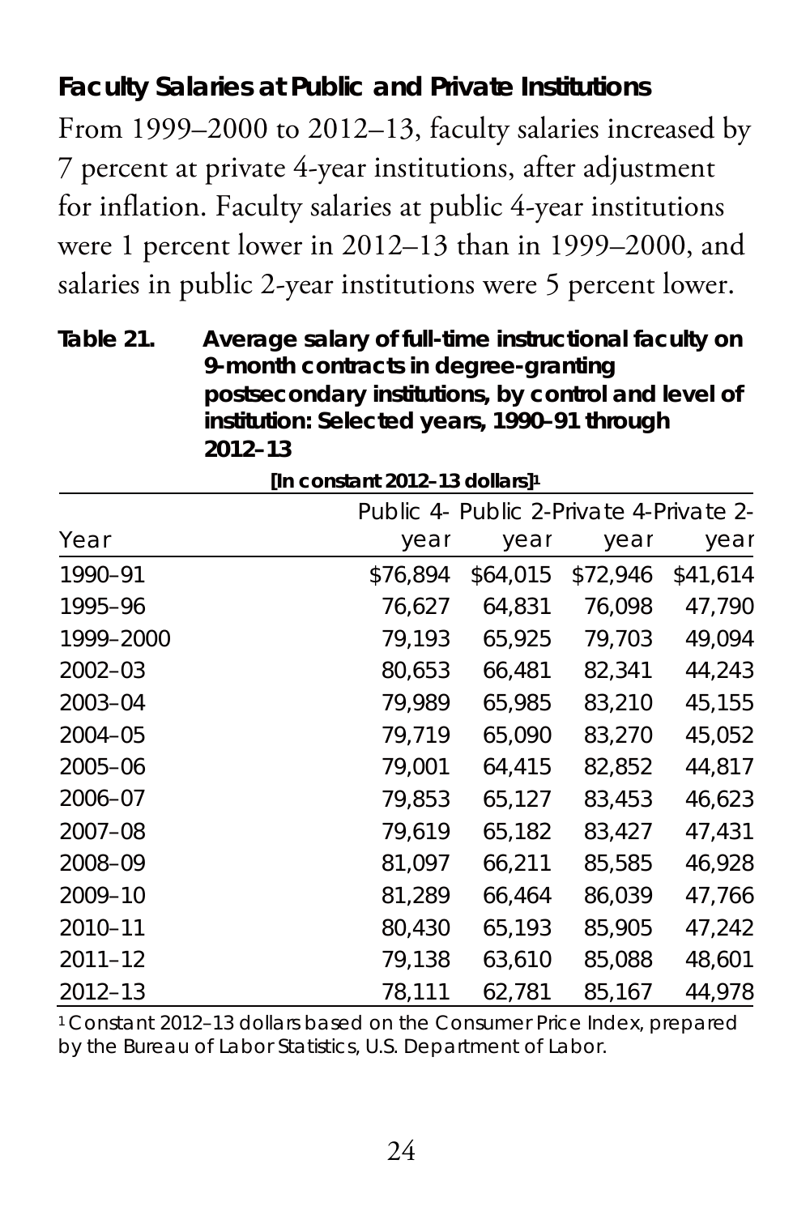## Faculty Salaries at Public and Private Institutions

From 1999–2000 to 2012–13, faculty salaries increased by 7 percent at private 4-year institutions, after adjustment for inflation. Faculty salaries at public 4-year institutions were 1 percent lower in 2012–13 than in 1999–2000, and salaries in public 2-year institutions were 5 percent lower.

**Table 21. Average salary of full-time instructional faculty on 9-month contracts in degree-granting postsecondary institutions, by control and level of institution: Selected years, 1990–91 through 2012–13**

**[In constant 2012–13 dollars][1]**

| Year | Public 4-year | Public 2-year | Private 4-year | Private 2-year |
|---|---|---|---|---|
| 1990–91 | $76,894 | $64,015 | $72,946 | $41,614 |
| 1995–96 | 76,627 | 64,831 | 76,098 | 47,790 |
| 1999–2000 | 79,193 | 65,925 | 79,703 | 49,094 |
| 2002–03 | 80,653 | 66,481 | 82,341 | 44,243 |
| 2003–04 | 79,989 | 65,985 | 83,210 | 45,155 |
| 2004–05 | 79,719 | 65,090 | 83,270 | 45,052 |
| 2005–06 | 79,001 | 64,415 | 82,852 | 44,817 |
| 2006–07 | 79,853 | 65,127 | 83,453 | 46,623 |
| 2007–08 | 79,619 | 65,182 | 83,427 | 47,431 |
| 2008–09 | 81,097 | 66,211 | 85,585 | 46,928 |
| 2009–10 | 81,289 | 66,464 | 86,039 | 47,766 |
| 2010–11 | 80,430 | 65,193 | 85,905 | 47,242 |
| 2011–12 | 79,138 | 63,610 | 85,088 | 48,601 |
| 2012–13 | 78,111 | 62,781 | 85,167 | 44,978 |

[1] Constant 2012–13 dollars based on the Consumer Price Index, prepared by the Bureau of Labor Statistics, U.S. Department of Labor.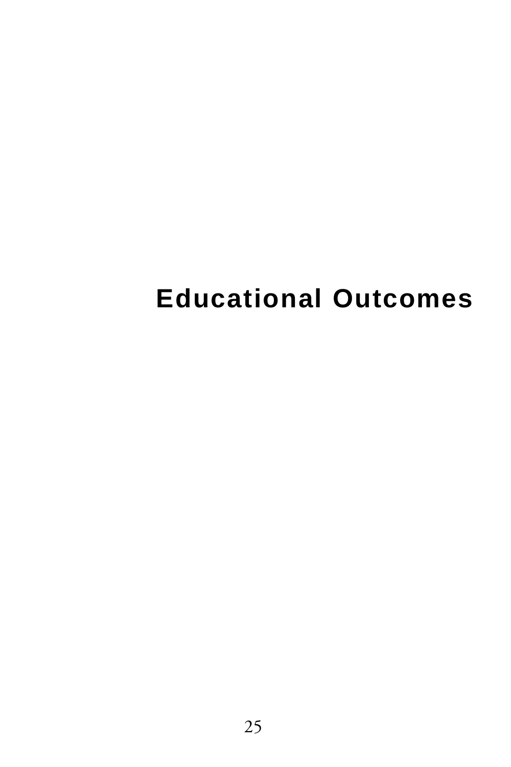# Educational Outcomes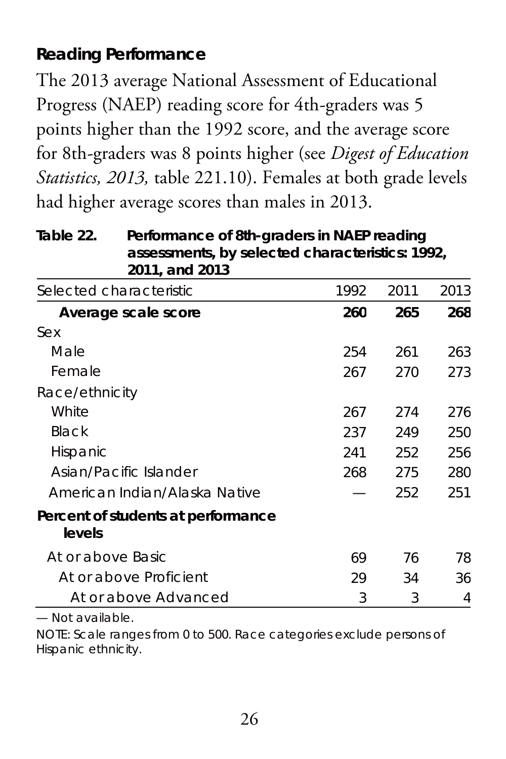## Reading Performance

The 2013 average National Assessment of Educational Progress (NAEP) reading score for 4th-graders was 5 points higher than the 1992 score, and the average score for 8th-graders was 8 points higher (see *Digest of Education Statistics, 2013,* table 221.10). Females at both grade levels had higher average scores than males in 2013.

**Table 22. Performance of 8th-graders in NAEP reading assessments, by selected characteristics: 1992, 2011, and 2013**

| Selected characteristic | 1992 | 2011 | 2013 |
|---|---|---|---|
| **Average scale score** | **260** | **265** | **268** |
| Sex | | | |
| Male | 254 | 261 | 263 |
| Female | 267 | 270 | 273 |
| Race/ethnicity | | | |
| White | 267 | 274 | 276 |
| Black | 237 | 249 | 250 |
| Hispanic | 241 | 252 | 256 |
| Asian/Pacific Islander | 268 | 275 | 280 |
| American Indian/Alaska Native | — | 252 | 251 |
| **Percent of students at performance levels** | | | |
| At or above Basic | 69 | 76 | 78 |
| At or above Proficient | 29 | 34 | 36 |
| At or above Advanced | 3 | 3 | 4 |

— Not available.

NOTE: Scale ranges from 0 to 500. Race categories exclude persons of Hispanic ethnicity.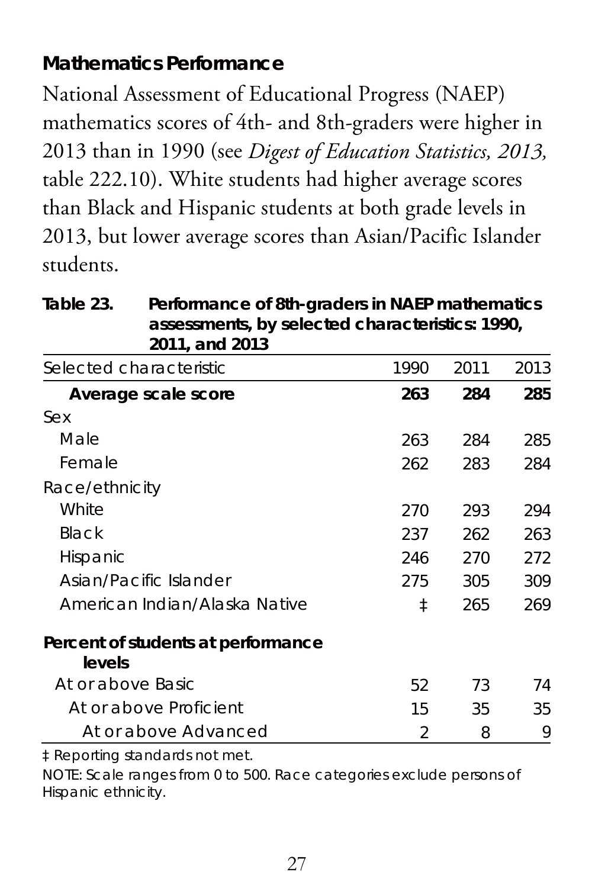### Mathematics Performance

National Assessment of Educational Progress (NAEP) mathematics scores of 4th- and 8th-graders were higher in 2013 than in 1990 (see *Digest of Education Statistics, 2013,* table 222.10). White students had higher average scores than Black and Hispanic students at both grade levels in 2013, but lower average scores than Asian/Pacific Islander students.

**Table 23. Performance of 8th-graders in NAEP mathematics assessments, by selected characteristics: 1990, 2011, and 2013**

| Selected characteristic | 1990 | 2011 | 2013 |
|---|---|---|---|
| **Average scale score** | **263** | **284** | **285** |
| Sex | | | |
| Male | 263 | 284 | 285 |
| Female | 262 | 283 | 284 |
| Race/ethnicity | | | |
| White | 270 | 293 | 294 |
| Black | 237 | 262 | 263 |
| Hispanic | 246 | 270 | 272 |
| Asian/Pacific Islander | 275 | 305 | 309 |
| American Indian/Alaska Native | ‡ | 265 | 269 |
| **Percent of students at performance levels** | | | |
| At or above Basic | 52 | 73 | 74 |
| At or above Proficient | 15 | 35 | 35 |
| At or above Advanced | 2 | 8 | 9 |

‡ Reporting standards not met.

NOTE: Scale ranges from 0 to 500. Race categories exclude persons of Hispanic ethnicity.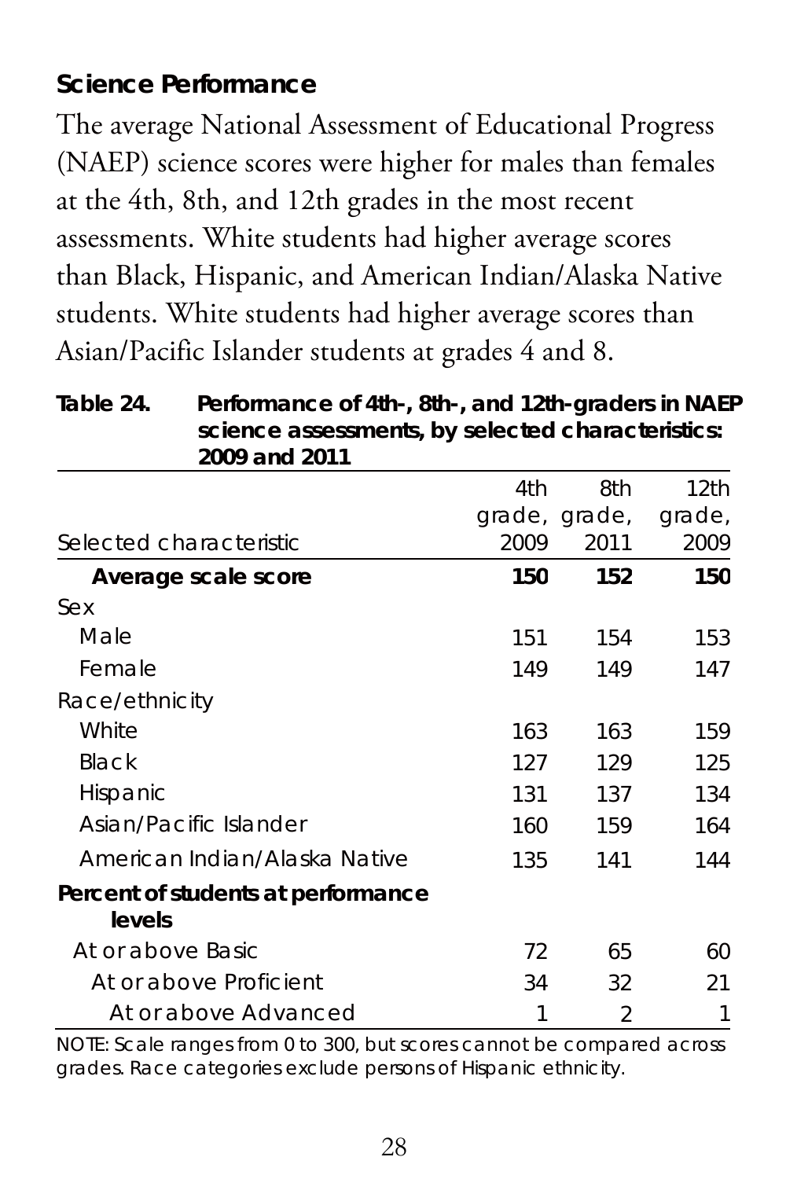## Science Performance

The average National Assessment of Educational Progress (NAEP) science scores were higher for males than females at the 4th, 8th, and 12th grades in the most recent assessments. White students had higher average scores than Black, Hispanic, and American Indian/Alaska Native students. White students had higher average scores than Asian/Pacific Islander students at grades 4 and 8.

**Table 24. Performance of 4th-, 8th-, and 12th-graders in NAEP science assessments, by selected characteristics: 2009 and 2011**

| Selected characteristic | 4th grade, 2009 | 8th grade, 2011 | 12th grade, 2009 |
|---|---|---|---|
| **Average scale score** | **150** | **152** | **150** |
| Sex | | | |
| Male | 151 | 154 | 153 |
| Female | 149 | 149 | 147 |
| Race/ethnicity | | | |
| White | 163 | 163 | 159 |
| Black | 127 | 129 | 125 |
| Hispanic | 131 | 137 | 134 |
| Asian/Pacific Islander | 160 | 159 | 164 |
| American Indian/Alaska Native | 135 | 141 | 144 |
| **Percent of students at performance levels** | | | |
| At or above Basic | 72 | 65 | 60 |
| At or above Proficient | 34 | 32 | 21 |
| At or above Advanced | 1 | 2 | 1 |

NOTE: Scale ranges from 0 to 300, but scores cannot be compared across grades. Race categories exclude persons of Hispanic ethnicity.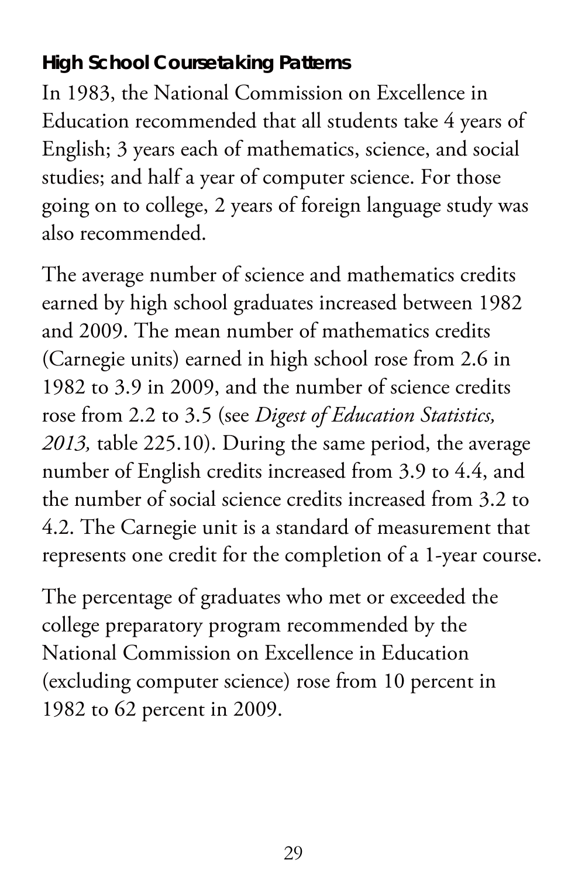### High School Coursetaking Patterns

In 1983, the National Commission on Excellence in Education recommended that all students take 4 years of English; 3 years each of mathematics, science, and social studies; and half a year of computer science. For those going on to college, 2 years of foreign language study was also recommended.

The average number of science and mathematics credits earned by high school graduates increased between 1982 and 2009. The mean number of mathematics credits (Carnegie units) earned in high school rose from 2.6 in 1982 to 3.9 in 2009, and the number of science credits rose from 2.2 to 3.5 (see *Digest of Education Statistics, 2013,* table 225.10). During the same period, the average number of English credits increased from 3.9 to 4.4, and the number of social science credits increased from 3.2 to 4.2. The Carnegie unit is a standard of measurement that represents one credit for the completion of a 1-year course.

The percentage of graduates who met or exceeded the college preparatory program recommended by the National Commission on Excellence in Education (excluding computer science) rose from 10 percent in 1982 to 62 percent in 2009.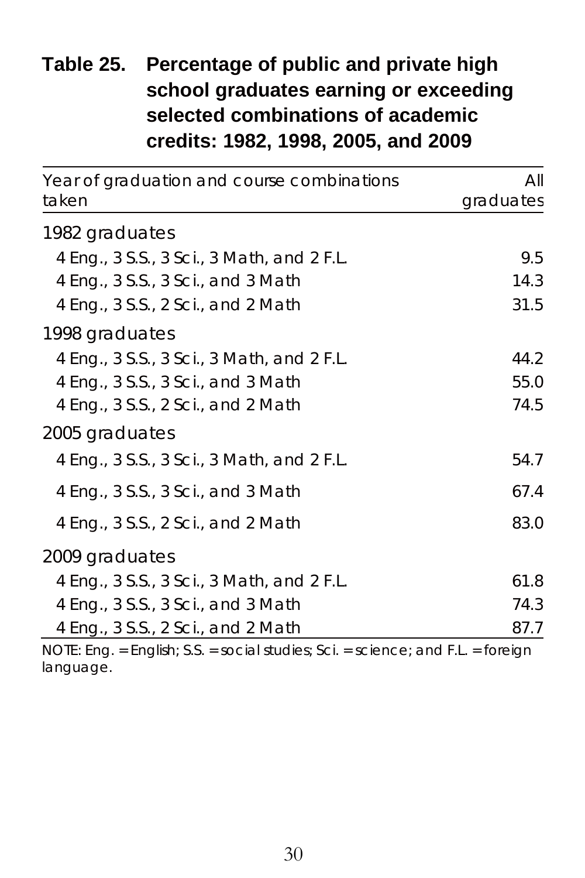## Table 25. Percentage of public and private high school graduates earning or exceeding selected combinations of academic credits: 1982, 1998, 2005, and 2009

| Year of graduation and course combinations taken | All graduates |
|---|---|
| **1982 graduates** | |
| 4 Eng., 3 S.S., 3 Sci., 3 Math, and 2 F.L. | 9.5 |
| 4 Eng., 3 S.S., 3 Sci., and 3 Math | 14.3 |
| 4 Eng., 3 S.S., 2 Sci., and 2 Math | 31.5 |
| **1998 graduates** | |
| 4 Eng., 3 S.S., 3 Sci., 3 Math, and 2 F.L. | 44.2 |
| 4 Eng., 3 S.S., 3 Sci., and 3 Math | 55.0 |
| 4 Eng., 3 S.S., 2 Sci., and 2 Math | 74.5 |
| **2005 graduates** | |
| 4 Eng., 3 S.S., 3 Sci., 3 Math, and 2 F.L. | 54.7 |
| 4 Eng., 3 S.S., 3 Sci., and 3 Math | 67.4 |
| 4 Eng., 3 S.S., 2 Sci., and 2 Math | 83.0 |
| **2009 graduates** | |
| 4 Eng., 3 S.S., 3 Sci., 3 Math, and 2 F.L. | 61.8 |
| 4 Eng., 3 S.S., 3 Sci., and 3 Math | 74.3 |
| 4 Eng., 3 S.S., 2 Sci., and 2 Math | 87.7 |

NOTE: Eng. = English; S.S. = social studies; Sci. = science; and F.L. = foreign language.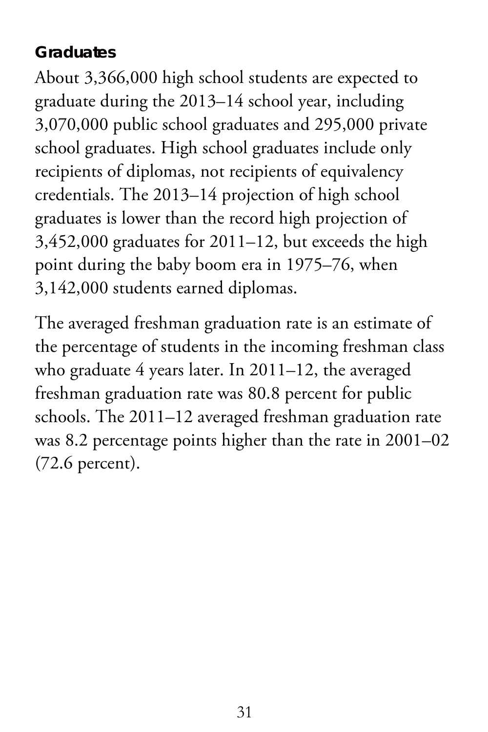### Graduates

About 3,366,000 high school students are expected to graduate during the 2013–14 school year, including 3,070,000 public school graduates and 295,000 private school graduates. High school graduates include only recipients of diplomas, not recipients of equivalency credentials. The 2013–14 projection of high school graduates is lower than the record high projection of 3,452,000 graduates for 2011–12, but exceeds the high point during the baby boom era in 1975–76, when 3,142,000 students earned diplomas.

The averaged freshman graduation rate is an estimate of the percentage of students in the incoming freshman class who graduate 4 years later. In 2011–12, the averaged freshman graduation rate was 80.8 percent for public schools. The 2011–12 averaged freshman graduation rate was 8.2 percentage points higher than the rate in 2001–02 (72.6 percent).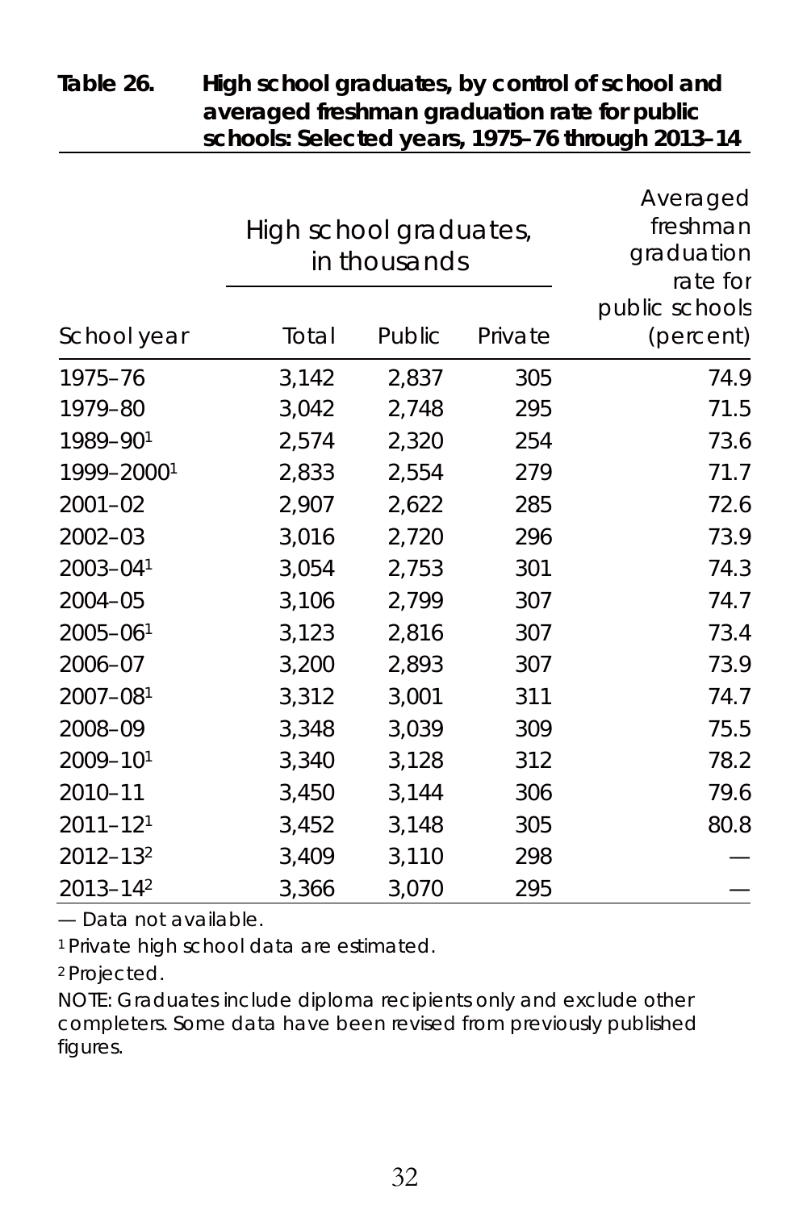**Table 26. High school graduates, by control of school and averaged freshman graduation rate for public schools: Selected years, 1975–76 through 2013–14**

| School year | High school graduates, in thousands | | | Averaged freshman graduation rate for public schools (percent) |
|---|---|---|---|---|
| | Total | Public | Private | |
| 1975–76 | 3,142 | 2,837 | 305 | 74.9 |
| 1979–80 | 3,042 | 2,748 | 295 | 71.5 |
| 1989–90[1] | 2,574 | 2,320 | 254 | 73.6 |
| 1999–2000[1] | 2,833 | 2,554 | 279 | 71.7 |
| 2001–02 | 2,907 | 2,622 | 285 | 72.6 |
| 2002–03 | 3,016 | 2,720 | 296 | 73.9 |
| 2003–04[1] | 3,054 | 2,753 | 301 | 74.3 |
| 2004–05 | 3,106 | 2,799 | 307 | 74.7 |
| 2005–06[1] | 3,123 | 2,816 | 307 | 73.4 |
| 2006–07 | 3,200 | 2,893 | 307 | 73.9 |
| 2007–08[1] | 3,312 | 3,001 | 311 | 74.7 |
| 2008–09 | 3,348 | 3,039 | 309 | 75.5 |
| 2009–10[1] | 3,340 | 3,128 | 312 | 78.2 |
| 2010–11 | 3,450 | 3,144 | 306 | 79.6 |
| 2011–12[1] | 3,452 | 3,148 | 305 | 80.8 |
| 2012–13[2] | 3,409 | 3,110 | 298 | — |
| 2013–14[2] | 3,366 | 3,070 | 295 | — |

— Data not available.

[1] Private high school data are estimated.

[2] Projected.

NOTE: Graduates include diploma recipients only and exclude other completers. Some data have been revised from previously published figures.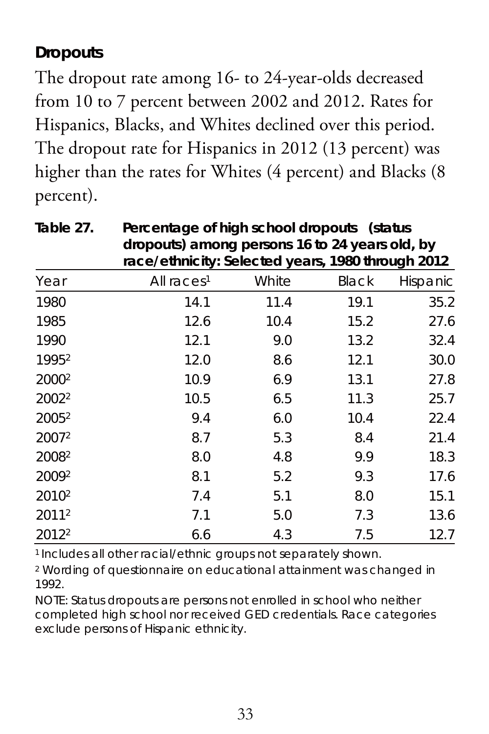## Dropouts

The dropout rate among 16- to 24-year-olds decreased from 10 to 7 percent between 2002 and 2012. Rates for Hispanics, Blacks, and Whites declined over this period. The dropout rate for Hispanics in 2012 (13 percent) was higher than the rates for Whites (4 percent) and Blacks (8 percent).

**Table 27. Percentage of high school dropouts (status dropouts) among persons 16 to 24 years old, by race/ethnicity: Selected years, 1980 through 2012**

| Year | All races[1] | White | Black | Hispanic |
|---|---|---|---|---|
| 1980 | 14.1 | 11.4 | 19.1 | 35.2 |
| 1985 | 12.6 | 10.4 | 15.2 | 27.6 |
| 1990 | 12.1 | 9.0 | 13.2 | 32.4 |
| 1995[2] | 12.0 | 8.6 | 12.1 | 30.0 |
| 2000[2] | 10.9 | 6.9 | 13.1 | 27.8 |
| 2002[2] | 10.5 | 6.5 | 11.3 | 25.7 |
| 2005[2] | 9.4 | 6.0 | 10.4 | 22.4 |
| 2007[2] | 8.7 | 5.3 | 8.4 | 21.4 |
| 2008[2] | 8.0 | 4.8 | 9.9 | 18.3 |
| 2009[2] | 8.1 | 5.2 | 9.3 | 17.6 |
| 2010[2] | 7.4 | 5.1 | 8.0 | 15.1 |
| 2011[2] | 7.1 | 5.0 | 7.3 | 13.6 |
| 2012[2] | 6.6 | 4.3 | 7.5 | 12.7 |

[1] Includes all other racial/ethnic groups not separately shown.

[2] Wording of questionnaire on educational attainment was changed in 1992.

NOTE: Status dropouts are persons not enrolled in school who neither completed high school nor received GED credentials. Race categories exclude persons of Hispanic ethnicity.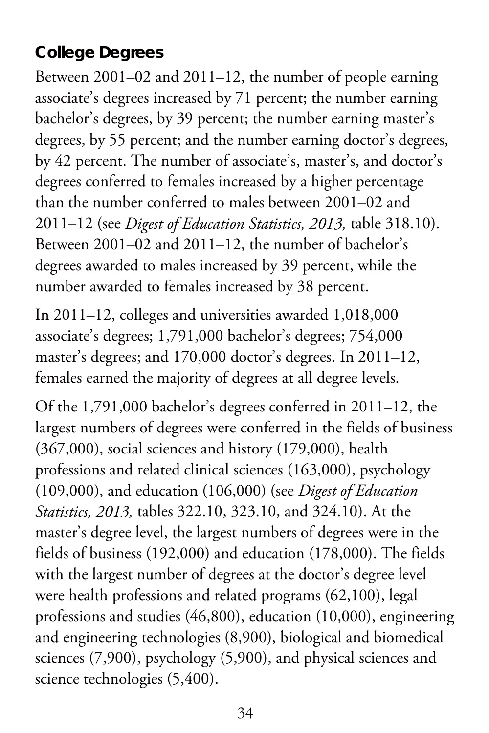## College Degrees

Between 2001–02 and 2011–12, the number of people earning associate's degrees increased by 71 percent; the number earning bachelor's degrees, by 39 percent; the number earning master's degrees, by 55 percent; and the number earning doctor's degrees, by 42 percent. The number of associate's, master's, and doctor's degrees conferred to females increased by a higher percentage than the number conferred to males between 2001–02 and 2011–12 (see *Digest of Education Statistics, 2013,* table 318.10). Between 2001–02 and 2011–12, the number of bachelor's degrees awarded to males increased by 39 percent, while the number awarded to females increased by 38 percent.

In 2011–12, colleges and universities awarded 1,018,000 associate's degrees; 1,791,000 bachelor's degrees; 754,000 master's degrees; and 170,000 doctor's degrees. In 2011–12, females earned the majority of degrees at all degree levels.

Of the 1,791,000 bachelor's degrees conferred in 2011–12, the largest numbers of degrees were conferred in the fields of business (367,000), social sciences and history (179,000), health professions and related clinical sciences (163,000), psychology (109,000), and education (106,000) (see *Digest of Education Statistics, 2013,* tables 322.10, 323.10, and 324.10). At the master's degree level, the largest numbers of degrees were in the fields of business (192,000) and education (178,000). The fields with the largest number of degrees at the doctor's degree level were health professions and related programs (62,100), legal professions and studies (46,800), education (10,000), engineering and engineering technologies (8,900), biological and biomedical sciences (7,900), psychology (5,900), and physical sciences and science technologies (5,400).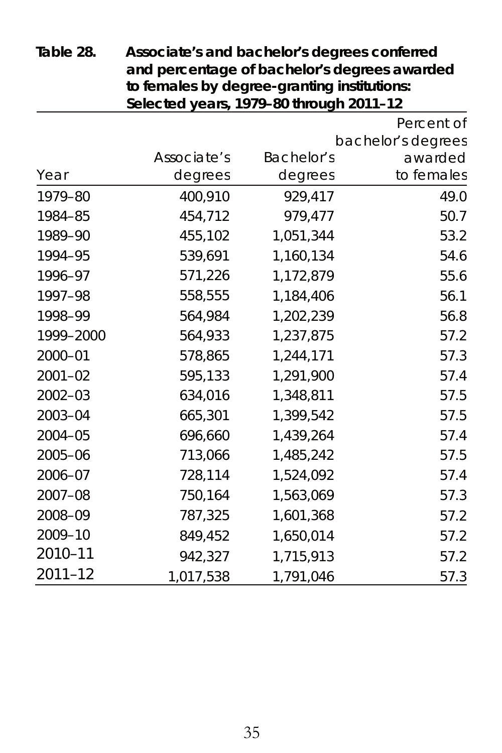**Table 28. Associate's and bachelor's degrees conferred and percentage of bachelor's degrees awarded to females by degree-granting institutions: Selected years, 1979–80 through 2011–12**

| Year | Associate's degrees | Bachelor's degrees | Percent of bachelor's degrees awarded to females |
|---|---|---|---|
| 1979–80 | 400,910 | 929,417 | 49.0 |
| 1984–85 | 454,712 | 979,477 | 50.7 |
| 1989–90 | 455,102 | 1,051,344 | 53.2 |
| 1994–95 | 539,691 | 1,160,134 | 54.6 |
| 1996–97 | 571,226 | 1,172,879 | 55.6 |
| 1997–98 | 558,555 | 1,184,406 | 56.1 |
| 1998–99 | 564,984 | 1,202,239 | 56.8 |
| 1999–2000 | 564,933 | 1,237,875 | 57.2 |
| 2000–01 | 578,865 | 1,244,171 | 57.3 |
| 2001–02 | 595,133 | 1,291,900 | 57.4 |
| 2002–03 | 634,016 | 1,348,811 | 57.5 |
| 2003–04 | 665,301 | 1,399,542 | 57.5 |
| 2004–05 | 696,660 | 1,439,264 | 57.4 |
| 2005–06 | 713,066 | 1,485,242 | 57.5 |
| 2006–07 | 728,114 | 1,524,092 | 57.4 |
| 2007–08 | 750,164 | 1,563,069 | 57.3 |
| 2008–09 | 787,325 | 1,601,368 | 57.2 |
| 2009–10 | 849,452 | 1,650,014 | 57.2 |
| 2010–11 | 942,327 | 1,715,913 | 57.2 |
| 2011–12 | 1,017,538 | 1,791,046 | 57.3 |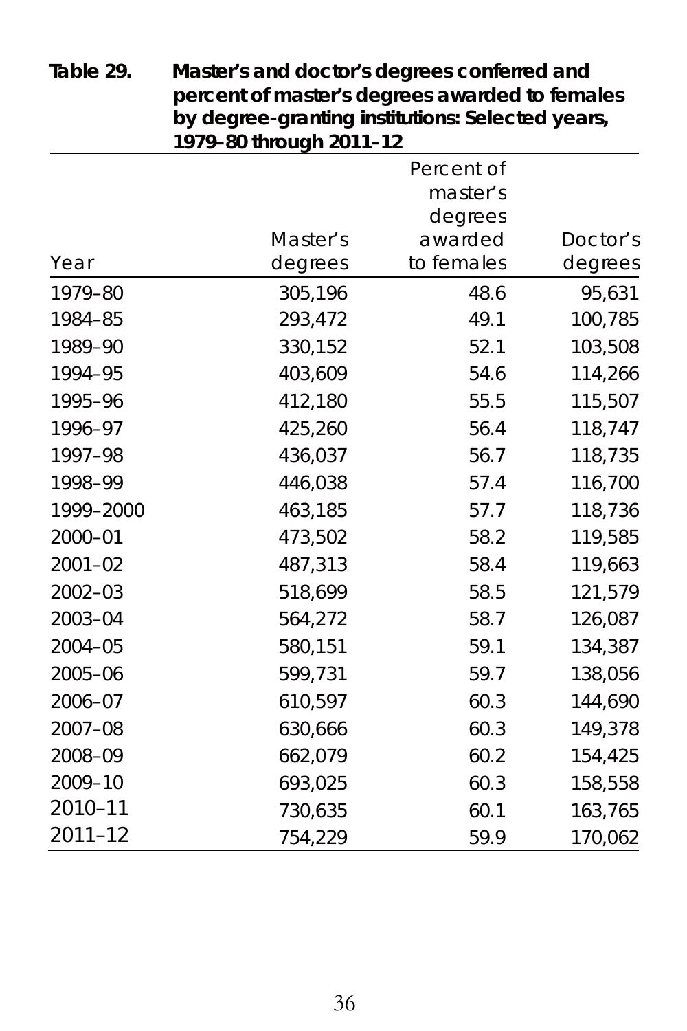**Table 29. Master's and doctor's degrees conferred and percent of master's degrees awarded to females by degree-granting institutions: Selected years, 1979–80 through 2011–12**

| Year | Master's degrees | Percent of master's degrees awarded to females | Doctor's degrees |
|---|---|---|---|
| 1979–80 | 305,196 | 48.6 | 95,631 |
| 1984–85 | 293,472 | 49.1 | 100,785 |
| 1989–90 | 330,152 | 52.1 | 103,508 |
| 1994–95 | 403,609 | 54.6 | 114,266 |
| 1995–96 | 412,180 | 55.5 | 115,507 |
| 1996–97 | 425,260 | 56.4 | 118,747 |
| 1997–98 | 436,037 | 56.7 | 118,735 |
| 1998–99 | 446,038 | 57.4 | 116,700 |
| 1999–2000 | 463,185 | 57.7 | 118,736 |
| 2000–01 | 473,502 | 58.2 | 119,585 |
| 2001–02 | 487,313 | 58.4 | 119,663 |
| 2002–03 | 518,699 | 58.5 | 121,579 |
| 2003–04 | 564,272 | 58.7 | 126,087 |
| 2004–05 | 580,151 | 59.1 | 134,387 |
| 2005–06 | 599,731 | 59.7 | 138,056 |
| 2006–07 | 610,597 | 60.3 | 144,690 |
| 2007–08 | 630,666 | 60.3 | 149,378 |
| 2008–09 | 662,079 | 60.2 | 154,425 |
| 2009–10 | 693,025 | 60.3 | 158,558 |
| 2010–11 | 730,635 | 60.1 | 163,765 |
| 2011–12 | 754,229 | 59.9 | 170,062 |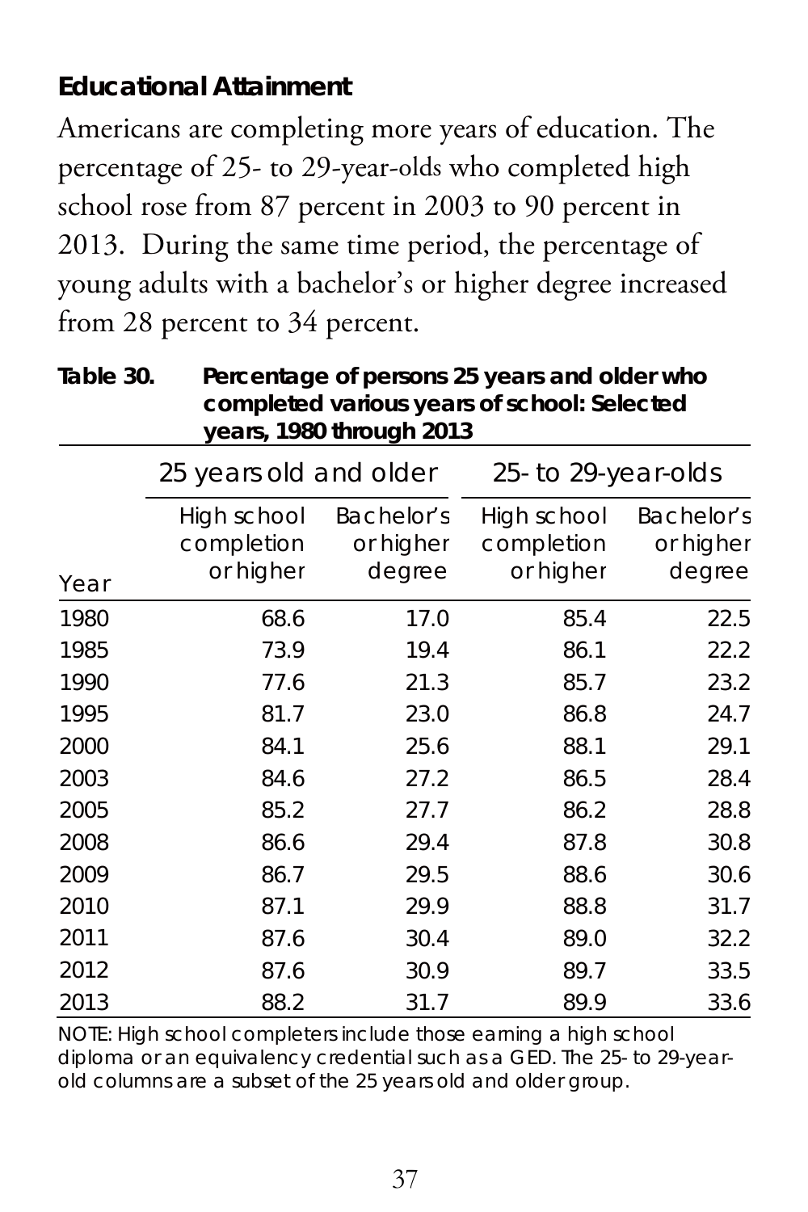## Educational Attainment

Americans are completing more years of education. The percentage of 25- to 29-year-olds who completed high school rose from 87 percent in 2003 to 90 percent in 2013. During the same time period, the percentage of young adults with a bachelor's or higher degree increased from 28 percent to 34 percent.

**Table 30. Percentage of persons 25 years and older who completed various years of school: Selected years, 1980 through 2013**

| Year | 25 years old and older | | 25- to 29-year-olds | |
|---|---|---|---|---|
| | High school completion or higher | Bachelor's or higher degree | High school completion or higher | Bachelor's or higher degree |
| 1980 | 68.6 | 17.0 | 85.4 | 22.5 |
| 1985 | 73.9 | 19.4 | 86.1 | 22.2 |
| 1990 | 77.6 | 21.3 | 85.7 | 23.2 |
| 1995 | 81.7 | 23.0 | 86.8 | 24.7 |
| 2000 | 84.1 | 25.6 | 88.1 | 29.1 |
| 2003 | 84.6 | 27.2 | 86.5 | 28.4 |
| 2005 | 85.2 | 27.7 | 86.2 | 28.8 |
| 2008 | 86.6 | 29.4 | 87.8 | 30.8 |
| 2009 | 86.7 | 29.5 | 88.6 | 30.6 |
| 2010 | 87.1 | 29.9 | 88.8 | 31.7 |
| 2011 | 87.6 | 30.4 | 89.0 | 32.2 |
| 2012 | 87.6 | 30.9 | 89.7 | 33.5 |
| 2013 | 88.2 | 31.7 | 89.9 | 33.6 |

NOTE: High school completers include those earning a high school diploma or an equivalency credential such as a GED. The 25- to 29-year-old columns are a subset of the 25 years old and older group.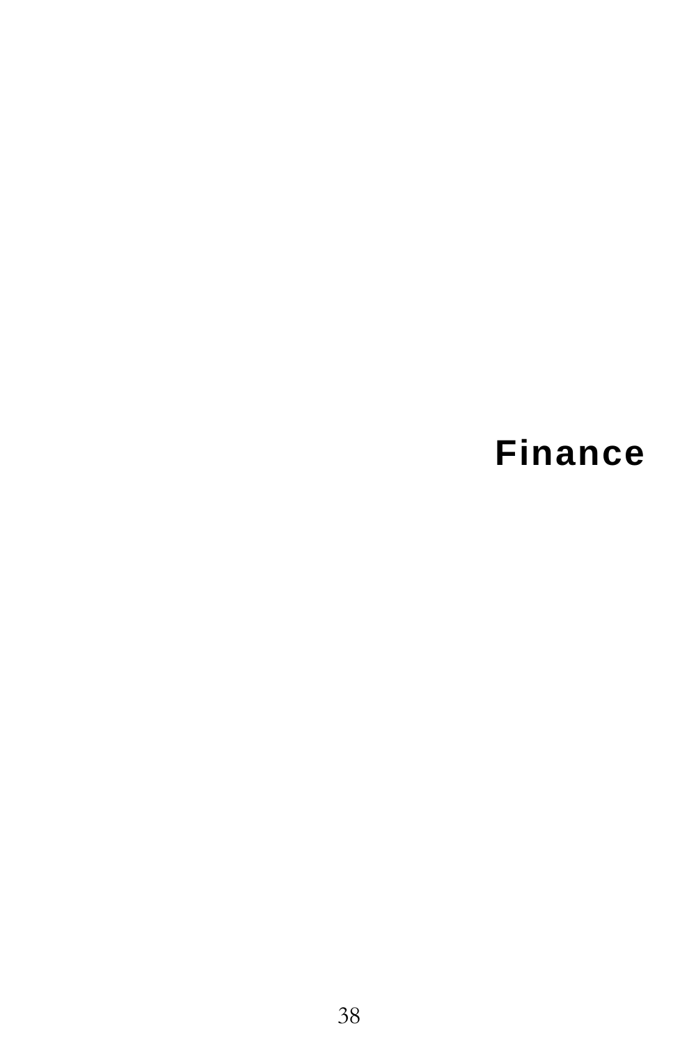# Finance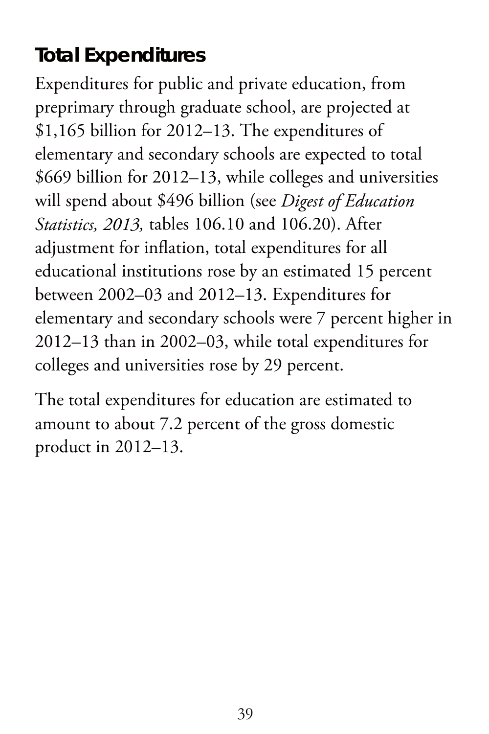## Total Expenditures

Expenditures for public and private education, from preprimary through graduate school, are projected at $1,165 billion for 2012–13. The expenditures of elementary and secondary schools are expected to total $669 billion for 2012–13, while colleges and universities will spend about $496 billion (see *Digest of Education Statistics, 2013,* tables 106.10 and 106.20). After adjustment for inflation, total expenditures for all educational institutions rose by an estimated 15 percent between 2002–03 and 2012–13. Expenditures for elementary and secondary schools were 7 percent higher in 2012–13 than in 2002–03, while total expenditures for colleges and universities rose by 29 percent.

The total expenditures for education are estimated to amount to about 7.2 percent of the gross domestic product in 2012–13.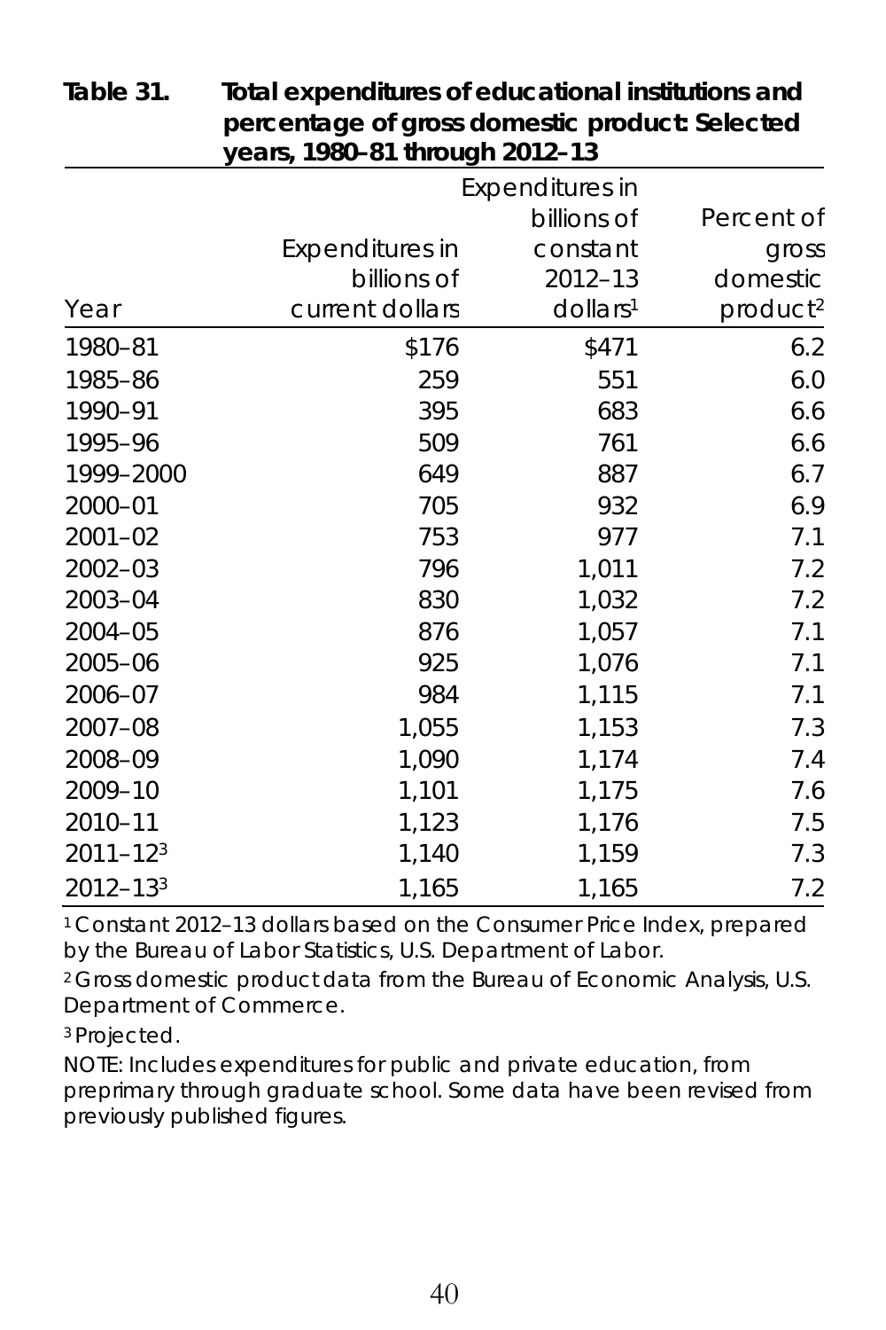**Table 31. Total expenditures of educational institutions and percentage of gross domestic product: Selected years, 1980–81 through 2012–13**

| Year | Expenditures in billions of current dollars | Expenditures in billions of constant 2012–13 dollars[1] | Percent of gross domestic product[2] |
|---|---|---|---|
| 1980–81 | $176 | $471 | 6.2 |
| 1985–86 | 259 | 551 | 6.0 |
| 1990–91 | 395 | 683 | 6.6 |
| 1995–96 | 509 | 761 | 6.6 |
| 1999–2000 | 649 | 887 | 6.7 |
| 2000–01 | 705 | 932 | 6.9 |
| 2001–02 | 753 | 977 | 7.1 |
| 2002–03 | 796 | 1,011 | 7.2 |
| 2003–04 | 830 | 1,032 | 7.2 |
| 2004–05 | 876 | 1,057 | 7.1 |
| 2005–06 | 925 | 1,076 | 7.1 |
| 2006–07 | 984 | 1,115 | 7.1 |
| 2007–08 | 1,055 | 1,153 | 7.3 |
| 2008–09 | 1,090 | 1,174 | 7.4 |
| 2009–10 | 1,101 | 1,175 | 7.6 |
| 2010–11 | 1,123 | 1,176 | 7.5 |
| 2011–12[3] | 1,140 | 1,159 | 7.3 |
| 2012–13[3] | 1,165 | 1,165 | 7.2 |

[1] Constant 2012–13 dollars based on the Consumer Price Index, prepared by the Bureau of Labor Statistics, U.S. Department of Labor.

[2] Gross domestic product data from the Bureau of Economic Analysis, U.S. Department of Commerce.

[3] Projected.

NOTE: Includes expenditures for public and private education, from preprimary through graduate school. Some data have been revised from previously published figures.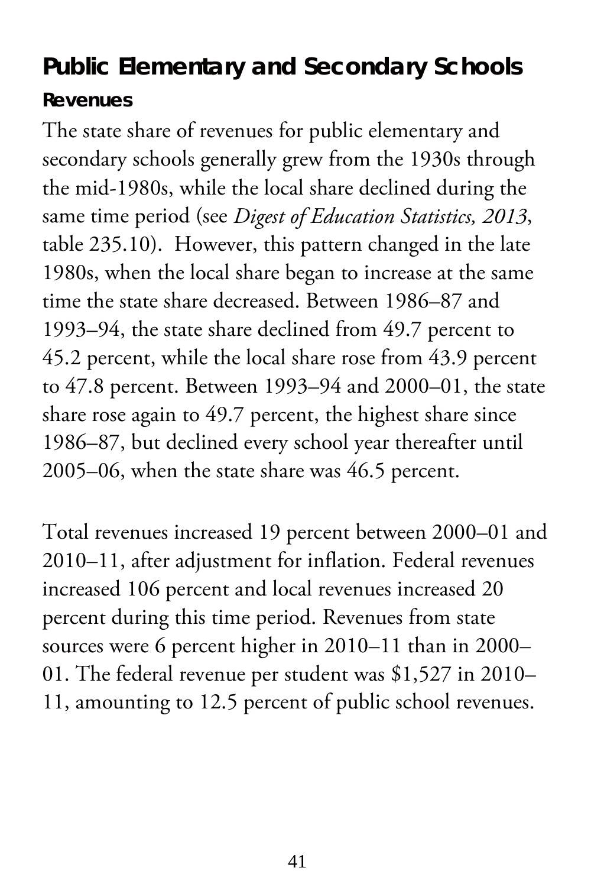## Public Elementary and Secondary Schools

### Revenues

The state share of revenues for public elementary and secondary schools generally grew from the 1930s through the mid-1980s, while the local share declined during the same time period (see *Digest of Education Statistics, 2013*, table 235.10). However, this pattern changed in the late 1980s, when the local share began to increase at the same time the state share decreased. Between 1986–87 and 1993–94, the state share declined from 49.7 percent to 45.2 percent, while the local share rose from 43.9 percent to 47.8 percent. Between 1993–94 and 2000–01, the state share rose again to 49.7 percent, the highest share since 1986–87, but declined every school year thereafter until 2005–06, when the state share was 46.5 percent.

Total revenues increased 19 percent between 2000–01 and 2010–11, after adjustment for inflation. Federal revenues increased 106 percent and local revenues increased 20 percent during this time period. Revenues from state sources were 6 percent higher in 2010–11 than in 2000–01. The federal revenue per student was $1,527 in 2010–11, amounting to 12.5 percent of public school revenues.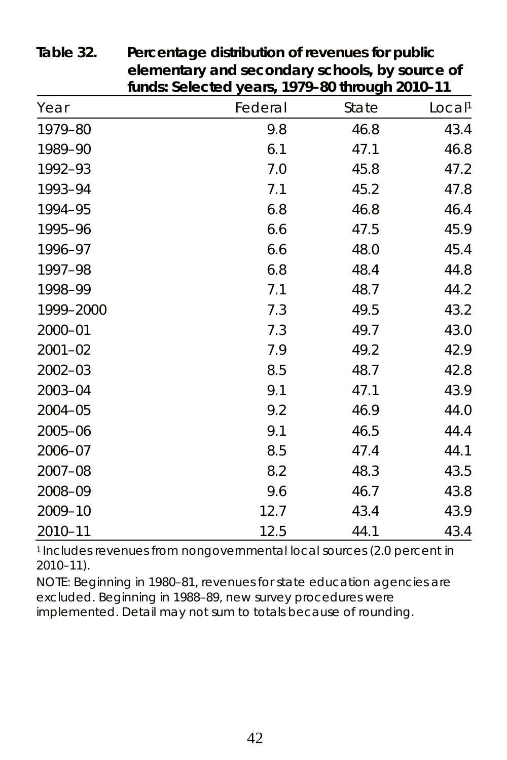**Table 32. Percentage distribution of revenues for public elementary and secondary schools, by source of funds: Selected years, 1979–80 through 2010–11**

| Year | Federal | State | Local[1] |
|---|---|---|---|
| 1979–80 | 9.8 | 46.8 | 43.4 |
| 1989–90 | 6.1 | 47.1 | 46.8 |
| 1992–93 | 7.0 | 45.8 | 47.2 |
| 1993–94 | 7.1 | 45.2 | 47.8 |
| 1994–95 | 6.8 | 46.8 | 46.4 |
| 1995–96 | 6.6 | 47.5 | 45.9 |
| 1996–97 | 6.6 | 48.0 | 45.4 |
| 1997–98 | 6.8 | 48.4 | 44.8 |
| 1998–99 | 7.1 | 48.7 | 44.2 |
| 1999–2000 | 7.3 | 49.5 | 43.2 |
| 2000–01 | 7.3 | 49.7 | 43.0 |
| 2001–02 | 7.9 | 49.2 | 42.9 |
| 2002–03 | 8.5 | 48.7 | 42.8 |
| 2003–04 | 9.1 | 47.1 | 43.9 |
| 2004–05 | 9.2 | 46.9 | 44.0 |
| 2005–06 | 9.1 | 46.5 | 44.4 |
| 2006–07 | 8.5 | 47.4 | 44.1 |
| 2007–08 | 8.2 | 48.3 | 43.5 |
| 2008–09 | 9.6 | 46.7 | 43.8 |
| 2009–10 | 12.7 | 43.4 | 43.9 |
| 2010–11 | 12.5 | 44.1 | 43.4 |

[1] Includes revenues from nongovernmental local sources (2.0 percent in 2010–11).

NOTE: Beginning in 1980–81, revenues for state education agencies are excluded. Beginning in 1988–89, new survey procedures were implemented. Detail may not sum to totals because of rounding.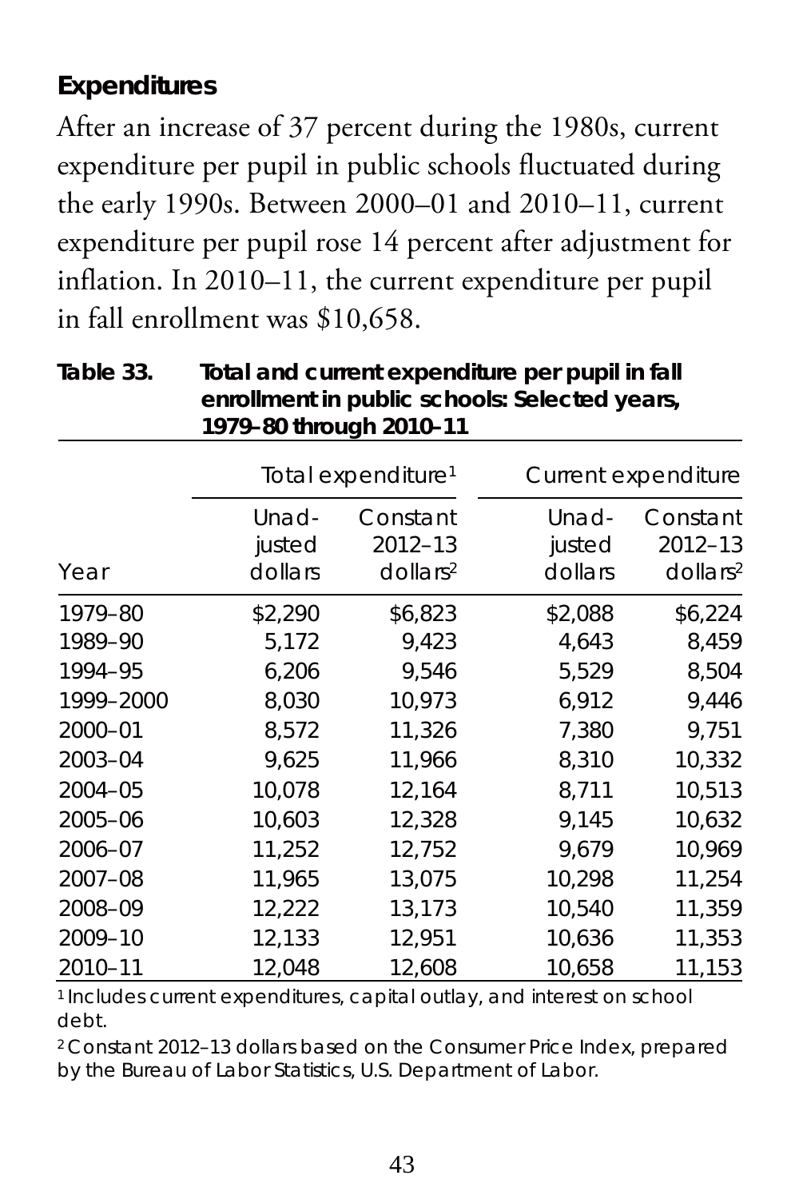## Expenditures

After an increase of 37 percent during the 1980s, current expenditure per pupil in public schools fluctuated during the early 1990s. Between 2000–01 and 2010–11, current expenditure per pupil rose 14 percent after adjustment for inflation. In 2010–11, the current expenditure per pupil in fall enrollment was $10,658.

**Table 33. Total and current expenditure per pupil in fall enrollment in public schools: Selected years, 1979–80 through 2010–11**

| Year | Total expenditure[1] | | Current expenditure | |
|---|---|---|---|---|
| | Unadjusted dollars | Constant 2012–13 dollars[2] | Unadjusted dollars | Constant 2012–13 dollars[2] |
| 1979–80 | $2,290 | $6,823 | $2,088 | $6,224 |
| 1989–90 | 5,172 | 9,423 | 4,643 | 8,459 |
| 1994–95 | 6,206 | 9,546 | 5,529 | 8,504 |
| 1999–2000 | 8,030 | 10,973 | 6,912 | 9,446 |
| 2000–01 | 8,572 | 11,326 | 7,380 | 9,751 |
| 2003–04 | 9,625 | 11,966 | 8,310 | 10,332 |
| 2004–05 | 10,078 | 12,164 | 8,711 | 10,513 |
| 2005–06 | 10,603 | 12,328 | 9,145 | 10,632 |
| 2006–07 | 11,252 | 12,752 | 9,679 | 10,969 |
| 2007–08 | 11,965 | 13,075 | 10,298 | 11,254 |
| 2008–09 | 12,222 | 13,173 | 10,540 | 11,359 |
| 2009–10 | 12,133 | 12,951 | 10,636 | 11,353 |
| 2010–11 | 12,048 | 12,608 | 10,658 | 11,153 |

[1] Includes current expenditures, capital outlay, and interest on school debt.

[2] Constant 2012–13 dollars based on the Consumer Price Index, prepared by the Bureau of Labor Statistics, U.S. Department of Labor.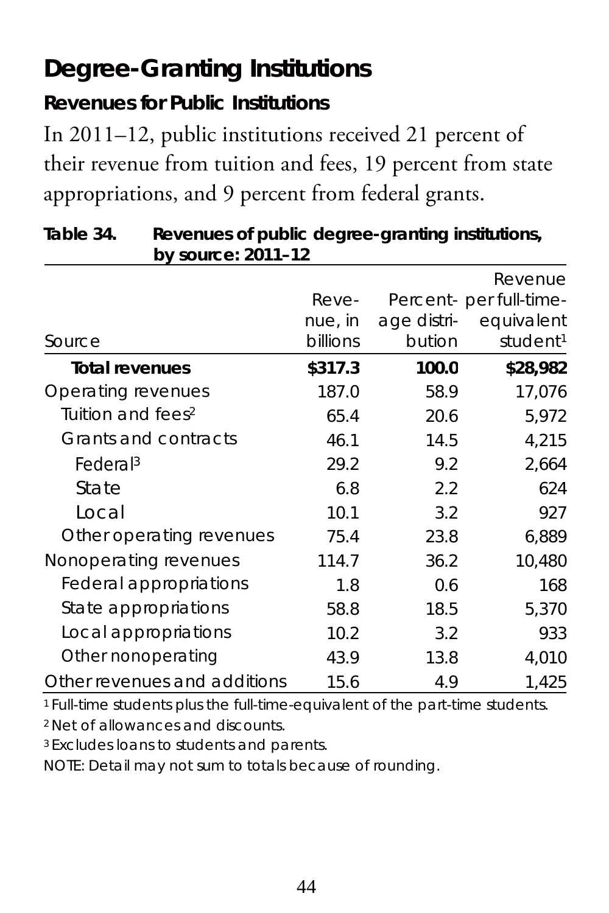# Degree-Granting Institutions

## Revenues for Public Institutions

In 2011–12, public institutions received 21 percent of their revenue from tuition and fees, 19 percent from state appropriations, and 9 percent from federal grants.

**Table 34. Revenues of public degree-granting institutions, by source: 2011–12**

| Source | Revenue, in billions | Percentage distribution | Revenue per full-time-equivalent student[1] |
|---|---|---|---|
| **Total revenues** | **$317.3** | **100.0** | **$28,982** |
| Operating revenues | 187.0 | 58.9 | 17,076 |
| Tuition and fees[2] | 65.4 | 20.6 | 5,972 |
| Grants and contracts | 46.1 | 14.5 | 4,215 |
| Federal[3] | 29.2 | 9.2 | 2,664 |
| State | 6.8 | 2.2 | 624 |
| Local | 10.1 | 3.2 | 927 |
| Other operating revenues | 75.4 | 23.8 | 6,889 |
| Nonoperating revenues | 114.7 | 36.2 | 10,480 |
| Federal appropriations | 1.8 | 0.6 | 168 |
| State appropriations | 58.8 | 18.5 | 5,370 |
| Local appropriations | 10.2 | 3.2 | 933 |
| Other nonoperating | 43.9 | 13.8 | 4,010 |
| Other revenues and additions | 15.6 | 4.9 | 1,425 |

[1] Full-time students plus the full-time-equivalent of the part-time students.

[2] Net of allowances and discounts.

[3] Excludes loans to students and parents.

NOTE: Detail may not sum to totals because of rounding.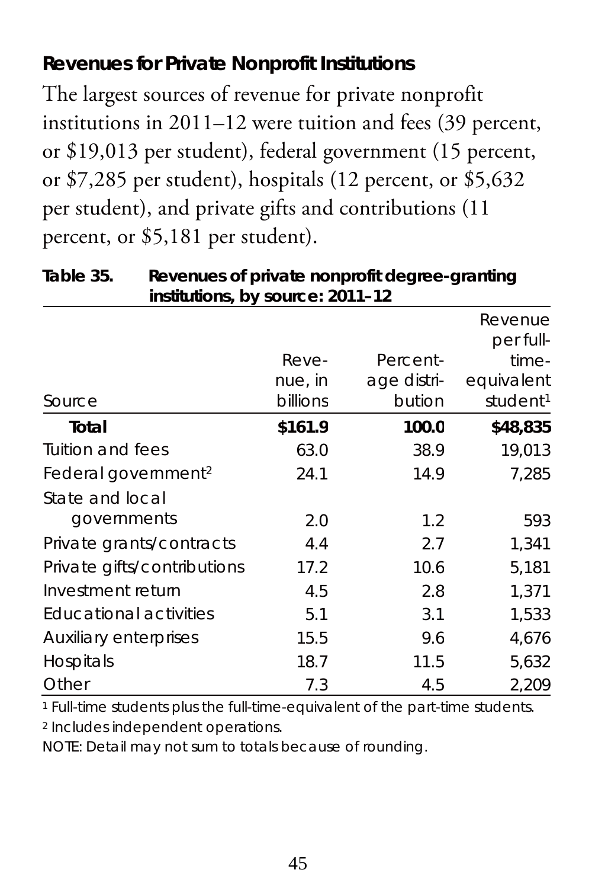## Revenues for Private Nonprofit Institutions

The largest sources of revenue for private nonprofit institutions in 2011–12 were tuition and fees (39 percent, or $19,013 per student), federal government (15 percent, or $7,285 per student), hospitals (12 percent, or $5,632 per student), and private gifts and contributions (11 percent, or $5,181 per student).

**Table 35. Revenues of private nonprofit degree-granting institutions, by source: 2011–12**

| Source | Revenue, in billions | Percentage distribution | Revenue per full-time-equivalent student[1] |
|---|---|---|---|
| **Total** | **$161.9** | **100.0** | **$48,835** |
| Tuition and fees | 63.0 | 38.9 | 19,013 |
| Federal government[2] | 24.1 | 14.9 | 7,285 |
| State and local governments | 2.0 | 1.2 | 593 |
| Private grants/contracts | 4.4 | 2.7 | 1,341 |
| Private gifts/contributions | 17.2 | 10.6 | 5,181 |
| Investment return | 4.5 | 2.8 | 1,371 |
| Educational activities | 5.1 | 3.1 | 1,533 |
| Auxiliary enterprises | 15.5 | 9.6 | 4,676 |
| Hospitals | 18.7 | 11.5 | 5,632 |
| Other | 7.3 | 4.5 | 2,209 |

[1] Full-time students plus the full-time-equivalent of the part-time students.

[2] Includes independent operations.

NOTE: Detail may not sum to totals because of rounding.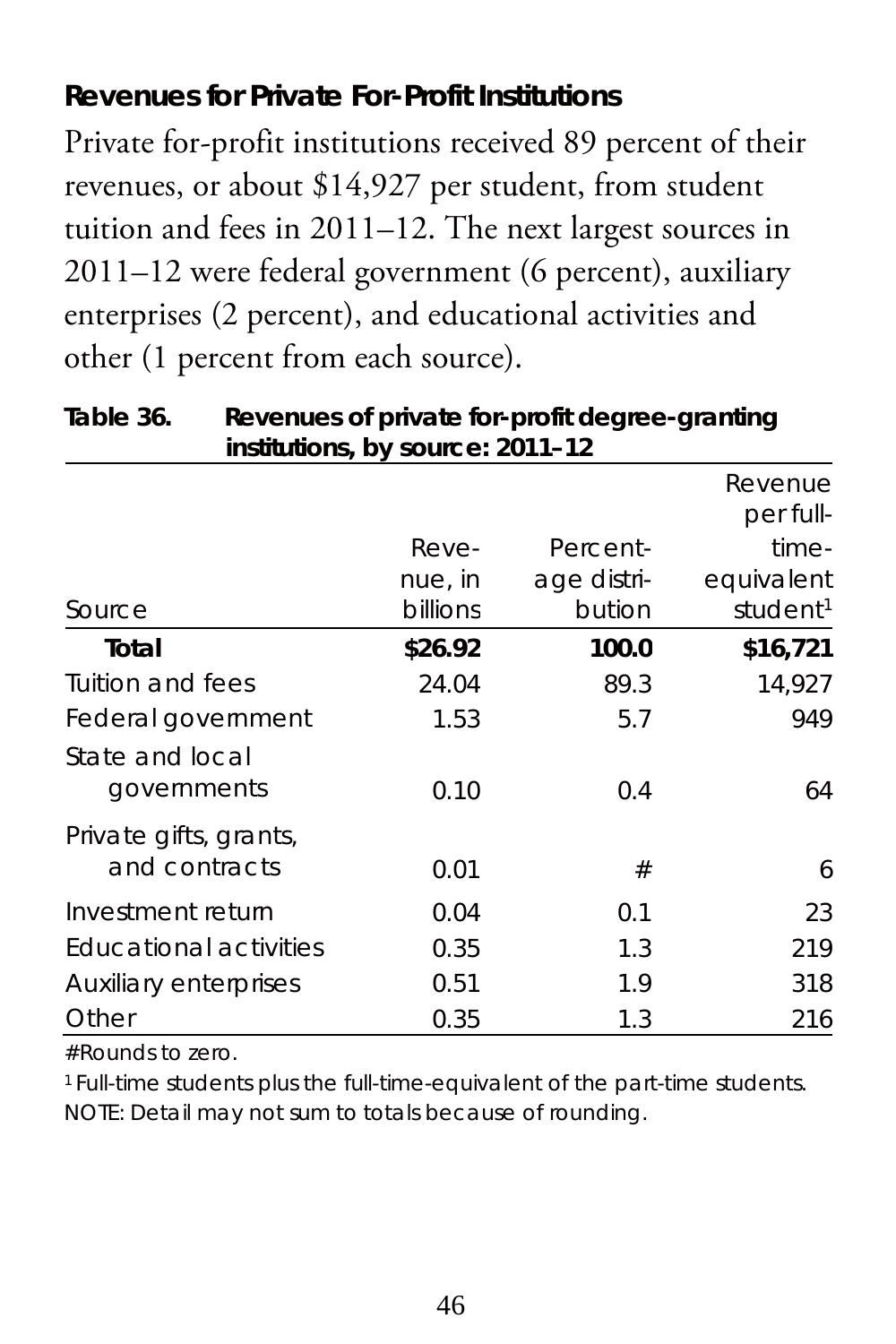### Revenues for Private For-Profit Institutions

Private for-profit institutions received 89 percent of their revenues, or about $14,927 per student, from student tuition and fees in 2011–12. The next largest sources in 2011–12 were federal government (6 percent), auxiliary enterprises (2 percent), and educational activities and other (1 percent from each source).

**Table 36. Revenues of private for-profit degree-granting institutions, by source: 2011–12**

| Source | Revenue, in billions | Percentage distribution | Revenue per full-time-equivalent student[1] |
|---|---|---|---|
| **Total** | **$26.92** | **100.0** | **$16,721** |
| Tuition and fees | 24.04 | 89.3 | 14,927 |
| Federal government | 1.53 | 5.7 | 949 |
| State and local governments | 0.10 | 0.4 | 64 |
| Private gifts, grants, and contracts | 0.01 | # | 6 |
| Investment return | 0.04 | 0.1 | 23 |
| Educational activities | 0.35 | 1.3 | 219 |
| Auxiliary enterprises | 0.51 | 1.9 | 318 |
| Other | 0.35 | 1.3 | 216 |

# Rounds to zero.

[1] Full-time students plus the full-time-equivalent of the part-time students.

NOTE: Detail may not sum to totals because of rounding.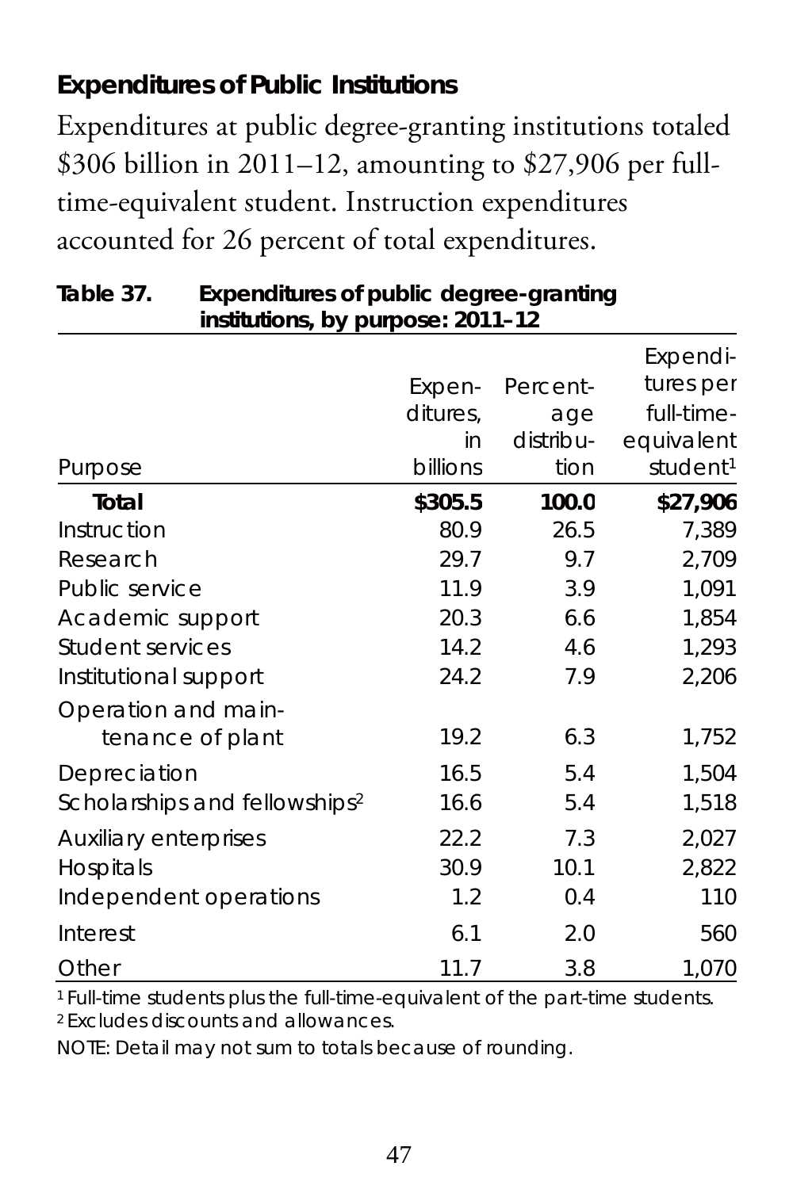## Expenditures of Public Institutions

Expenditures at public degree-granting institutions totaled \$306 billion in 2011–12, amounting to \$27,906 per full-time-equivalent student. Instruction expenditures accounted for 26 percent of total expenditures.

**Table 37. Expenditures of public degree-granting institutions, by purpose: 2011–12**

| Purpose | Expenditures, in billions | Percentage distribution | Expenditures per full-time-equivalent student[1] |
|---|---|---|---|
| **Total** | **\$305.5** | **100.0** | **\$27,906** |
| Instruction | 80.9 | 26.5 | 7,389 |
| Research | 29.7 | 9.7 | 2,709 |
| Public service | 11.9 | 3.9 | 1,091 |
| Academic support | 20.3 | 6.6 | 1,854 |
| Student services | 14.2 | 4.6 | 1,293 |
| Institutional support | 24.2 | 7.9 | 2,206 |
| Operation and maintenance of plant | 19.2 | 6.3 | 1,752 |
| Depreciation | 16.5 | 5.4 | 1,504 |
| Scholarships and fellowships[2] | 16.6 | 5.4 | 1,518 |
| Auxiliary enterprises | 22.2 | 7.3 | 2,027 |
| Hospitals | 30.9 | 10.1 | 2,822 |
| Independent operations | 1.2 | 0.4 | 110 |
| Interest | 6.1 | 2.0 | 560 |
| Other | 11.7 | 3.8 | 1,070 |

[1] Full-time students plus the full-time-equivalent of the part-time students.
[2] Excludes discounts and allowances.
NOTE: Detail may not sum to totals because of rounding.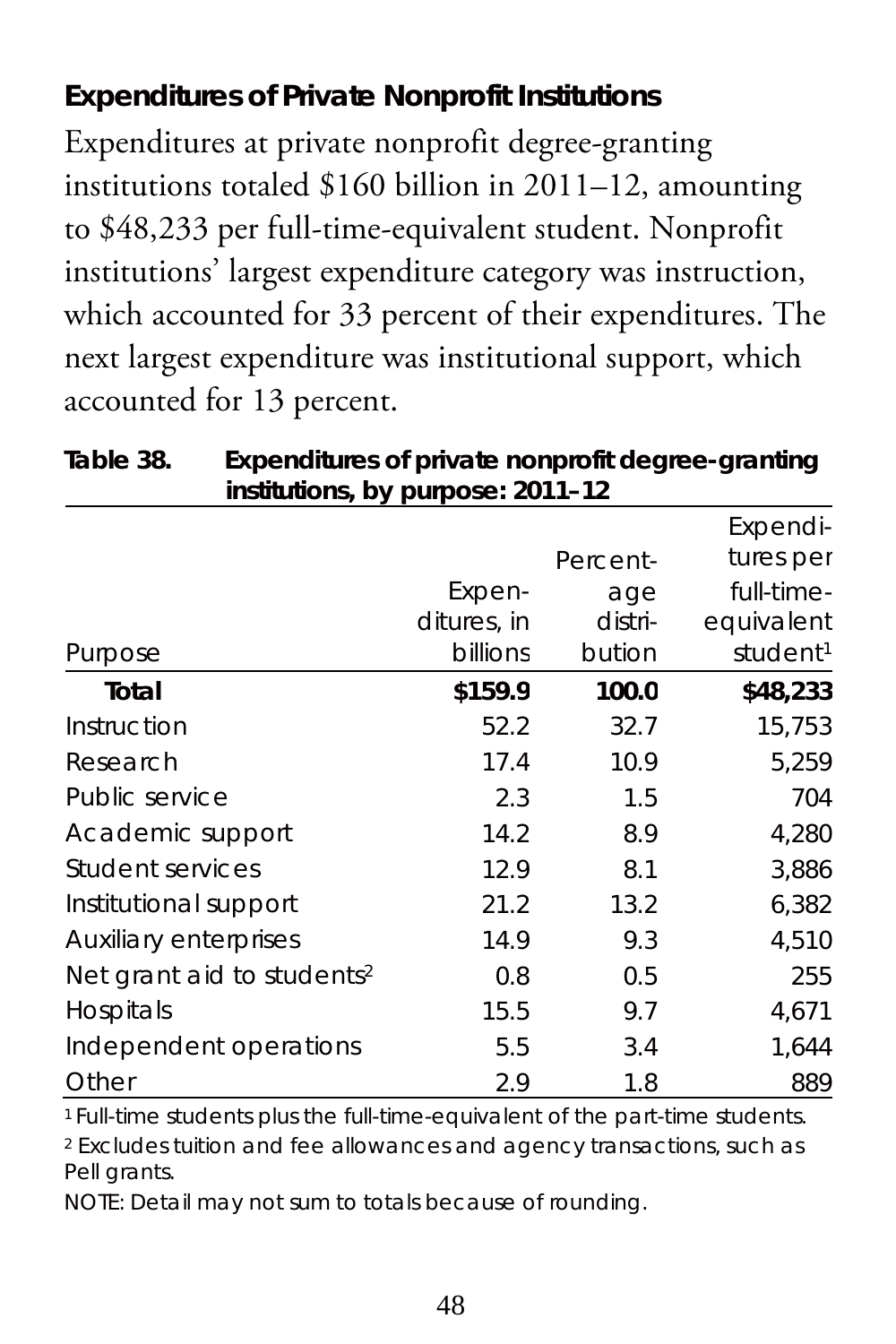### Expenditures of Private Nonprofit Institutions

Expenditures at private nonprofit degree-granting institutions totaled $160 billion in 2011–12, amounting to $48,233 per full-time-equivalent student. Nonprofit institutions' largest expenditure category was instruction, which accounted for 33 percent of their expenditures. The next largest expenditure was institutional support, which accounted for 13 percent.

**Table 38. Expenditures of private nonprofit degree-granting institutions, by purpose: 2011–12**

| Purpose | Expenditures, in billions | Percentage distribution | Expenditures per full-time-equivalent student[1] |
|---|---|---|---|
| **Total** | **$159.9** | **100.0** | **$48,233** |
| Instruction | 52.2 | 32.7 | 15,753 |
| Research | 17.4 | 10.9 | 5,259 |
| Public service | 2.3 | 1.5 | 704 |
| Academic support | 14.2 | 8.9 | 4,280 |
| Student services | 12.9 | 8.1 | 3,886 |
| Institutional support | 21.2 | 13.2 | 6,382 |
| Auxiliary enterprises | 14.9 | 9.3 | 4,510 |
| Net grant aid to students[2] | 0.8 | 0.5 | 255 |
| Hospitals | 15.5 | 9.7 | 4,671 |
| Independent operations | 5.5 | 3.4 | 1,644 |
| Other | 2.9 | 1.8 | 889 |

[1] Full-time students plus the full-time-equivalent of the part-time students.

[2] Excludes tuition and fee allowances and agency transactions, such as Pell grants.

NOTE: Detail may not sum to totals because of rounding.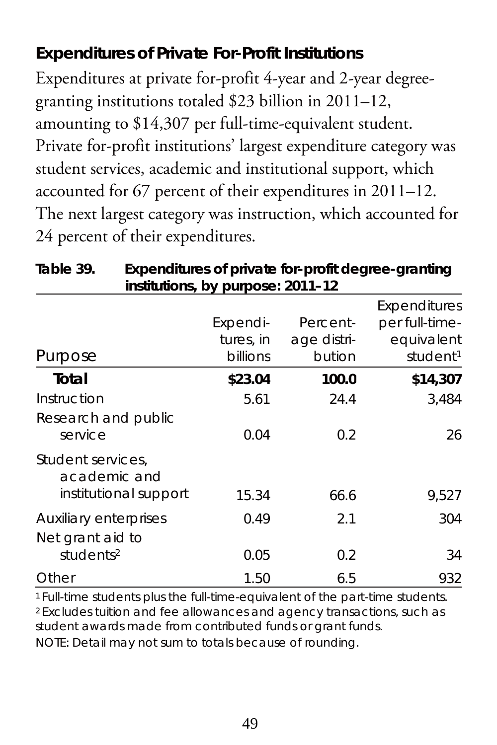## Expenditures of Private For-Profit Institutions

Expenditures at private for-profit 4-year and 2-year degree-granting institutions totaled $23 billion in 2011–12, amounting to $14,307 per full-time-equivalent student. Private for-profit institutions' largest expenditure category was student services, academic and institutional support, which accounted for 67 percent of their expenditures in 2011–12. The next largest category was instruction, which accounted for 24 percent of their expenditures.

**Table 39. Expenditures of private for-profit degree-granting institutions, by purpose: 2011–12**

| Purpose | Expenditures, in billions | Percentage distribution | Expenditures per full-time-equivalent student[1] |
|---|---|---|---|
| **Total** | **$23.04** | **100.0** | **$14,307** |
| Instruction | 5.61 | 24.4 | 3,484 |
| Research and public service | 0.04 | 0.2 | 26 |
| Student services, academic and institutional support | 15.34 | 66.6 | 9,527 |
| Auxiliary enterprises | 0.49 | 2.1 | 304 |
| Net grant aid to students[2] | 0.05 | 0.2 | 34 |
| Other | 1.50 | 6.5 | 932 |

[1] Full-time students plus the full-time-equivalent of the part-time students.
[2] Excludes tuition and fee allowances and agency transactions, such as student awards made from contributed funds or grant funds.
NOTE: Detail may not sum to totals because of rounding.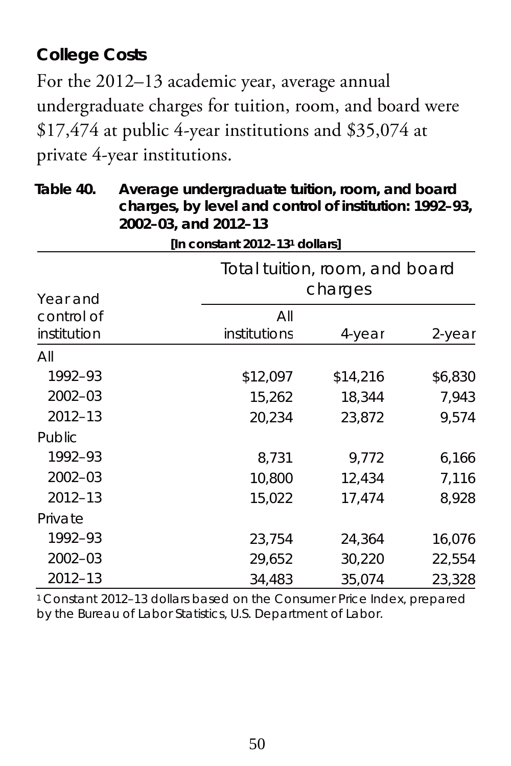## College Costs

For the 2012–13 academic year, average annual undergraduate charges for tuition, room, and board were $17,474 at public 4-year institutions and $35,074 at private 4-year institutions.

**Table 40. Average undergraduate tuition, room, and board charges, by level and control of institution: 1992–93, 2002–03, and 2012–13**

[In constant 2012–13[1] dollars]

| Year and control of institution | Total tuition, room, and board charges | | |
|---|---|---|---|
| | All institutions | 4-year | 2-year |
| All | | | |
| 1992–93 | $12,097 | $14,216 | $6,830 |
| 2002–03 | 15,262 | 18,344 | 7,943 |
| 2012–13 | 20,234 | 23,872 | 9,574 |
| Public | | | |
| 1992–93 | 8,731 | 9,772 | 6,166 |
| 2002–03 | 10,800 | 12,434 | 7,116 |
| 2012–13 | 15,022 | 17,474 | 8,928 |
| Private | | | |
| 1992–93 | 23,754 | 24,364 | 16,076 |
| 2002–03 | 29,652 | 30,220 | 22,554 |
| 2012–13 | 34,483 | 35,074 | 23,328 |

[1] Constant 2012–13 dollars based on the Consumer Price Index, prepared by the Bureau of Labor Statistics, U.S. Department of Labor.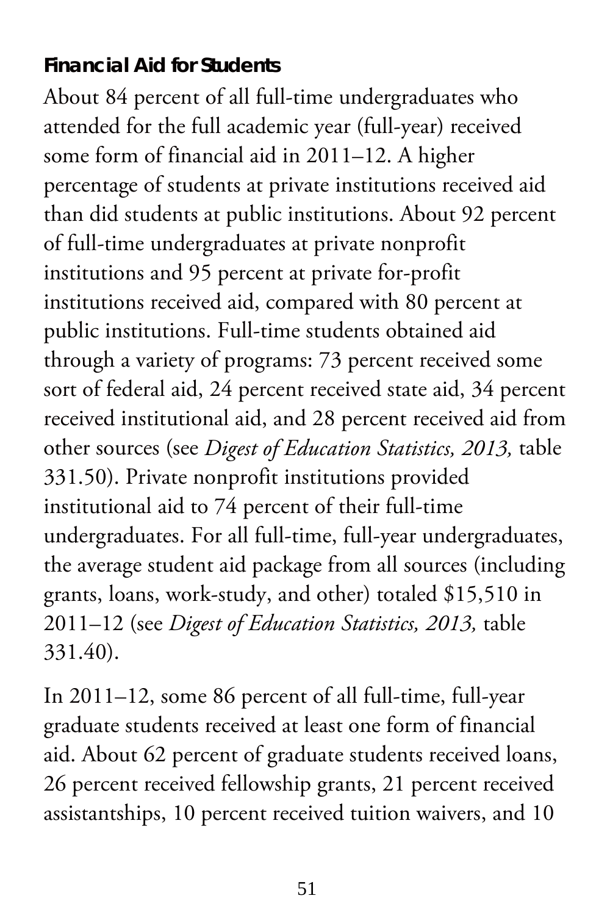**Financial Aid for Students**

About 84 percent of all full-time undergraduates who attended for the full academic year (full-year) received some form of financial aid in 2011–12. A higher percentage of students at private institutions received aid than did students at public institutions. About 92 percent of full-time undergraduates at private nonprofit institutions and 95 percent at private for-profit institutions received aid, compared with 80 percent at public institutions. Full-time students obtained aid through a variety of programs: 73 percent received some sort of federal aid, 24 percent received state aid, 34 percent received institutional aid, and 28 percent received aid from other sources (see *Digest of Education Statistics, 2013,* table 331.50). Private nonprofit institutions provided institutional aid to 74 percent of their full-time undergraduates. For all full-time, full-year undergraduates, the average student aid package from all sources (including grants, loans, work-study, and other) totaled $15,510 in 2011–12 (see *Digest of Education Statistics, 2013,* table 331.40).

In 2011–12, some 86 percent of all full-time, full-year graduate students received at least one form of financial aid. About 62 percent of graduate students received loans, 26 percent received fellowship grants, 21 percent received assistantships, 10 percent received tuition waivers, and 10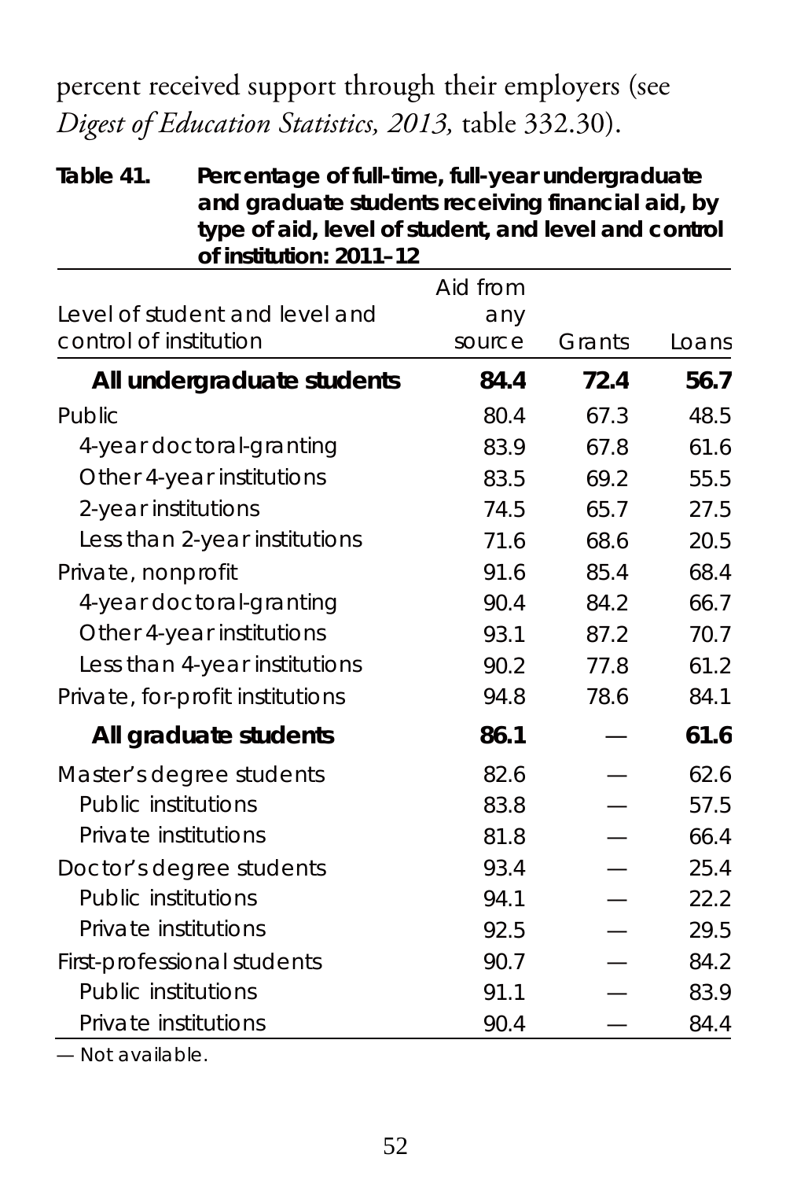percent received support through their employers (see *Digest of Education Statistics, 2013,* table 332.30).

**Table 41. Percentage of full-time, full-year undergraduate and graduate students receiving financial aid, by type of aid, level of student, and level and control of institution: 2011–12**

| Level of student and level and control of institution | Aid from any source | Grants | Loans |
|---|---|---|---|
| **All undergraduate students** | **84.4** | **72.4** | **56.7** |
| Public | 80.4 | 67.3 | 48.5 |
| 4-year doctoral-granting | 83.9 | 67.8 | 61.6 |
| Other 4-year institutions | 83.5 | 69.2 | 55.5 |
| 2-year institutions | 74.5 | 65.7 | 27.5 |
| Less than 2-year institutions | 71.6 | 68.6 | 20.5 |
| Private, nonprofit | 91.6 | 85.4 | 68.4 |
| 4-year doctoral-granting | 90.4 | 84.2 | 66.7 |
| Other 4-year institutions | 93.1 | 87.2 | 70.7 |
| Less than 4-year institutions | 90.2 | 77.8 | 61.2 |
| Private, for-profit institutions | 94.8 | 78.6 | 84.1 |
| **All graduate students** | **86.1** | **—** | **61.6** |
| Master's degree students | 82.6 | — | 62.6 |
| Public institutions | 83.8 | — | 57.5 |
| Private institutions | 81.8 | — | 66.4 |
| Doctor's degree students | 93.4 | — | 25.4 |
| Public institutions | 94.1 | — | 22.2 |
| Private institutions | 92.5 | — | 29.5 |
| First-professional students | 90.7 | — | 84.2 |
| Public institutions | 91.1 | — | 83.9 |
| Private institutions | 90.4 | — | 84.4 |

— Not available.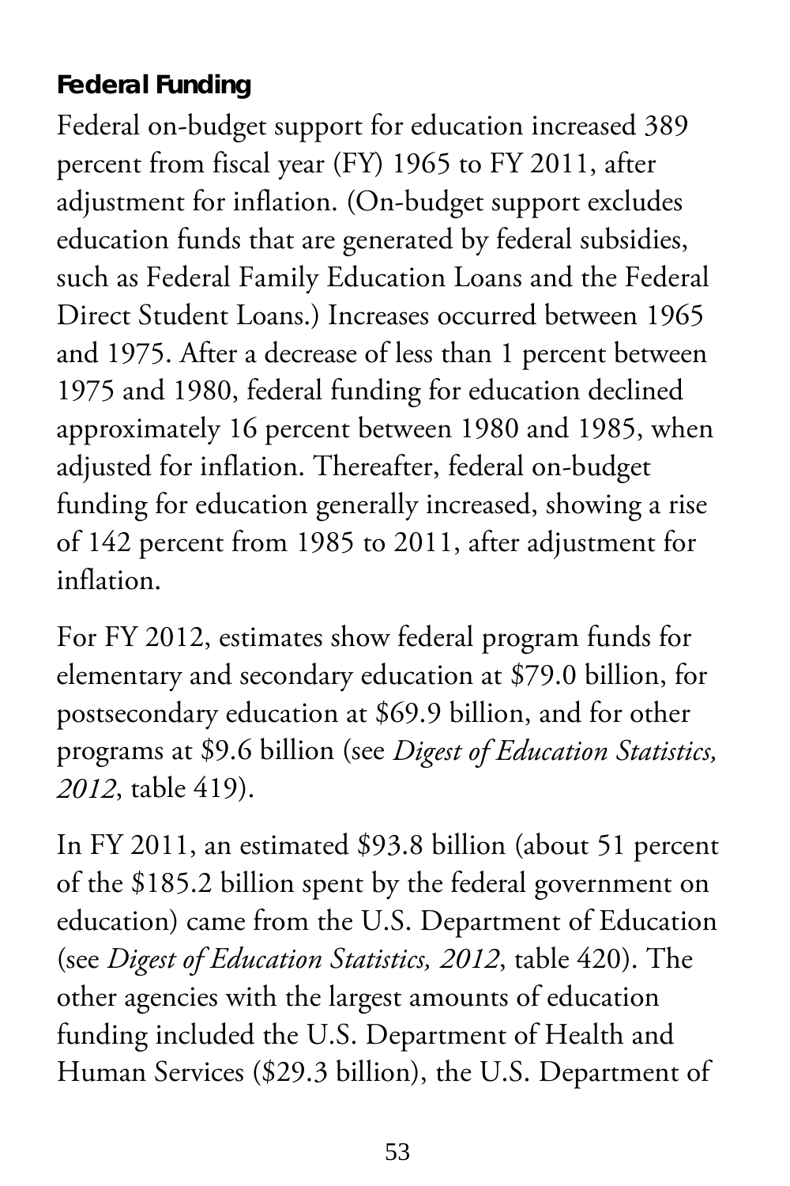**Federal Funding**

Federal on-budget support for education increased 389 percent from fiscal year (FY) 1965 to FY 2011, after adjustment for inflation. (On-budget support excludes education funds that are generated by federal subsidies, such as Federal Family Education Loans and the Federal Direct Student Loans.) Increases occurred between 1965 and 1975. After a decrease of less than 1 percent between 1975 and 1980, federal funding for education declined approximately 16 percent between 1980 and 1985, when adjusted for inflation. Thereafter, federal on-budget funding for education generally increased, showing a rise of 142 percent from 1985 to 2011, after adjustment for inflation.

For FY 2012, estimates show federal program funds for elementary and secondary education at $79.0 billion, for postsecondary education at $69.9 billion, and for other programs at $9.6 billion (see *Digest of Education Statistics, 2012*, table 419).

In FY 2011, an estimated $93.8 billion (about 51 percent of the $185.2 billion spent by the federal government on education) came from the U.S. Department of Education (see *Digest of Education Statistics, 2012*, table 420). The other agencies with the largest amounts of education funding included the U.S. Department of Health and Human Services ($29.3 billion), the U.S. Department of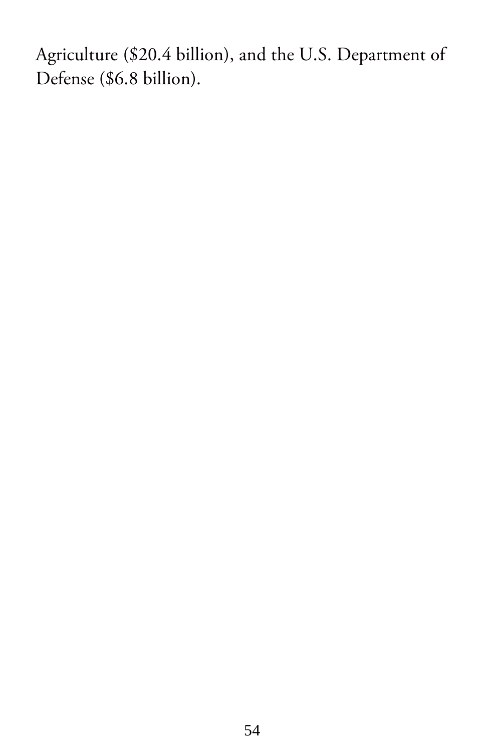Agriculture ($20.4 billion), and the U.S. Department of Defense ($6.8 billion).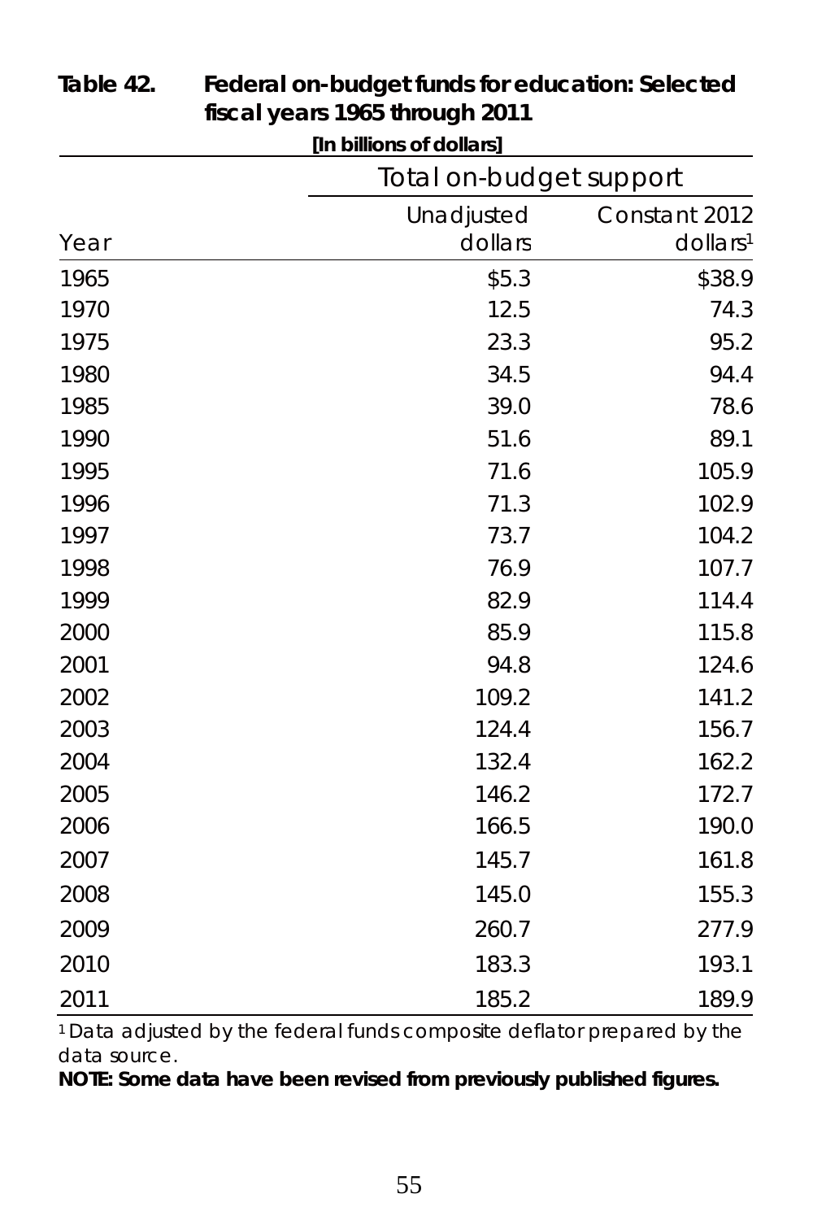**Table 42. Federal on-budget funds for education: Selected fiscal years 1965 through 2011**

[In billions of dollars]

| Year | Total on-budget support | |
|---|---|---|
| | Unadjusted dollars | Constant 2012 dollars[1] |
| 1965 | $5.3 | $38.9 |
| 1970 | 12.5 | 74.3 |
| 1975 | 23.3 | 95.2 |
| 1980 | 34.5 | 94.4 |
| 1985 | 39.0 | 78.6 |
| 1990 | 51.6 | 89.1 |
| 1995 | 71.6 | 105.9 |
| 1996 | 71.3 | 102.9 |
| 1997 | 73.7 | 104.2 |
| 1998 | 76.9 | 107.7 |
| 1999 | 82.9 | 114.4 |
| 2000 | 85.9 | 115.8 |
| 2001 | 94.8 | 124.6 |
| 2002 | 109.2 | 141.2 |
| 2003 | 124.4 | 156.7 |
| 2004 | 132.4 | 162.2 |
| 2005 | 146.2 | 172.7 |
| 2006 | 166.5 | 190.0 |
| 2007 | 145.7 | 161.8 |
| 2008 | 145.0 | 155.3 |
| 2009 | 260.7 | 277.9 |
| 2010 | 183.3 | 193.1 |
| 2011 | 185.2 | 189.9 |

[1] Data adjusted by the federal funds composite deflator prepared by the data source.

**NOTE: Some data have been revised from previously published figures.**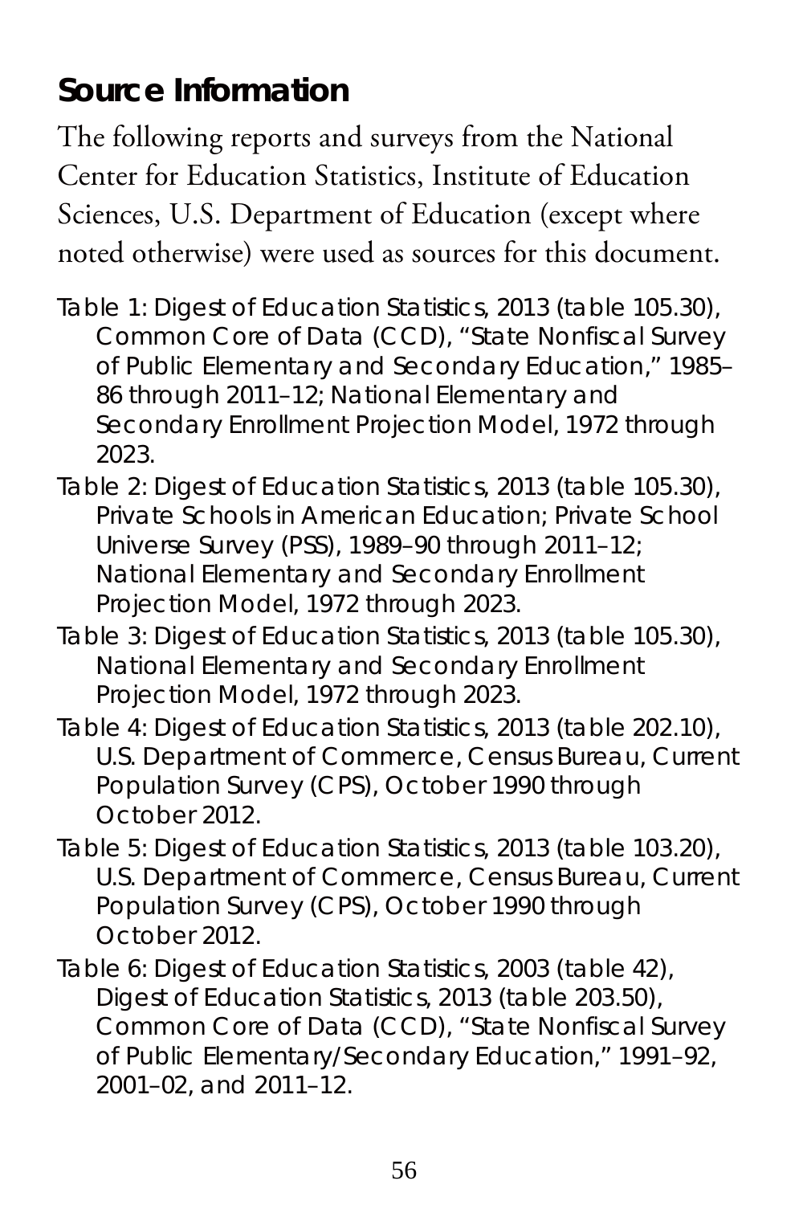## Source Information

The following reports and surveys from the National Center for Education Statistics, Institute of Education Sciences, U.S. Department of Education (except where noted otherwise) were used as sources for this document.

Table 1: Digest of Education Statistics, 2013 (table 105.30), Common Core of Data (CCD), "State Nonfiscal Survey of Public Elementary and Secondary Education," 1985–86 through 2011–12; National Elementary and Secondary Enrollment Projection Model, 1972 through 2023.

Table 2: Digest of Education Statistics, 2013 (table 105.30), Private Schools in American Education; Private School Universe Survey (PSS), 1989–90 through 2011–12; National Elementary and Secondary Enrollment Projection Model, 1972 through 2023.

Table 3: Digest of Education Statistics, 2013 (table 105.30), National Elementary and Secondary Enrollment Projection Model, 1972 through 2023.

Table 4: Digest of Education Statistics, 2013 (table 202.10), U.S. Department of Commerce, Census Bureau, Current Population Survey (CPS), October 1990 through October 2012.

Table 5: Digest of Education Statistics, 2013 (table 103.20), U.S. Department of Commerce, Census Bureau, Current Population Survey (CPS), October 1990 through October 2012.

Table 6: Digest of Education Statistics, 2003 (table 42), Digest of Education Statistics, 2013 (table 203.50), Common Core of Data (CCD), "State Nonfiscal Survey of Public Elementary/Secondary Education," 1991–92, 2001–02, and 2011–12.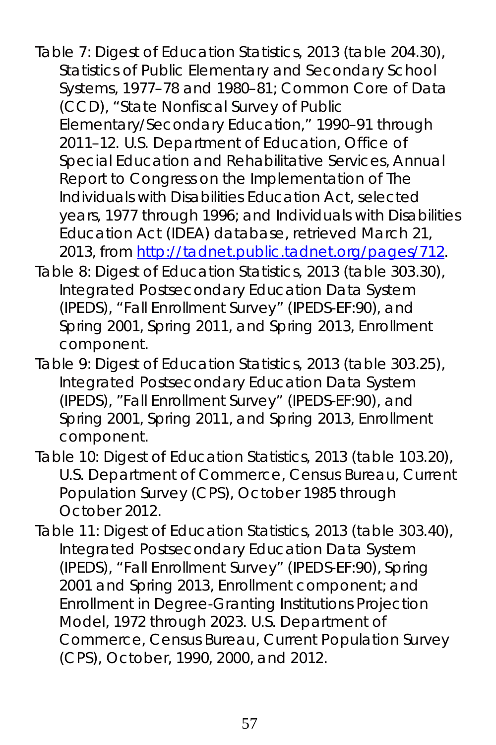Table 7: Digest of Education Statistics, 2013 (table 204.30), Statistics of Public Elementary and Secondary School Systems, 1977–78 and 1980–81; Common Core of Data (CCD), "State Nonfiscal Survey of Public Elementary/Secondary Education," 1990–91 through 2011–12. U.S. Department of Education, Office of Special Education and Rehabilitative Services, Annual Report to Congress on the Implementation of The Individuals with Disabilities Education Act, selected years, 1977 through 1996; and Individuals with Disabilities Education Act (IDEA) database, retrieved March 21, 2013, from [http://tadnet.public.tadnet.org/pages/712](http://tadnet.public.tadnet.org/pages/712).

Table 8: Digest of Education Statistics, 2013 (table 303.30), Integrated Postsecondary Education Data System (IPEDS), "Fall Enrollment Survey" (IPEDS-EF:90), and Spring 2001, Spring 2011, and Spring 2013, Enrollment component.

Table 9: Digest of Education Statistics, 2013 (table 303.25), Integrated Postsecondary Education Data System (IPEDS), "Fall Enrollment Survey" (IPEDS-EF:90), and Spring 2001, Spring 2011, and Spring 2013, Enrollment component.

Table 10: Digest of Education Statistics, 2013 (table 103.20), U.S. Department of Commerce, Census Bureau, Current Population Survey (CPS), October 1985 through October 2012.

Table 11: Digest of Education Statistics, 2013 (table 303.40), Integrated Postsecondary Education Data System (IPEDS), "Fall Enrollment Survey" (IPEDS-EF:90), Spring 2001 and Spring 2013, Enrollment component; and Enrollment in Degree-Granting Institutions Projection Model, 1972 through 2023. U.S. Department of Commerce, Census Bureau, Current Population Survey (CPS), October, 1990, 2000, and 2012.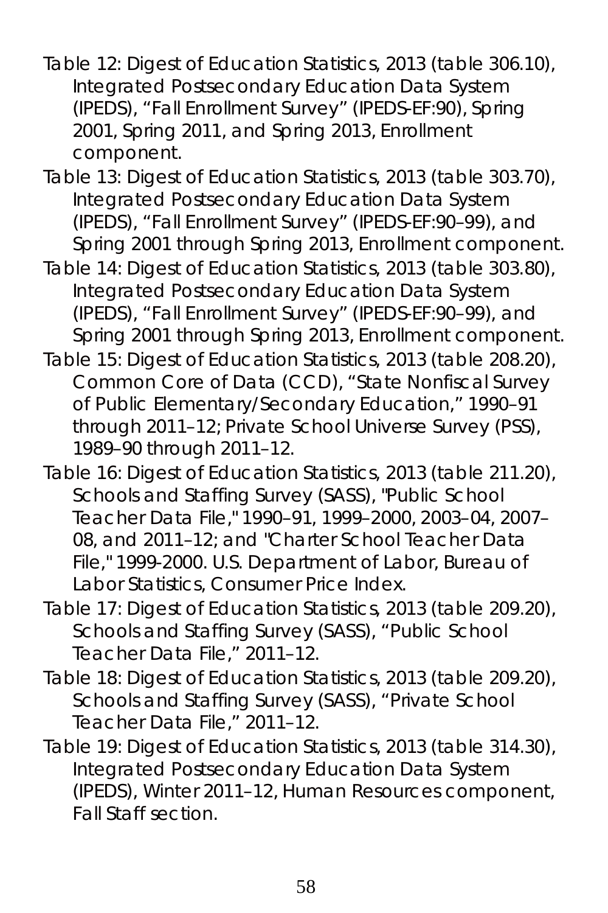Table 12: Digest of Education Statistics, 2013 (table 306.10), Integrated Postsecondary Education Data System (IPEDS), "Fall Enrollment Survey" (IPEDS-EF:90), Spring 2001, Spring 2011, and Spring 2013, Enrollment component.

Table 13: Digest of Education Statistics, 2013 (table 303.70), Integrated Postsecondary Education Data System (IPEDS), "Fall Enrollment Survey" (IPEDS-EF:90–99), and Spring 2001 through Spring 2013, Enrollment component.

Table 14: Digest of Education Statistics, 2013 (table 303.80), Integrated Postsecondary Education Data System (IPEDS), "Fall Enrollment Survey" (IPEDS-EF:90–99), and Spring 2001 through Spring 2013, Enrollment component.

Table 15: Digest of Education Statistics, 2013 (table 208.20), Common Core of Data (CCD), "State Nonfiscal Survey of Public Elementary/Secondary Education," 1990–91 through 2011–12; Private School Universe Survey (PSS), 1989–90 through 2011–12.

Table 16: Digest of Education Statistics, 2013 (table 211.20), Schools and Staffing Survey (SASS), "Public School Teacher Data File," 1990–91, 1999–2000, 2003–04, 2007–08, and 2011–12; and "Charter School Teacher Data File," 1999-2000. U.S. Department of Labor, Bureau of Labor Statistics, Consumer Price Index.

Table 17: Digest of Education Statistics, 2013 (table 209.20), Schools and Staffing Survey (SASS), "Public School Teacher Data File," 2011–12.

Table 18: Digest of Education Statistics, 2013 (table 209.20), Schools and Staffing Survey (SASS), "Private School Teacher Data File," 2011–12.

Table 19: Digest of Education Statistics, 2013 (table 314.30), Integrated Postsecondary Education Data System (IPEDS), Winter 2011–12, Human Resources component, Fall Staff section.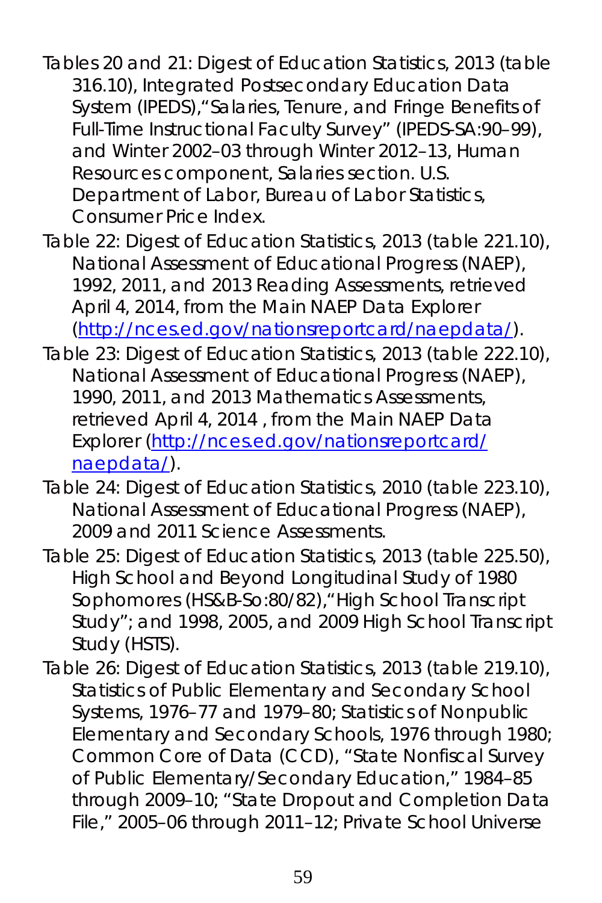Tables 20 and 21: Digest of Education Statistics, 2013 (table 316.10), Integrated Postsecondary Education Data System (IPEDS),"Salaries, Tenure, and Fringe Benefits of Full-Time Instructional Faculty Survey" (IPEDS-SA:90–99), and Winter 2002–03 through Winter 2012–13, Human Resources component, Salaries section. U.S. Department of Labor, Bureau of Labor Statistics, Consumer Price Index.

Table 22: Digest of Education Statistics, 2013 (table 221.10), National Assessment of Educational Progress (NAEP), 1992, 2011, and 2013 Reading Assessments, retrieved April 4, 2014, from the Main NAEP Data Explorer (http://nces.ed.gov/nationsreportcard/naepdata/).

Table 23: Digest of Education Statistics, 2013 (table 222.10), National Assessment of Educational Progress (NAEP), 1990, 2011, and 2013 Mathematics Assessments, retrieved April 4, 2014 , from the Main NAEP Data Explorer (http://nces.ed.gov/nationsreportcard/naepdata/).

Table 24: Digest of Education Statistics, 2010 (table 223.10), National Assessment of Educational Progress (NAEP), 2009 and 2011 Science Assessments.

Table 25: Digest of Education Statistics, 2013 (table 225.50), High School and Beyond Longitudinal Study of 1980 Sophomores (HS&B-So:80/82),"High School Transcript Study"; and 1998, 2005, and 2009 High School Transcript Study (HSTS).

Table 26: Digest of Education Statistics, 2013 (table 219.10), Statistics of Public Elementary and Secondary School Systems, 1976–77 and 1979–80; Statistics of Nonpublic Elementary and Secondary Schools, 1976 through 1980; Common Core of Data (CCD), "State Nonfiscal Survey of Public Elementary/Secondary Education," 1984–85 through 2009–10; "State Dropout and Completion Data File," 2005–06 through 2011–12; Private School Universe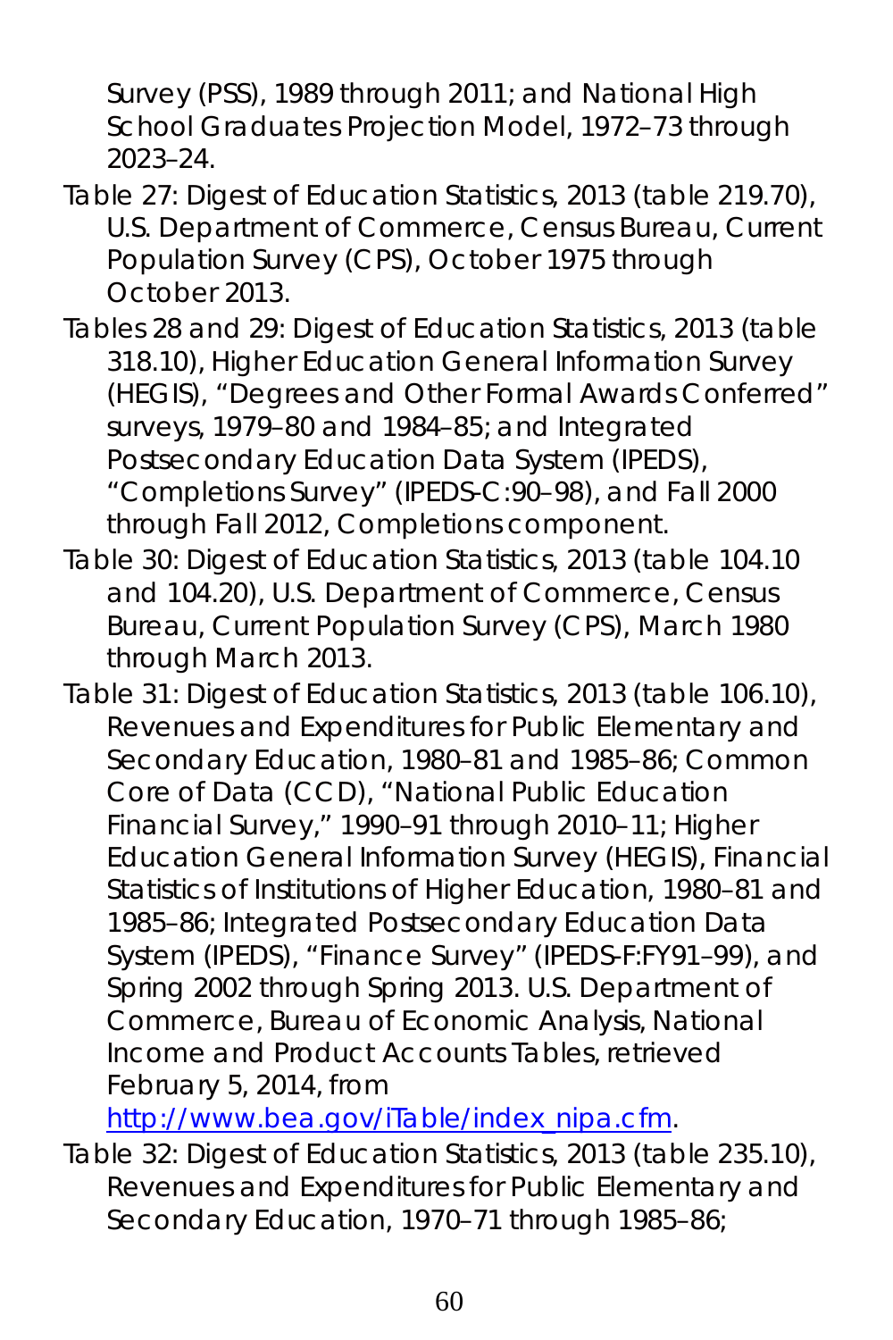Survey (PSS), 1989 through 2011; and National High School Graduates Projection Model, 1972–73 through 2023–24.

Table 27: Digest of Education Statistics, 2013 (table 219.70), U.S. Department of Commerce, Census Bureau, Current Population Survey (CPS), October 1975 through October 2013.

Tables 28 and 29: Digest of Education Statistics, 2013 (table 318.10), Higher Education General Information Survey (HEGIS), "Degrees and Other Formal Awards Conferred" surveys, 1979–80 and 1984–85; and Integrated Postsecondary Education Data System (IPEDS), "Completions Survey" (IPEDS-C:90–98), and Fall 2000 through Fall 2012, Completions component.

Table 30: Digest of Education Statistics, 2013 (table 104.10 and 104.20), U.S. Department of Commerce, Census Bureau, Current Population Survey (CPS), March 1980 through March 2013.

Table 31: Digest of Education Statistics, 2013 (table 106.10), Revenues and Expenditures for Public Elementary and Secondary Education, 1980–81 and 1985–86; Common Core of Data (CCD), "National Public Education Financial Survey," 1990–91 through 2010–11; Higher Education General Information Survey (HEGIS), Financial Statistics of Institutions of Higher Education, 1980–81 and 1985–86; Integrated Postsecondary Education Data System (IPEDS), "Finance Survey" (IPEDS-F:FY91–99), and Spring 2002 through Spring 2013. U.S. Department of Commerce, Bureau of Economic Analysis, National Income and Product Accounts Tables, retrieved February 5, 2014, from http://www.bea.gov/iTable/index_nipa.cfm.

Table 32: Digest of Education Statistics, 2013 (table 235.10), Revenues and Expenditures for Public Elementary and Secondary Education, 1970–71 through 1985–86;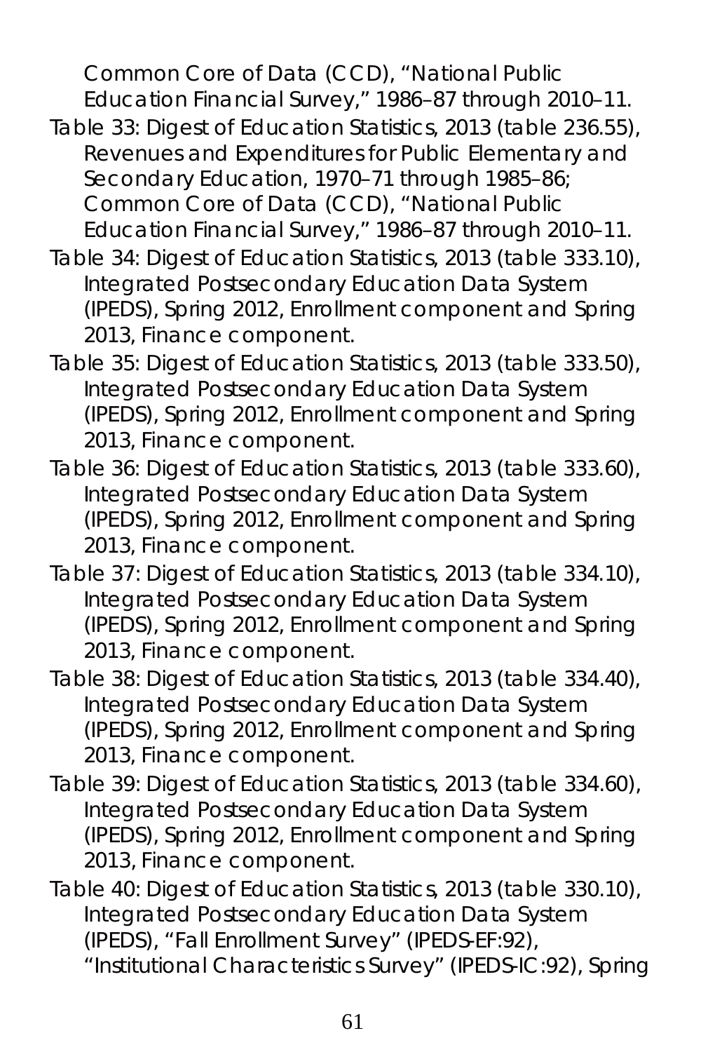Common Core of Data (CCD), "National Public Education Financial Survey," 1986–87 through 2010–11.

Table 33: Digest of Education Statistics, 2013 (table 236.55), Revenues and Expenditures for Public Elementary and Secondary Education, 1970–71 through 1985–86; Common Core of Data (CCD), "National Public Education Financial Survey," 1986–87 through 2010–11.

Table 34: Digest of Education Statistics, 2013 (table 333.10), Integrated Postsecondary Education Data System (IPEDS), Spring 2012, Enrollment component and Spring 2013, Finance component.

Table 35: Digest of Education Statistics, 2013 (table 333.50), Integrated Postsecondary Education Data System (IPEDS), Spring 2012, Enrollment component and Spring 2013, Finance component.

Table 36: Digest of Education Statistics, 2013 (table 333.60), Integrated Postsecondary Education Data System (IPEDS), Spring 2012, Enrollment component and Spring 2013, Finance component.

Table 37: Digest of Education Statistics, 2013 (table 334.10), Integrated Postsecondary Education Data System (IPEDS), Spring 2012, Enrollment component and Spring 2013, Finance component.

Table 38: Digest of Education Statistics, 2013 (table 334.40), Integrated Postsecondary Education Data System (IPEDS), Spring 2012, Enrollment component and Spring 2013, Finance component.

Table 39: Digest of Education Statistics, 2013 (table 334.60), Integrated Postsecondary Education Data System (IPEDS), Spring 2012, Enrollment component and Spring 2013, Finance component.

Table 40: Digest of Education Statistics, 2013 (table 330.10), Integrated Postsecondary Education Data System (IPEDS), "Fall Enrollment Survey" (IPEDS-EF:92), "Institutional Characteristics Survey" (IPEDS-IC:92), Spring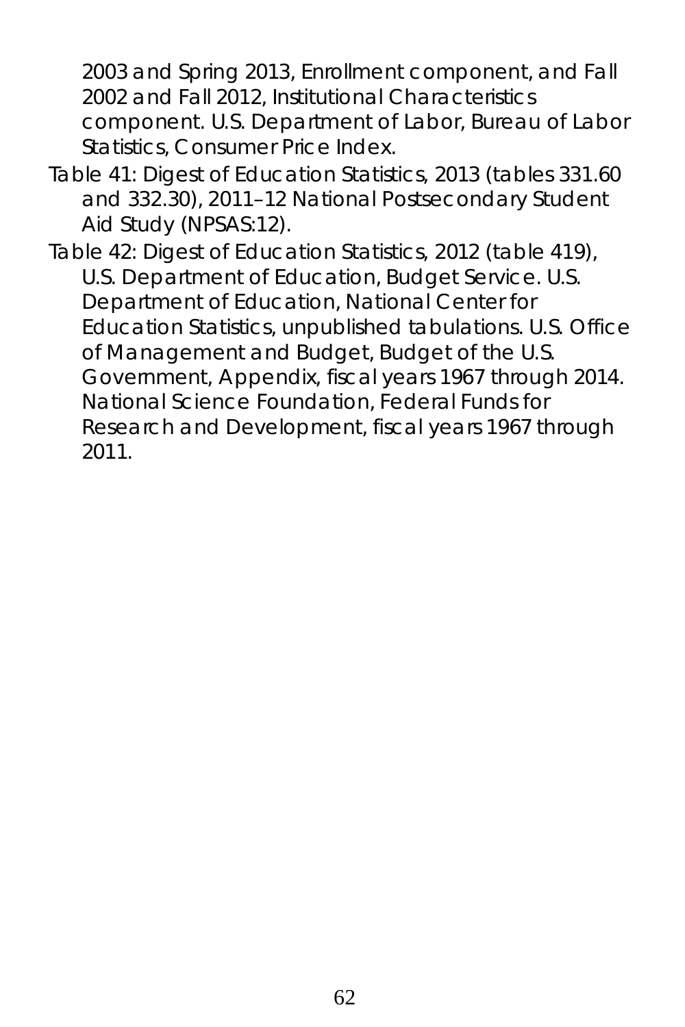2003 and Spring 2013, Enrollment component, and Fall 2002 and Fall 2012, Institutional Characteristics component. U.S. Department of Labor, Bureau of Labor Statistics, Consumer Price Index.

Table 41: Digest of Education Statistics, 2013 (tables 331.60 and 332.30), 2011–12 National Postsecondary Student Aid Study (NPSAS:12).

Table 42: Digest of Education Statistics, 2012 (table 419), U.S. Department of Education, Budget Service. U.S. Department of Education, National Center for Education Statistics, unpublished tabulations. U.S. Office of Management and Budget, Budget of the U.S. Government, Appendix, fiscal years 1967 through 2014. National Science Foundation, Federal Funds for Research and Development, fiscal years 1967 through 2011.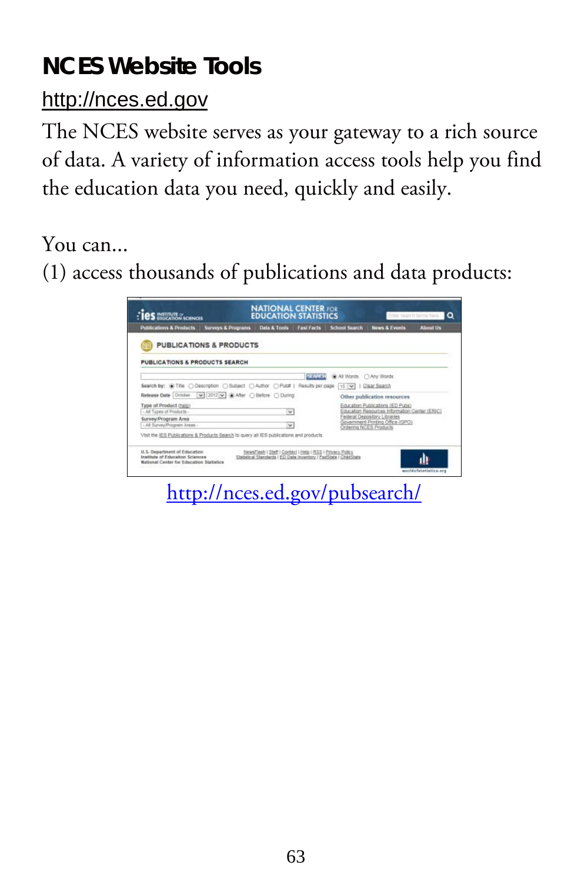# NCES Website Tools

http://nces.ed.gov

The NCES website serves as your gateway to a rich source of data. A variety of information access tools help you find the education data you need, quickly and easily.

You can...

(1) access thousands of publications and data products:

http://nces.ed.gov/pubsearch/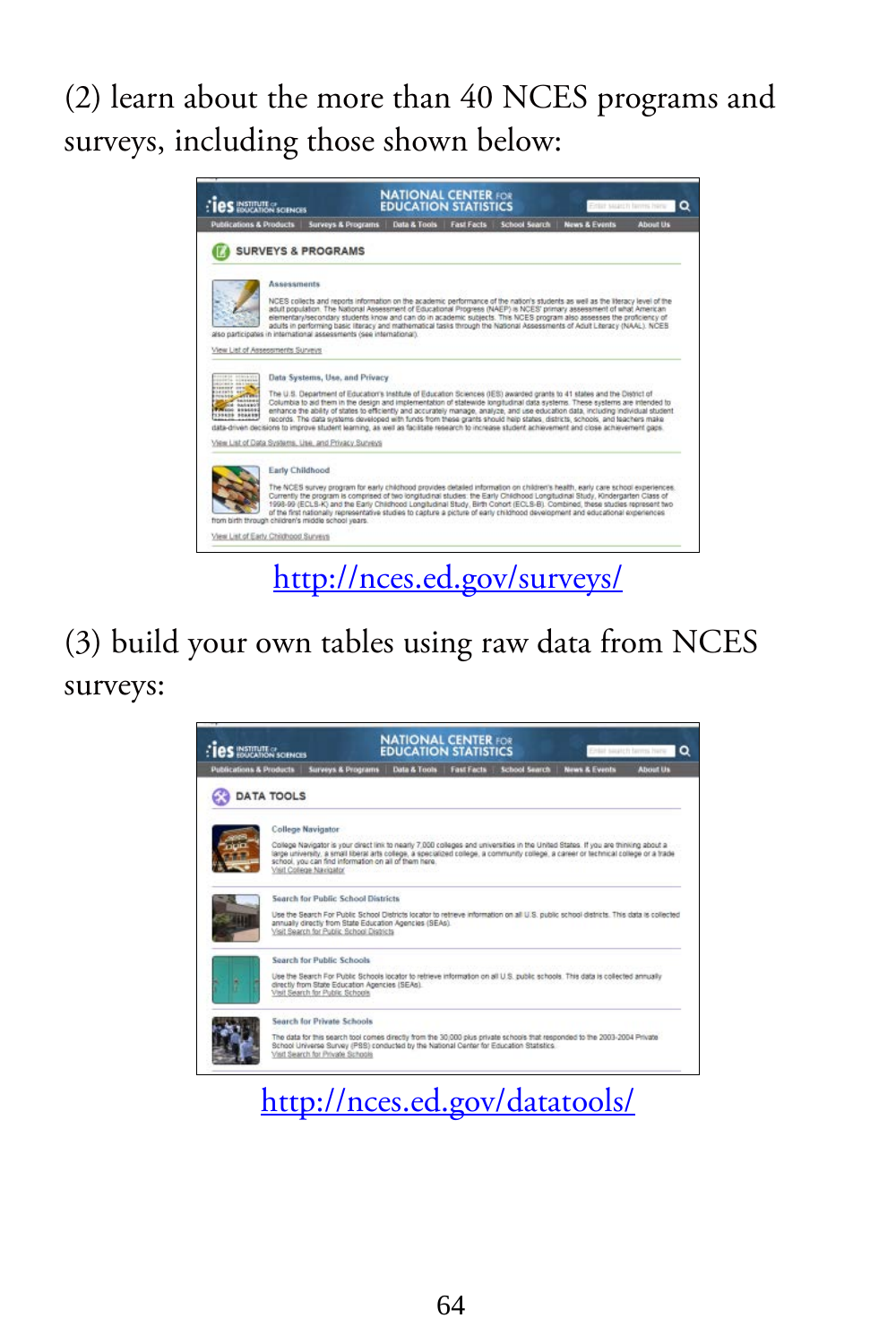(2) learn about the more than 40 NCES programs and surveys, including those shown below:

http://nces.ed.gov/surveys/

(3) build your own tables using raw data from NCES surveys:

http://nces.ed.gov/datatools/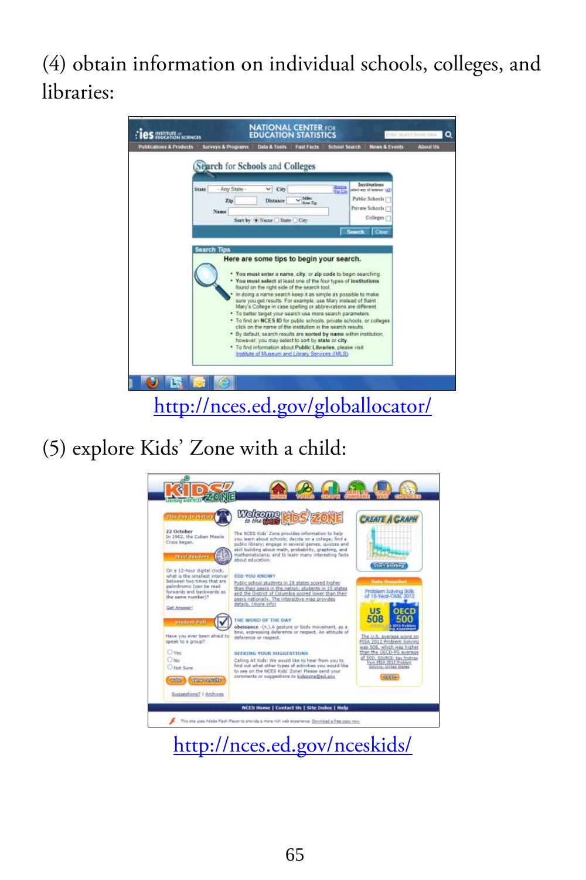(4) obtain information on individual schools, colleges, and libraries:

http://nces.ed.gov/globallocator/

(5) explore Kids' Zone with a child:

http://nces.ed.gov/nceskids/